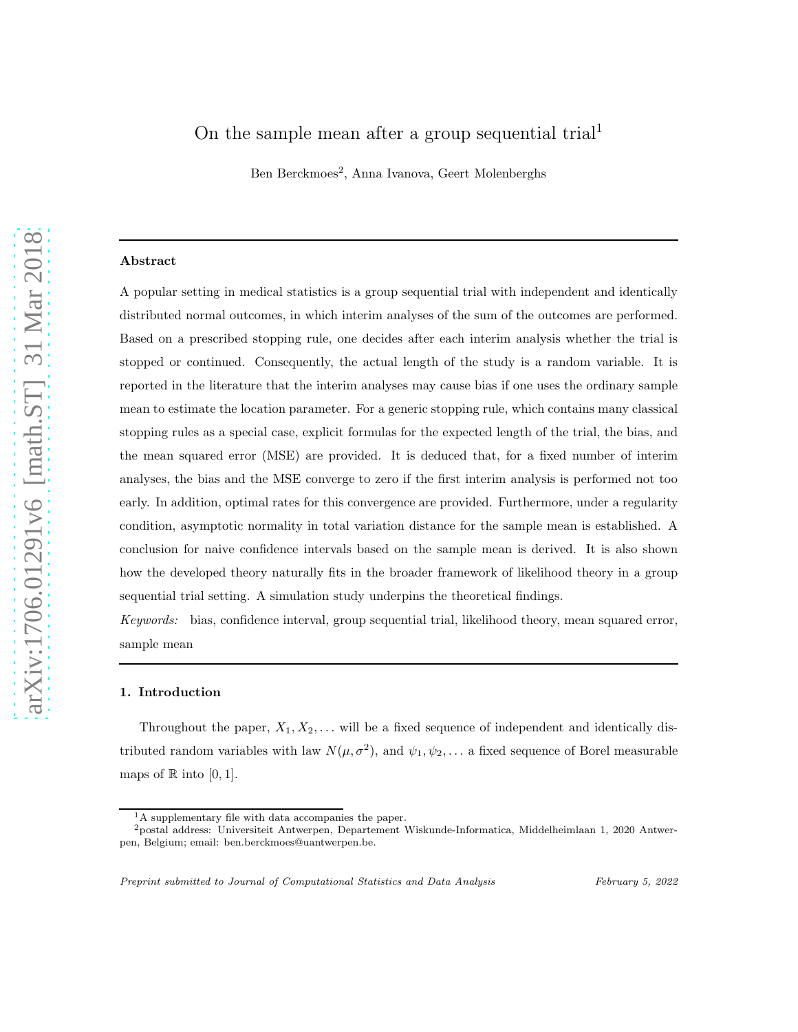# On the sample mean after a group sequential trial[1]

Ben Berckmoes[2], Anna Ivanova, Geert Molenberghs

---

### Abstract

A popular setting in medical statistics is a group sequential trial with independent and identically distributed normal outcomes, in which interim analyses of the sum of the outcomes are performed. Based on a prescribed stopping rule, one decides after each interim analysis whether the trial is stopped or continued. Consequently, the actual length of the study is a random variable. It is reported in the literature that the interim analyses may cause bias if one uses the ordinary sample mean to estimate the location parameter. For a generic stopping rule, which contains many classical stopping rules as a special case, explicit formulas for the expected length of the trial, the bias, and the mean squared error (MSE) are provided. It is deduced that, for a fixed number of interim analyses, the bias and the MSE converge to zero if the first interim analysis is performed not too early. In addition, optimal rates for this convergence are provided. Furthermore, under a regularity condition, asymptotic normality in total variation distance for the sample mean is established. A conclusion for naive confidence intervals based on the sample mean is derived. It is also shown how the developed theory naturally fits in the broader framework of likelihood theory in a group sequential trial setting. A simulation study underpins the theoretical findings.

*Keywords:* bias, confidence interval, group sequential trial, likelihood theory, mean squared error, sample mean

---

## 1. Introduction

Throughout the paper, $X_1, X_2, \ldots$ will be a fixed sequence of independent and identically distributed random variables with law $N(\mu, \sigma^2)$, and $\psi_1, \psi_2, \ldots$ a fixed sequence of Borel measurable maps of $\mathbb{R}$ into $[0, 1]$.

[1] A supplementary file with data accompanies the paper.

[2] postal address: Universiteit Antwerpen, Departement Wiskunde-Informatica, Middelheimlaan 1, 2020 Antwerpen, Belgium; email: ben.berckmoes@uantwerpen.be.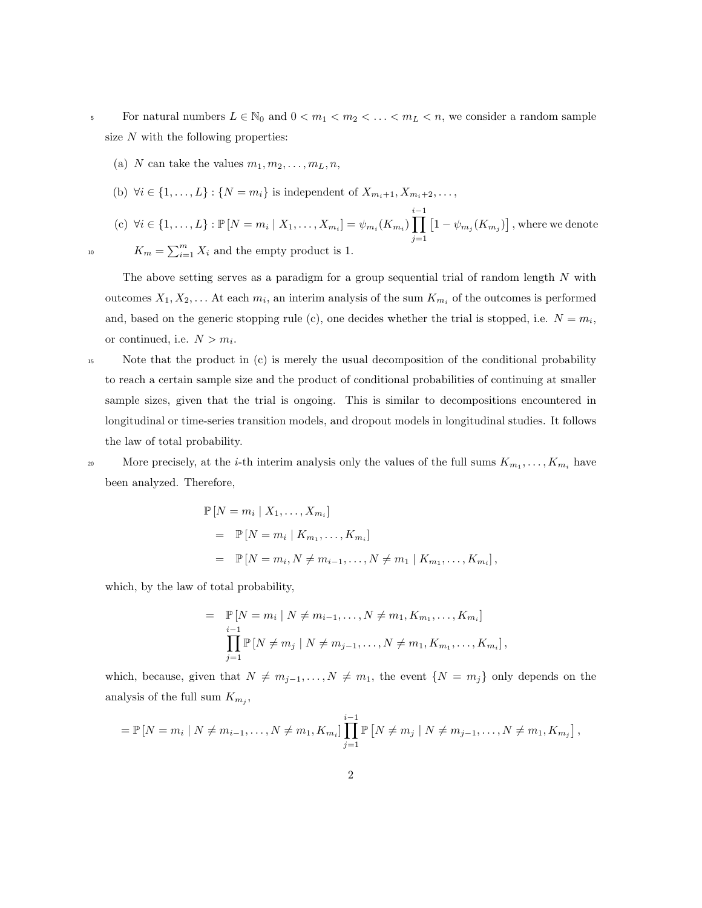For natural numbers $L \in \mathbb{N}_0$ and $0 < m_1 < m_2 < \ldots < m_L < n$, we consider a random sample size $N$ with the following properties:

(a) $N$ can take the values $m_1, m_2, \ldots, m_L, n$,

(b) $\forall i \in \{1, \ldots, L\} : \{N = m_i\}$ is independent of $X_{m_i+1}, X_{m_i+2}, \ldots$,

(c) $\forall i \in \{1, \ldots, L\} : \mathbb{P}[N = m_i \mid X_1, \ldots, X_{m_i}] = \psi_{m_i}(K_{m_i}) \prod_{j=1}^{i-1} \left[1 - \psi_{m_j}(K_{m_j})\right]$, where we denote $K_m = \sum_{i=1}^{m} X_i$ and the empty product is 1.

The above setting serves as a paradigm for a group sequential trial of random length $N$ with outcomes $X_1, X_2, \ldots$ At each $m_i$, an interim analysis of the sum $K_{m_i}$ of the outcomes is performed and, based on the generic stopping rule (c), one decides whether the trial is stopped, i.e. $N = m_i$, or continued, i.e. $N > m_i$.

Note that the product in (c) is merely the usual decomposition of the conditional probability to reach a certain sample size and the product of conditional probabilities of continuing at smaller sample sizes, given that the trial is ongoing. This is similar to decompositions encountered in longitudinal or time-series transition models, and dropout models in longitudinal studies. It follows the law of total probability.

More precisely, at the $i$-th interim analysis only the values of the full sums $K_{m_1}, \ldots, K_{m_i}$ have been analyzed. Therefore,

$$
\begin{aligned}
&\mathbb{P}[N = m_i \mid X_1, \ldots, X_{m_i}] \\
&\quad = \mathbb{P}[N = m_i \mid K_{m_1}, \ldots, K_{m_i}] \\
&\quad = \mathbb{P}[N = m_i, N \neq m_{i-1}, \ldots, N \neq m_1 \mid K_{m_1}, \ldots, K_{m_i}],
\end{aligned}
$$

which, by the law of total probability,

$$
\begin{aligned}
&= \mathbb{P}[N = m_i \mid N \neq m_{i-1}, \ldots, N \neq m_1, K_{m_1}, \ldots, K_{m_i}] \\
&\quad \prod_{j=1}^{i-1} \mathbb{P}[N \neq m_j \mid N \neq m_{j-1}, \ldots, N \neq m_1, K_{m_1}, \ldots, K_{m_i}],
\end{aligned}
$$

which, because, given that $N \neq m_{j-1}, \ldots, N \neq m_1$, the event $\{N = m_j\}$ only depends on the analysis of the full sum $K_{m_j}$,

$$
= \mathbb{P}[N = m_i \mid N \neq m_{i-1}, \ldots, N \neq m_1, K_{m_i}] \prod_{j=1}^{i-1} \mathbb{P}\left[N \neq m_j \mid N \neq m_{j-1}, \ldots, N \neq m_1, K_{m_j}\right],
$$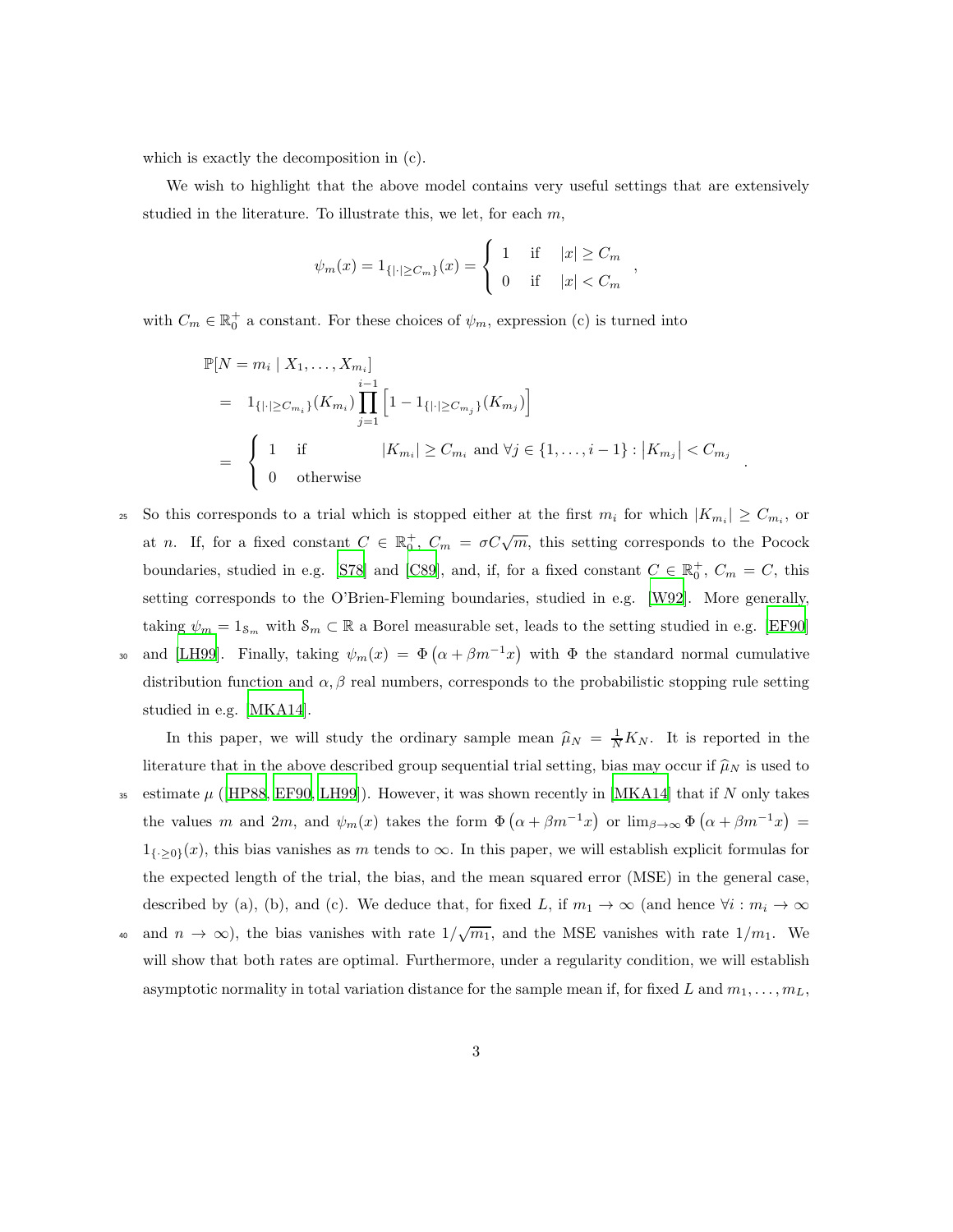which is exactly the decomposition in (c).

We wish to highlight that the above model contains very useful settings that are extensively studied in the literature. To illustrate this, we let, for each $m$,

$$\psi_m(x) = 1_{\{|\cdot| \geq C_m\}}(x) = \begin{cases} 1 & \text{if} \quad |x| \geq C_m \\ 0 & \text{if} \quad |x| < C_m \end{cases},$$

with $C_m \in \mathbb{R}_0^+$ a constant. For these choices of $\psi_m$, expression (c) is turned into

$$\begin{aligned}
&\mathbb{P}[N = m_i \mid X_1, \ldots, X_{m_i}] \\
&= 1_{\{|\cdot| \geq C_{m_i}\}}(K_{m_i}) \prod_{j=1}^{i-1} \left[1 - 1_{\{|\cdot| \geq C_{m_j}\}}(K_{m_j})\right] \\
&= \begin{cases} 1 & \text{if} \qquad |K_{m_i}| \geq C_{m_i} \text{ and } \forall j \in \{1, \ldots, i-1\} : |K_{m_j}| < C_{m_j} \\ 0 & \text{otherwise} \end{cases}.
\end{aligned}$$

So this corresponds to a trial which is stopped either at the first $m_i$ for which $|K_{m_i}| \geq C_{m_i}$, or at $n$. If, for a fixed constant $C \in \mathbb{R}_0^+$, $C_m = \sigma C \sqrt{m}$, this setting corresponds to the Pocock boundaries, studied in e.g. [S78] and [C89], and, if, for a fixed constant $C \in \mathbb{R}_0^+$, $C_m = C$, this setting corresponds to the O'Brien-Fleming boundaries, studied in e.g. [W92]. More generally, taking $\psi_m = 1_{\mathcal{S}_m}$ with $\mathcal{S}_m \subset \mathbb{R}$ a Borel measurable set, leads to the setting studied in e.g. [EF90] and [LH99]. Finally, taking $\psi_m(x) = \Phi\left(\alpha + \beta m^{-1} x\right)$ with $\Phi$ the standard normal cumulative distribution function and $\alpha, \beta$ real numbers, corresponds to the probabilistic stopping rule setting studied in e.g. [MKA14].

In this paper, we will study the ordinary sample mean $\widehat{\mu}_N = \frac{1}{N} K_N$. It is reported in the literature that in the above described group sequential trial setting, bias may occur if $\widehat{\mu}_N$ is used to estimate $\mu$ ([HP88, EF90, LH99]). However, it was shown recently in [MKA14] that if $N$ only takes the values $m$ and $2m$, and $\psi_m(x)$ takes the form $\Phi\left(\alpha + \beta m^{-1} x\right)$ or $\lim_{\beta \to \infty} \Phi\left(\alpha + \beta m^{-1} x\right) = 1_{\{\cdot \geq 0\}}(x)$, this bias vanishes as $m$ tends to $\infty$. In this paper, we will establish explicit formulas for the expected length of the trial, the bias, and the mean squared error (MSE) in the general case, described by (a), (b), and (c). We deduce that, for fixed $L$, if $m_1 \to \infty$ (and hence $\forall i : m_i \to \infty$ and $n \to \infty$), the bias vanishes with rate $1/\sqrt{m_1}$, and the MSE vanishes with rate $1/m_1$. We will show that both rates are optimal. Furthermore, under a regularity condition, we will establish asymptotic normality in total variation distance for the sample mean if, for fixed $L$ and $m_1, \ldots, m_L$,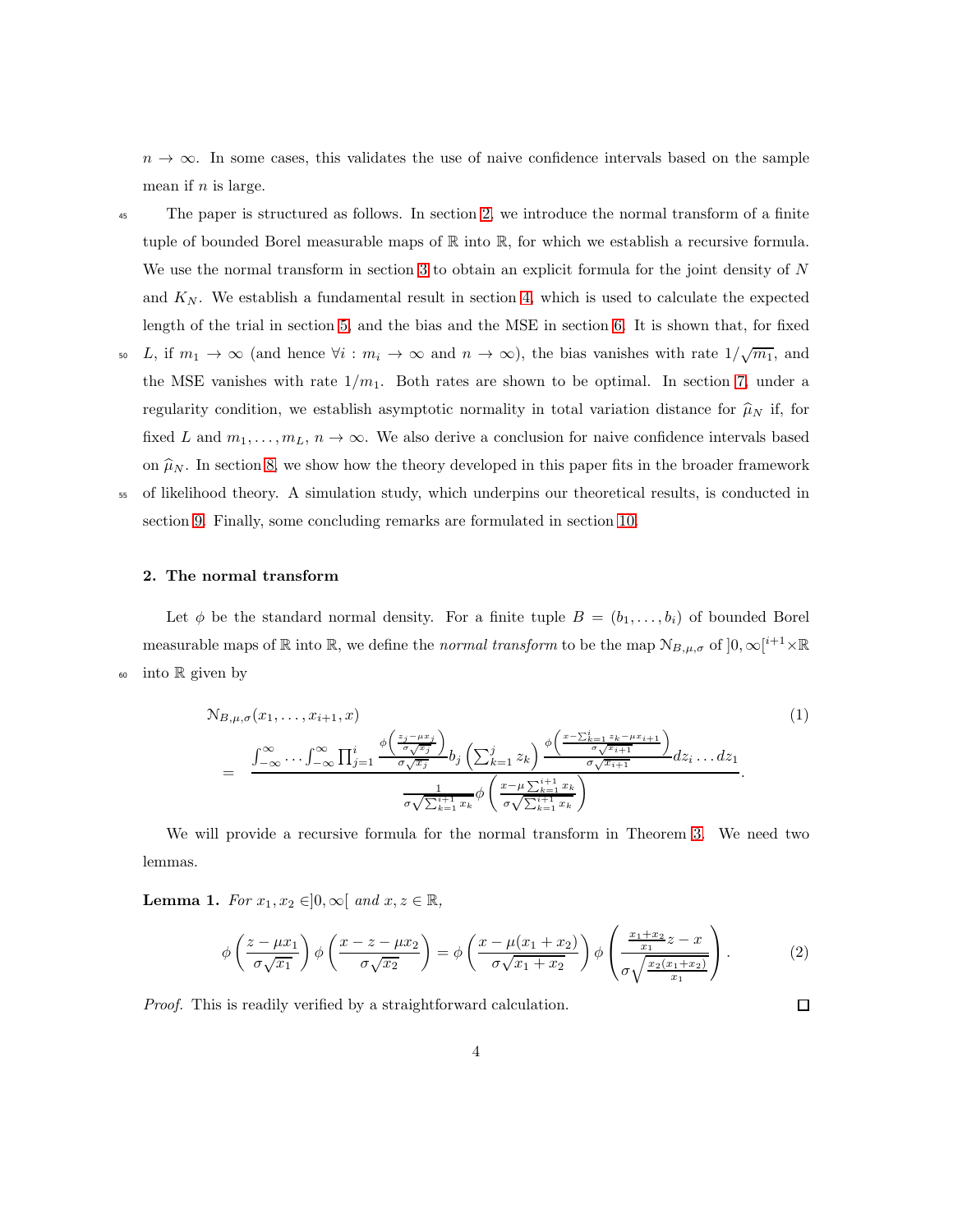$n \to \infty$. In some cases, this validates the use of naive confidence intervals based on the sample mean if $n$ is large.

The paper is structured as follows. In section 2, we introduce the normal transform of a finite tuple of bounded Borel measurable maps of $\mathbb{R}$ into $\mathbb{R}$, for which we establish a recursive formula. We use the normal transform in section 3 to obtain an explicit formula for the joint density of $N$ and $K_N$. We establish a fundamental result in section 4, which is used to calculate the expected length of the trial in section 5, and the bias and the MSE in section 6. It is shown that, for fixed $L$, if $m_1 \to \infty$ (and hence $\forall i : m_i \to \infty$ and $n \to \infty$), the bias vanishes with rate $1/\sqrt{m_1}$, and the MSE vanishes with rate $1/m_1$. Both rates are shown to be optimal. In section 7, under a regularity condition, we establish asymptotic normality in total variation distance for $\widehat{\mu}_N$ if, for fixed $L$ and $m_1, \ldots, m_L$, $n \to \infty$. We also derive a conclusion for naive confidence intervals based on $\widehat{\mu}_N$. In section 8, we show how the theory developed in this paper fits in the broader framework of likelihood theory. A simulation study, which underpins our theoretical results, is conducted in section 9. Finally, some concluding remarks are formulated in section 10.

## 2. The normal transform

Let $\phi$ be the standard normal density. For a finite tuple $B = (b_1, \ldots, b_i)$ of bounded Borel measurable maps of $\mathbb{R}$ into $\mathbb{R}$, we define the *normal transform* to be the map $\mathcal{N}_{B,\mu,\sigma}$ of $]0,\infty[^{i+1} \times \mathbb{R}$ into $\mathbb{R}$ given by

$$
\begin{aligned}
&\mathcal{N}_{B,\mu,\sigma}(x_1, \ldots, x_{i+1}, x) \qquad (1)\\
&= \frac{\int_{-\infty}^{\infty} \cdots \int_{-\infty}^{\infty} \prod_{j=1}^{i} \frac{\phi\left(\frac{z_j - \mu x_j}{\sigma\sqrt{x_j}}\right)}{\sigma\sqrt{x_j}} b_j\left(\sum_{k=1}^{j} z_k\right) \frac{\phi\left(\frac{x - \sum_{k=1}^{i} z_k - \mu x_{i+1}}{\sigma\sqrt{x_{i+1}}}\right)}{\sigma\sqrt{x_{i+1}}} dz_i \ldots dz_1}{\frac{1}{\sigma\sqrt{\sum_{k=1}^{i+1} x_k}} \phi\left(\frac{x - \mu\sum_{k=1}^{i+1} x_k}{\sigma\sqrt{\sum_{k=1}^{i+1} x_k}}\right)}.
\end{aligned}
$$

We will provide a recursive formula for the normal transform in Theorem 3. We need two lemmas.

**Lemma 1.** *For $x_1, x_2 \in ]0,\infty[$ and $x, z \in \mathbb{R}$,*

$$
\phi\left(\frac{z - \mu x_1}{\sigma\sqrt{x_1}}\right)\phi\left(\frac{x - z - \mu x_2}{\sigma\sqrt{x_2}}\right) = \phi\left(\frac{x - \mu(x_1 + x_2)}{\sigma\sqrt{x_1 + x_2}}\right)\phi\left(\frac{\frac{x_1+x_2}{x_1}z - x}{\sigma\sqrt{\frac{x_2(x_1+x_2)}{x_1}}}\right). \qquad (2)
$$

*Proof.* This is readily verified by a straightforward calculation. $\square$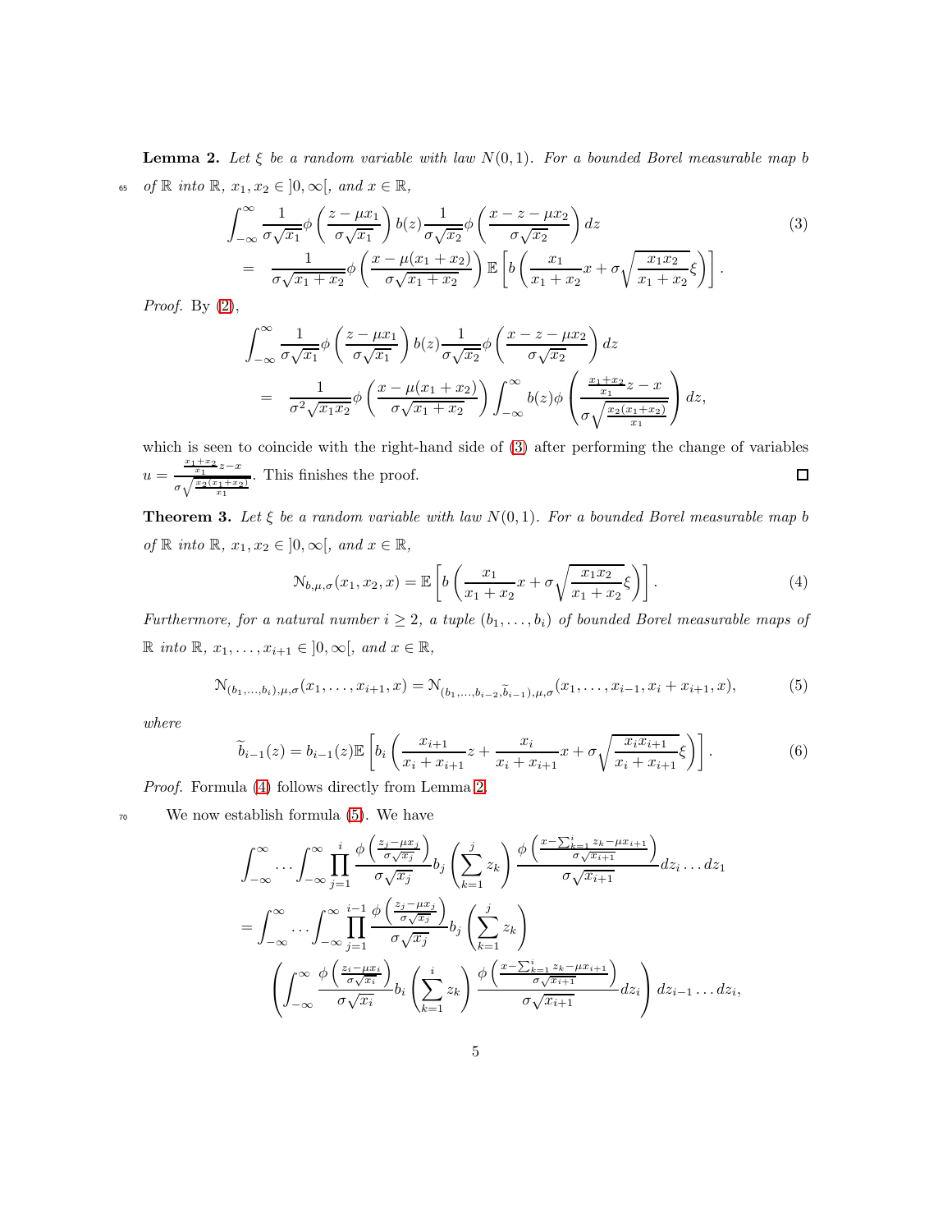**Lemma 2.** *Let $\xi$ be a random variable with law $N(0,1)$. For a bounded Borel measurable map $b$ of $\mathbb{R}$ into $\mathbb{R}$, $x_1, x_2 \in ]0,\infty[$, and $x \in \mathbb{R}$,*

$$
\begin{aligned}
&\int_{-\infty}^{\infty} \frac{1}{\sigma\sqrt{x_1}}\phi\left(\frac{z-\mu x_1}{\sigma\sqrt{x_1}}\right) b(z) \frac{1}{\sigma\sqrt{x_2}}\phi\left(\frac{x-z-\mu x_2}{\sigma\sqrt{x_2}}\right) dz \\
&= \frac{1}{\sigma\sqrt{x_1+x_2}}\phi\left(\frac{x-\mu(x_1+x_2)}{\sigma\sqrt{x_1+x_2}}\right)\mathbb{E}\left[b\left(\frac{x_1}{x_1+x_2}x + \sigma\sqrt{\frac{x_1x_2}{x_1+x_2}}\xi\right)\right].
\end{aligned} \tag{3}
$$

*Proof.* By (2),

$$
\begin{aligned}
&\int_{-\infty}^{\infty} \frac{1}{\sigma\sqrt{x_1}}\phi\left(\frac{z-\mu x_1}{\sigma\sqrt{x_1}}\right) b(z) \frac{1}{\sigma\sqrt{x_2}}\phi\left(\frac{x-z-\mu x_2}{\sigma\sqrt{x_2}}\right) dz \\
&= \frac{1}{\sigma^2\sqrt{x_1x_2}}\phi\left(\frac{x-\mu(x_1+x_2)}{\sigma\sqrt{x_1+x_2}}\right)\int_{-\infty}^{\infty} b(z)\phi\left(\frac{\frac{x_1+x_2}{x_1}z - x}{\sigma\sqrt{\frac{x_2(x_1+x_2)}{x_1}}}\right) dz,
\end{aligned}
$$

which is seen to coincide with the right-hand side of (3) after performing the change of variables $u = \frac{\frac{x_1+x_2}{x_1}z-x}{\sigma\sqrt{\frac{x_2(x_1+x_2)}{x_1}}}$. This finishes the proof. □

**Theorem 3.** *Let $\xi$ be a random variable with law $N(0,1)$. For a bounded Borel measurable map $b$ of $\mathbb{R}$ into $\mathbb{R}$, $x_1, x_2 \in ]0,\infty[$, and $x \in \mathbb{R}$,*

$$
\mathcal{N}_{b,\mu,\sigma}(x_1,x_2,x) = \mathbb{E}\left[b\left(\frac{x_1}{x_1+x_2}x + \sigma\sqrt{\frac{x_1x_2}{x_1+x_2}}\xi\right)\right]. \tag{4}
$$

*Furthermore, for a natural number $i \geq 2$, a tuple $(b_1,\ldots,b_i)$ of bounded Borel measurable maps of $\mathbb{R}$ into $\mathbb{R}$, $x_1,\ldots,x_{i+1} \in ]0,\infty[$, and $x \in \mathbb{R}$,*

$$
\mathcal{N}_{(b_1,\ldots,b_i),\mu,\sigma}(x_1,\ldots,x_{i+1},x) = \mathcal{N}_{(b_1,\ldots,b_{i-2},\widetilde{b}_{i-1}),\mu,\sigma}(x_1,\ldots,x_{i-1},x_i+x_{i+1},x), \tag{5}
$$

*where*

$$
\widetilde{b}_{i-1}(z) = b_{i-1}(z)\mathbb{E}\left[b_i\left(\frac{x_{i+1}}{x_i+x_{i+1}}z + \frac{x_i}{x_i+x_{i+1}}x + \sigma\sqrt{\frac{x_ix_{i+1}}{x_i+x_{i+1}}}\xi\right)\right]. \tag{6}
$$

*Proof.* Formula (4) follows directly from Lemma 2.

We now establish formula (5). We have

$$
\begin{aligned}
&\int_{-\infty}^{\infty}\cdots\int_{-\infty}^{\infty}\prod_{j=1}^{i}\frac{\phi\left(\frac{z_j-\mu x_j}{\sigma\sqrt{x_j}}\right)}{\sigma\sqrt{x_j}}b_j\left(\sum_{k=1}^{j}z_k\right)\frac{\phi\left(\frac{x-\sum_{k=1}^{i}z_k-\mu x_{i+1}}{\sigma\sqrt{x_{i+1}}}\right)}{\sigma\sqrt{x_{i+1}}}dz_i\ldots dz_1 \\
&= \int_{-\infty}^{\infty}\cdots\int_{-\infty}^{\infty}\prod_{j=1}^{i-1}\frac{\phi\left(\frac{z_j-\mu x_j}{\sigma\sqrt{x_j}}\right)}{\sigma\sqrt{x_j}}b_j\left(\sum_{k=1}^{j}z_k\right) \\
&\quad\left(\int_{-\infty}^{\infty}\frac{\phi\left(\frac{z_i-\mu x_i}{\sigma\sqrt{x_i}}\right)}{\sigma\sqrt{x_i}}b_i\left(\sum_{k=1}^{i}z_k\right)\frac{\phi\left(\frac{x-\sum_{k=1}^{i}z_k-\mu x_{i+1}}{\sigma\sqrt{x_{i+1}}}\right)}{\sigma\sqrt{x_{i+1}}}dz_i\right)dz_{i-1}\ldots dz_i,
\end{aligned}
$$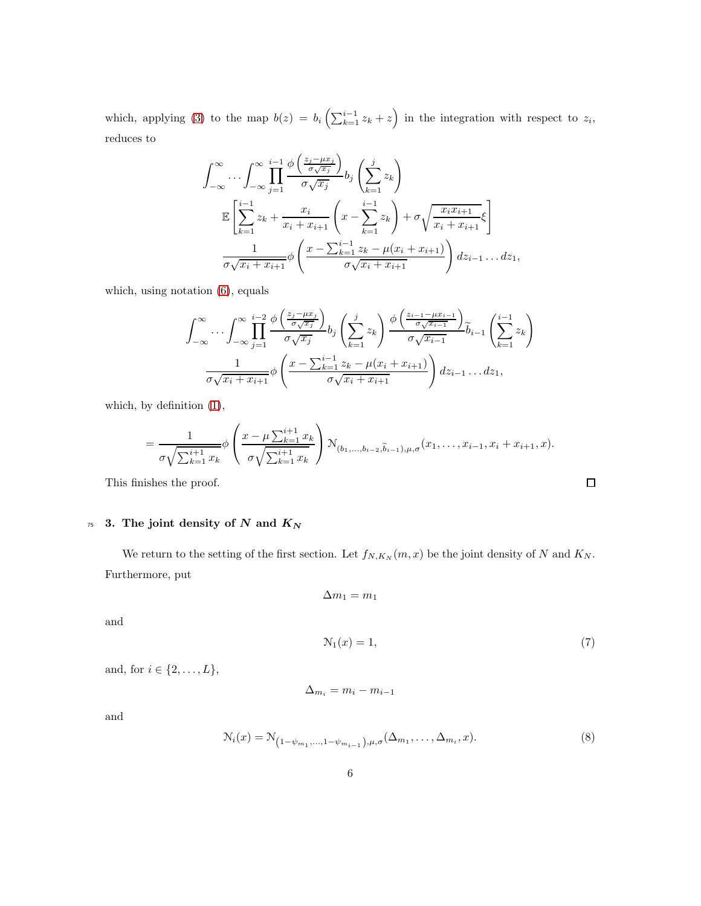which, applying (3) to the map $b(z) = b_i\left(\sum_{k=1}^{i-1} z_k + z\right)$ in the integration with respect to $z_i$, reduces to

$$
\int_{-\infty}^{\infty} \cdots \int_{-\infty}^{\infty} \prod_{j=1}^{i-1} \frac{\phi\left(\frac{z_j - \mu x_j}{\sigma\sqrt{x_j}}\right)}{\sigma\sqrt{x_j}} b_j\left(\sum_{k=1}^{j} z_k\right)
$$

$$
\mathbb{E}\left[\sum_{k=1}^{i-1} z_k + \frac{x_i}{x_i + x_{i+1}}\left(x - \sum_{k=1}^{i-1} z_k\right) + \sigma\sqrt{\frac{x_i x_{i+1}}{x_i + x_{i+1}}}\xi\right]
$$

$$
\frac{1}{\sigma\sqrt{x_i + x_{i+1}}}\phi\left(\frac{x - \sum_{k=1}^{i-1} z_k - \mu(x_i + x_{i+1})}{\sigma\sqrt{x_i + x_{i+1}}}\right) dz_{i-1}\ldots dz_1,
$$

which, using notation (6), equals

$$
\int_{-\infty}^{\infty} \cdots \int_{-\infty}^{\infty} \prod_{j=1}^{i-2} \frac{\phi\left(\frac{z_j - \mu x_j}{\sigma\sqrt{x_j}}\right)}{\sigma\sqrt{x_j}} b_j\left(\sum_{k=1}^{j} z_k\right) \frac{\phi\left(\frac{z_{i-1} - \mu x_{i-1}}{\sigma\sqrt{x_{i-1}}}\right)}{\sigma\sqrt{x_{i-1}}} \widetilde{b}_{i-1}\left(\sum_{k=1}^{i-1} z_k\right)
$$

$$
\frac{1}{\sigma\sqrt{x_i + x_{i+1}}}\phi\left(\frac{x - \sum_{k=1}^{i-1} z_k - \mu(x_i + x_{i+1})}{\sigma\sqrt{x_i + x_{i+1}}}\right) dz_{i-1}\ldots dz_1,
$$

which, by definition (1),

$$
= \frac{1}{\sigma\sqrt{\sum_{k=1}^{i+1} x_k}}\phi\left(\frac{x - \mu\sum_{k=1}^{i+1} x_k}{\sigma\sqrt{\sum_{k=1}^{i+1} x_k}}\right) \mathcal{N}_{(b_1,\ldots,b_{i-2},\widetilde{b}_{i-1}),\mu,\sigma}(x_1,\ldots,x_{i-1},x_i + x_{i+1},x).
$$

This finishes the proof. □

## 3. The joint density of $N$ and $K_N$

We return to the setting of the first section. Let $f_{N,K_N}(m,x)$ be the joint density of $N$ and $K_N$. Furthermore, put

$$
\Delta m_1 = m_1
$$

and

$$
\mathcal{N}_1(x) = 1, \tag{7}
$$

and, for $i \in \{2,\ldots,L\}$,

$$
\Delta_{m_i} = m_i - m_{i-1}
$$

and

$$
\mathcal{N}_i(x) = \mathcal{N}_{\left(1-\psi_{m_1},\ldots,1-\psi_{m_{i-1}}\right),\mu,\sigma}(\Delta_{m_1},\ldots,\Delta_{m_i},x). \tag{8}
$$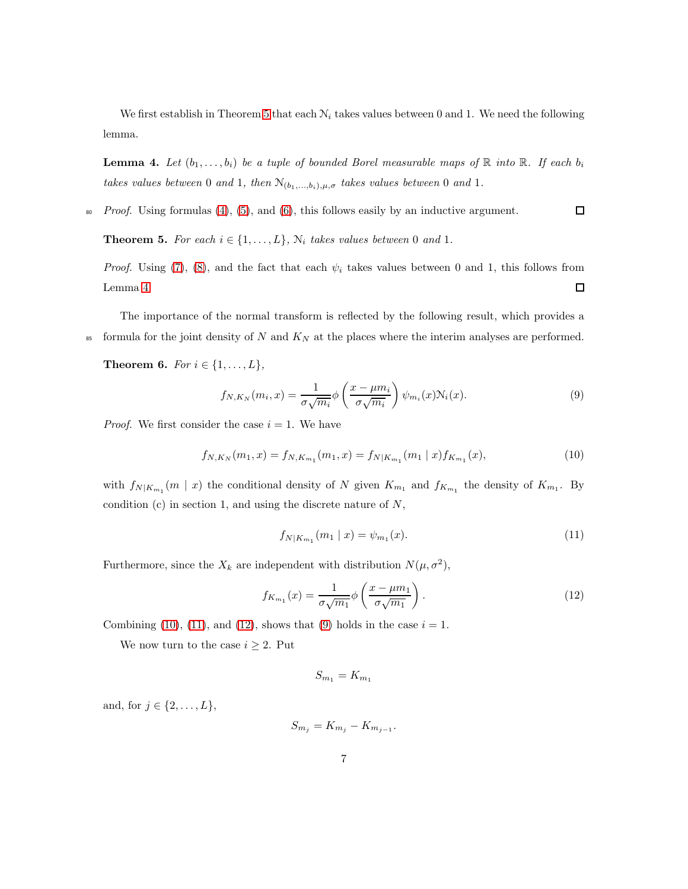We first establish in Theorem 5 that each $\mathcal{N}_i$ takes values between 0 and 1. We need the following lemma.

**Lemma 4.** *Let $(b_1, \ldots, b_i)$ be a tuple of bounded Borel measurable maps of $\mathbb{R}$ into $\mathbb{R}$. If each $b_i$ takes values between 0 and 1, then $\mathcal{N}_{(b_1,\ldots,b_i),\mu,\sigma}$ takes values between 0 and 1.*

*Proof.* Using formulas (4), (5), and (6), this follows easily by an inductive argument. □

**Theorem 5.** *For each $i \in \{1, \ldots, L\}$, $\mathcal{N}_i$ takes values between 0 and 1.*

*Proof.* Using (7), (8), and the fact that each $\psi_i$ takes values between 0 and 1, this follows from Lemma 4. □

The importance of the normal transform is reflected by the following result, which provides a formula for the joint density of $N$ and $K_N$ at the places where the interim analyses are performed.

**Theorem 6.** *For $i \in \{1, \ldots, L\}$,*

$$f_{N,K_N}(m_i, x) = \frac{1}{\sigma\sqrt{m_i}}\phi\left(\frac{x - \mu m_i}{\sigma\sqrt{m_i}}\right)\psi_{m_i}(x)\mathcal{N}_i(x). \tag{9}$$

*Proof.* We first consider the case $i = 1$. We have

$$f_{N,K_N}(m_1, x) = f_{N,K_{m_1}}(m_1, x) = f_{N|K_{m_1}}(m_1 \mid x) f_{K_{m_1}}(x), \tag{10}$$

with $f_{N|K_{m_1}}(m \mid x)$ the conditional density of $N$ given $K_{m_1}$ and $f_{K_{m_1}}$ the density of $K_{m_1}$. By condition (c) in section 1, and using the discrete nature of $N$,

$$f_{N|K_{m_1}}(m_1 \mid x) = \psi_{m_1}(x). \tag{11}$$

Furthermore, since the $X_k$ are independent with distribution $N(\mu, \sigma^2)$,

$$f_{K_{m_1}}(x) = \frac{1}{\sigma\sqrt{m_1}}\phi\left(\frac{x - \mu m_1}{\sigma\sqrt{m_1}}\right). \tag{12}$$

Combining (10), (11), and (12), shows that (9) holds in the case $i = 1$.

We now turn to the case $i \geq 2$. Put

$$S_{m_1} = K_{m_1}$$

and, for $j \in \{2, \ldots, L\}$,

$$S_{m_j} = K_{m_j} - K_{m_{j-1}}.$$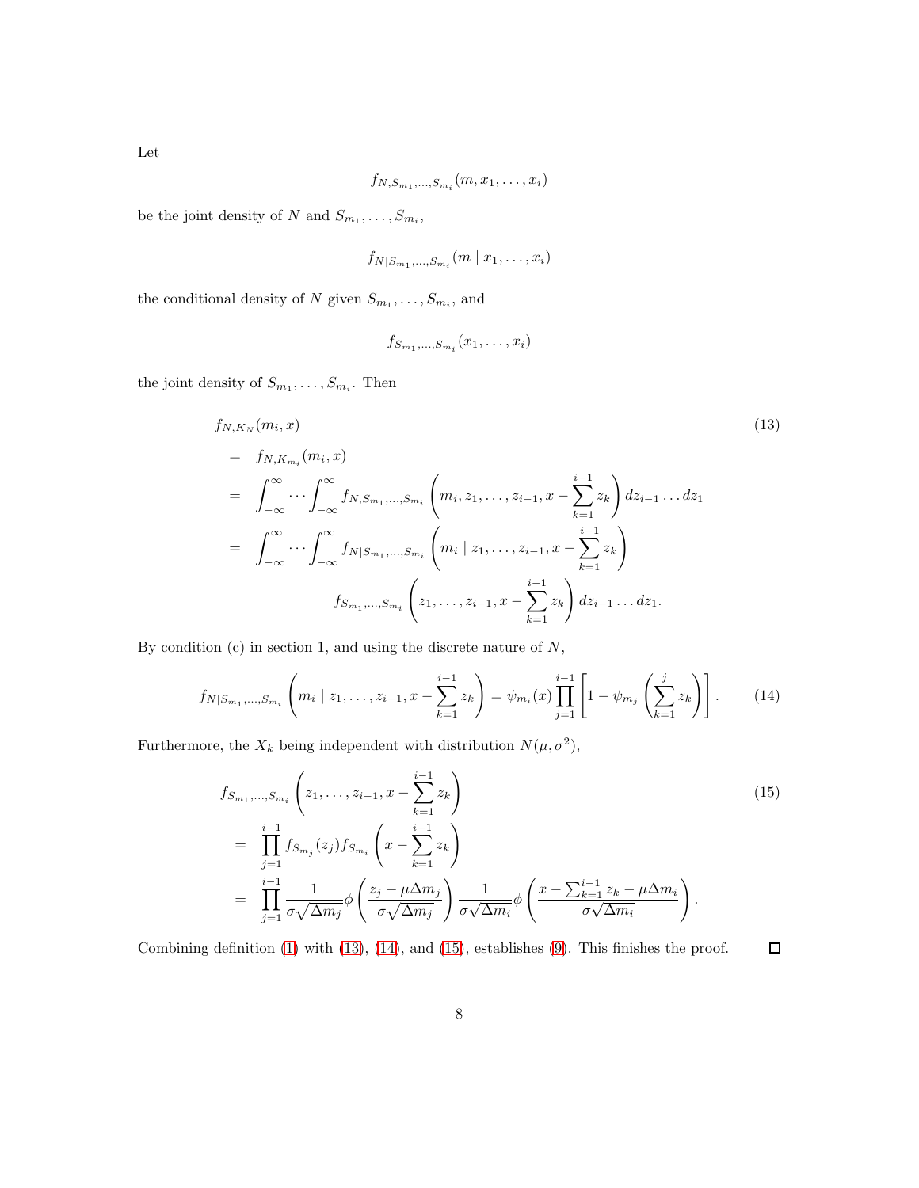Let

$$f_{N,S_{m_1},\ldots,S_{m_i}}(m, x_1, \ldots, x_i)$$

be the joint density of $N$ and $S_{m_1}, \ldots, S_{m_i}$,

$$f_{N|S_{m_1},\ldots,S_{m_i}}(m \mid x_1, \ldots, x_i)$$

the conditional density of $N$ given $S_{m_1}, \ldots, S_{m_i}$, and

$$f_{S_{m_1},\ldots,S_{m_i}}(x_1, \ldots, x_i)$$

the joint density of $S_{m_1}, \ldots, S_{m_i}$. Then

$$\begin{aligned}
& f_{N,K_N}(m_i, x) \qquad (13) \\
&= f_{N,K_{m_i}}(m_i, x) \\
&= \int_{-\infty}^{\infty} \cdots \int_{-\infty}^{\infty} f_{N,S_{m_1},\ldots,S_{m_i}}\left(m_i, z_1, \ldots, z_{i-1}, x - \sum_{k=1}^{i-1} z_k\right) dz_{i-1} \ldots dz_1 \\
&= \int_{-\infty}^{\infty} \cdots \int_{-\infty}^{\infty} f_{N|S_{m_1},\ldots,S_{m_i}}\left(m_i \mid z_1, \ldots, z_{i-1}, x - \sum_{k=1}^{i-1} z_k\right) \\
&\qquad\qquad f_{S_{m_1},\ldots,S_{m_i}}\left(z_1, \ldots, z_{i-1}, x - \sum_{k=1}^{i-1} z_k\right) dz_{i-1} \ldots dz_1.
\end{aligned}$$

By condition (c) in section 1, and using the discrete nature of $N$,

$$f_{N|S_{m_1},\ldots,S_{m_i}}\left(m_i \mid z_1, \ldots, z_{i-1}, x - \sum_{k=1}^{i-1} z_k\right) = \psi_{m_i}(x) \prod_{j=1}^{i-1}\left[1 - \psi_{m_j}\left(\sum_{k=1}^{j} z_k\right)\right]. \qquad (14)$$

Furthermore, the $X_k$ being independent with distribution $N(\mu, \sigma^2)$,

$$\begin{aligned}
& f_{S_{m_1},\ldots,S_{m_i}}\left(z_1, \ldots, z_{i-1}, x - \sum_{k=1}^{i-1} z_k\right) \qquad (15) \\
&= \prod_{j=1}^{i-1} f_{S_{m_j}}(z_j) f_{S_{m_i}}\left(x - \sum_{k=1}^{i-1} z_k\right) \\
&= \prod_{j=1}^{i-1} \frac{1}{\sigma\sqrt{\Delta m_j}} \phi\left(\frac{z_j - \mu \Delta m_j}{\sigma\sqrt{\Delta m_j}}\right) \frac{1}{\sigma\sqrt{\Delta m_i}} \phi\left(\frac{x - \sum_{k=1}^{i-1} z_k - \mu \Delta m_i}{\sigma\sqrt{\Delta m_i}}\right).
\end{aligned}$$

Combining definition (1) with (13), (14), and (15), establishes (9). This finishes the proof. □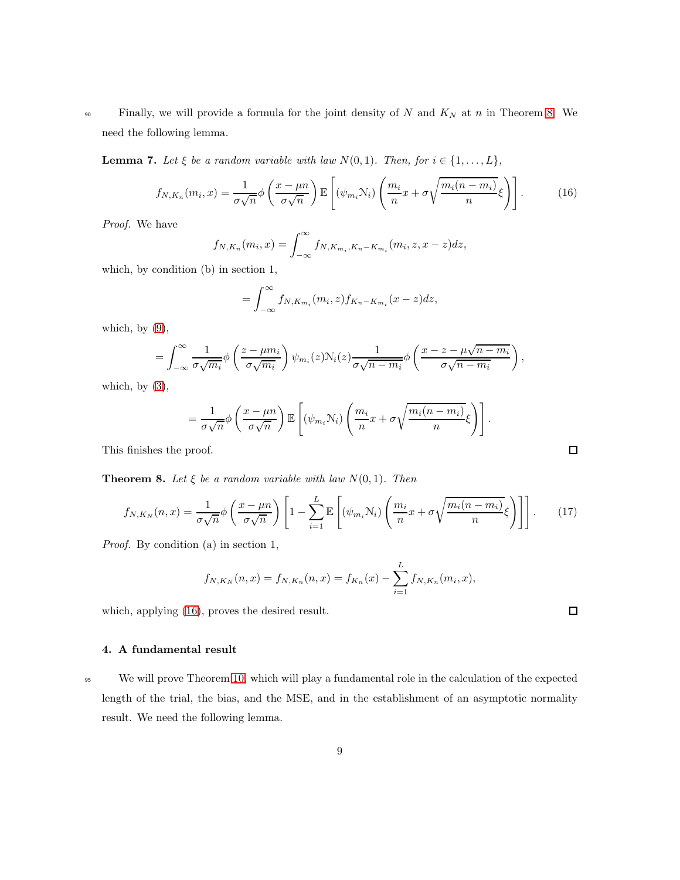Finally, we will provide a formula for the joint density of $N$ and $K_N$ at $n$ in Theorem 8. We need the following lemma.

**Lemma 7.** *Let $\xi$ be a random variable with law $N(0,1)$. Then, for $i \in \{1,\ldots,L\}$,*

$$f_{N,K_n}(m_i, x) = \frac{1}{\sigma\sqrt{n}}\phi\left(\frac{x-\mu n}{\sigma\sqrt{n}}\right)\mathbb{E}\left[(\psi_{m_i}\mathcal{N}_i)\left(\frac{m_i}{n}x + \sigma\sqrt{\frac{m_i(n-m_i)}{n}}\xi\right)\right]. \tag{16}$$

*Proof.* We have

$$f_{N,K_n}(m_i, x) = \int_{-\infty}^{\infty} f_{N,K_{m_i},K_n-K_{m_i}}(m_i, z, x-z)dz,$$

which, by condition (b) in section 1,

$$= \int_{-\infty}^{\infty} f_{N,K_{m_i}}(m_i, z) f_{K_n-K_{m_i}}(x-z)dz,$$

which, by (9),

$$= \int_{-\infty}^{\infty} \frac{1}{\sigma\sqrt{m_i}}\phi\left(\frac{z-\mu m_i}{\sigma\sqrt{m_i}}\right)\psi_{m_i}(z)\mathcal{N}_i(z)\frac{1}{\sigma\sqrt{n-m_i}}\phi\left(\frac{x-z-\mu\sqrt{n-m_i}}{\sigma\sqrt{n-m_i}}\right),$$

which, by (3),

$$= \frac{1}{\sigma\sqrt{n}}\phi\left(\frac{x-\mu n}{\sigma\sqrt{n}}\right)\mathbb{E}\left[(\psi_{m_i}\mathcal{N}_i)\left(\frac{m_i}{n}x + \sigma\sqrt{\frac{m_i(n-m_i)}{n}}\xi\right)\right].$$

This finishes the proof. $\square$

**Theorem 8.** *Let $\xi$ be a random variable with law $N(0,1)$. Then*

$$f_{N,K_N}(n, x) = \frac{1}{\sigma\sqrt{n}}\phi\left(\frac{x-\mu n}{\sigma\sqrt{n}}\right)\left[1 - \sum_{i=1}^{L}\mathbb{E}\left[(\psi_{m_i}\mathcal{N}_i)\left(\frac{m_i}{n}x + \sigma\sqrt{\frac{m_i(n-m_i)}{n}}\xi\right)\right]\right]. \tag{17}$$

*Proof.* By condition (a) in section 1,

$$f_{N,K_N}(n, x) = f_{N,K_n}(n, x) = f_{K_n}(x) - \sum_{i=1}^{L} f_{N,K_n}(m_i, x),$$

which, applying (16), proves the desired result. $\square$

### 4. A fundamental result

We will prove Theorem 10, which will play a fundamental role in the calculation of the expected length of the trial, the bias, and the MSE, and in the establishment of an asymptotic normality result. We need the following lemma.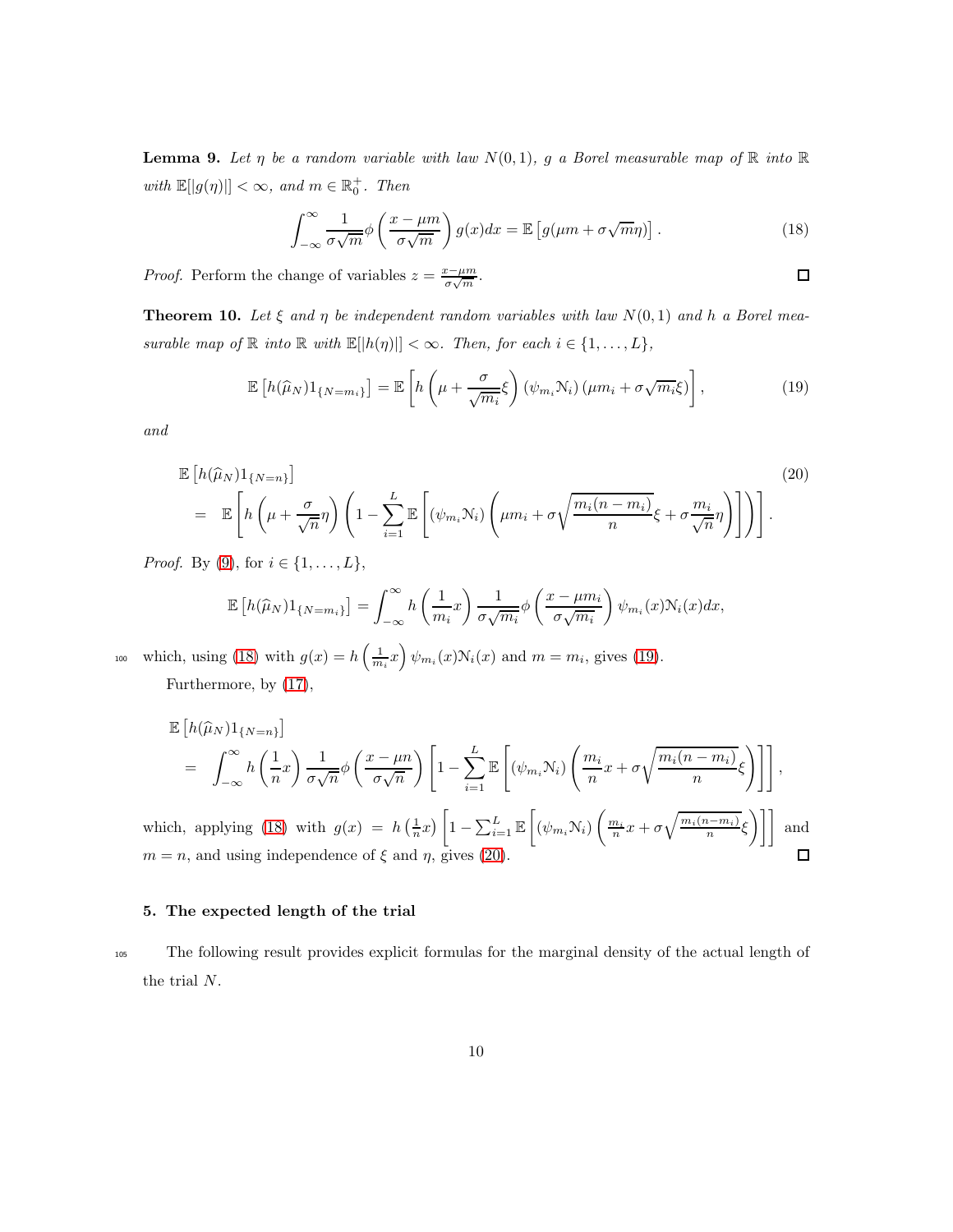**Lemma 9.** *Let $\eta$ be a random variable with law $N(0,1)$, $g$ a Borel measurable map of $\mathbb{R}$ into $\mathbb{R}$ with $\mathbb{E}[|g(\eta)|] < \infty$, and $m \in \mathbb{R}_0^+$. Then*

$$\int_{-\infty}^{\infty} \frac{1}{\sigma\sqrt{m}} \phi\left(\frac{x-\mu m}{\sigma\sqrt{m}}\right) g(x) dx = \mathbb{E}\left[g(\mu m + \sigma\sqrt{m}\eta)\right]. \tag{18}$$

*Proof.* Perform the change of variables $z = \frac{x-\mu m}{\sigma\sqrt{m}}$. □

**Theorem 10.** *Let $\xi$ and $\eta$ be independent random variables with law $N(0,1)$ and $h$ a Borel measurable map of $\mathbb{R}$ into $\mathbb{R}$ with $\mathbb{E}[|h(\eta)|] < \infty$. Then, for each $i \in \{1, \ldots, L\}$,*

$$\mathbb{E}\left[h(\widehat{\mu}_N) 1_{\{N=m_i\}}\right] = \mathbb{E}\left[h\left(\mu + \frac{\sigma}{\sqrt{m_i}}\xi\right)(\psi_{m_i}\mathcal{N}_i)\left(\mu m_i + \sigma\sqrt{m_i}\xi\right)\right], \tag{19}$$

*and*

$$\begin{aligned}
&\mathbb{E}\left[h(\widehat{\mu}_N) 1_{\{N=n\}}\right] \qquad\qquad (20)\\
&= \mathbb{E}\left[h\left(\mu + \frac{\sigma}{\sqrt{n}}\eta\right)\left(1 - \sum_{i=1}^{L}\mathbb{E}\left[(\psi_{m_i}\mathcal{N}_i)\left(\mu m_i + \sigma\sqrt{\frac{m_i(n-m_i)}{n}}\xi + \sigma\frac{m_i}{\sqrt{n}}\eta\right)\right]\right)\right].
\end{aligned}$$

*Proof.* By (9), for $i \in \{1, \ldots, L\}$,

$$\mathbb{E}\left[h(\widehat{\mu}_N) 1_{\{N=m_i\}}\right] = \int_{-\infty}^{\infty} h\left(\frac{1}{m_i}x\right)\frac{1}{\sigma\sqrt{m_i}}\phi\left(\frac{x-\mu m_i}{\sigma\sqrt{m_i}}\right)\psi_{m_i}(x)\mathcal{N}_i(x)dx,$$

which, using (18) with $g(x) = h\left(\frac{1}{m_i}x\right)\psi_{m_i}(x)\mathcal{N}_i(x)$ and $m = m_i$, gives (19).

Furthermore, by (17),

$$\begin{aligned}
&\mathbb{E}\left[h(\widehat{\mu}_N) 1_{\{N=n\}}\right]\\
&= \int_{-\infty}^{\infty} h\left(\frac{1}{n}x\right)\frac{1}{\sigma\sqrt{n}}\phi\left(\frac{x-\mu n}{\sigma\sqrt{n}}\right)\left[1 - \sum_{i=1}^{L}\mathbb{E}\left[(\psi_{m_i}\mathcal{N}_i)\left(\frac{m_i}{n}x + \sigma\sqrt{\frac{m_i(n-m_i)}{n}}\xi\right)\right]\right],
\end{aligned}$$

which, applying (18) with $g(x) = h\left(\frac{1}{n}x\right)\left[1 - \sum_{i=1}^{L}\mathbb{E}\left[(\psi_{m_i}\mathcal{N}_i)\left(\frac{m_i}{n}x + \sigma\sqrt{\frac{m_i(n-m_i)}{n}}\xi\right)\right]\right]$ and $m = n$, and using independence of $\xi$ and $\eta$, gives (20). □

## 5. The expected length of the trial

The following result provides explicit formulas for the marginal density of the actual length of the trial $N$.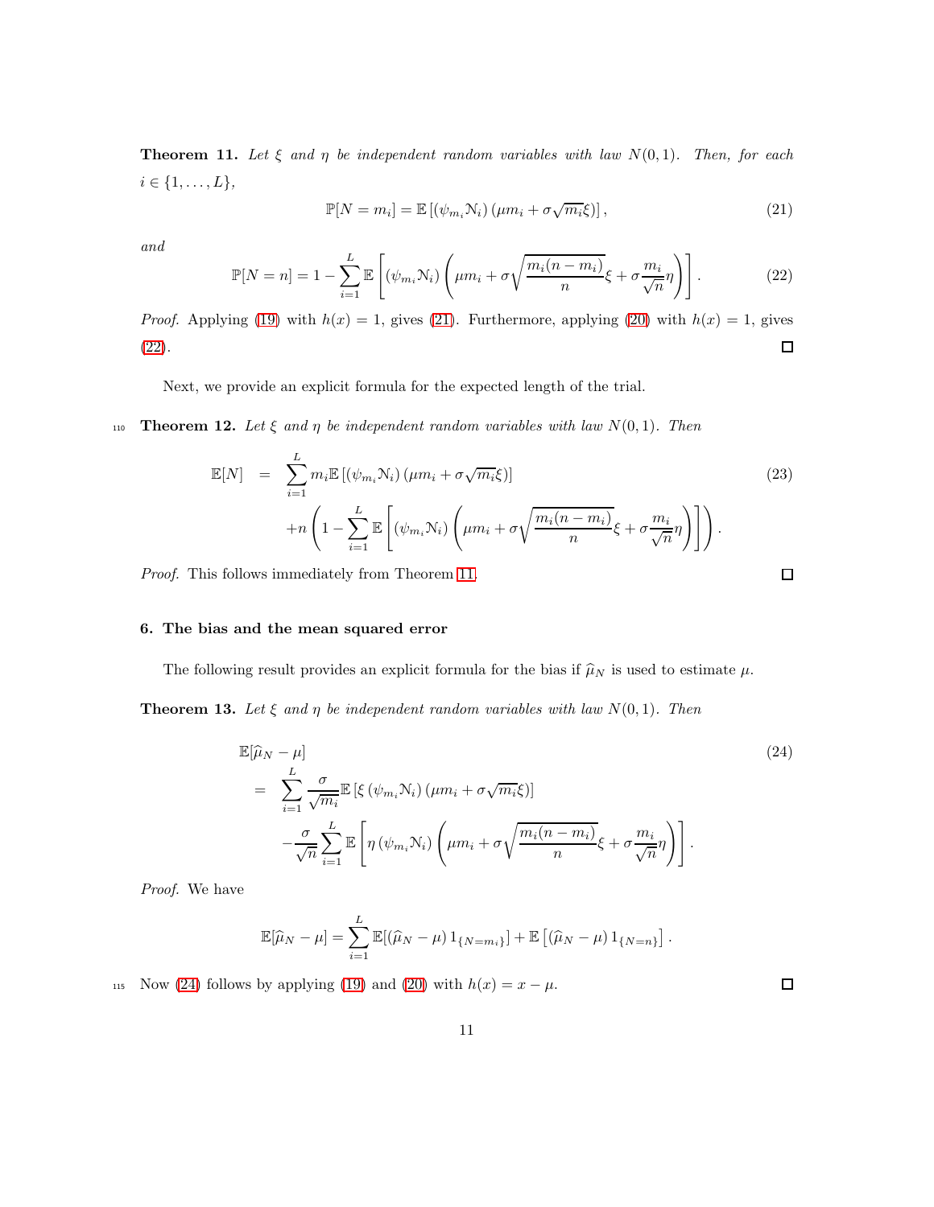**Theorem 11.** *Let $\xi$ and $\eta$ be independent random variables with law $N(0,1)$. Then, for each $i \in \{1, \ldots, L\}$,*

$$\mathbb{P}[N = m_i] = \mathbb{E}\left[(\psi_{m_i}\mathcal{N}_i)\left(\mu m_i + \sigma\sqrt{m_i}\xi\right)\right], \tag{21}$$

*and*

$$\mathbb{P}[N = n] = 1 - \sum_{i=1}^{L} \mathbb{E}\left[(\psi_{m_i}\mathcal{N}_i)\left(\mu m_i + \sigma\sqrt{\frac{m_i(n-m_i)}{n}}\xi + \sigma\frac{m_i}{\sqrt{n}}\eta\right)\right]. \tag{22}$$

*Proof.* Applying (19) with $h(x) = 1$, gives (21). Furthermore, applying (20) with $h(x) = 1$, gives (22). $\square$

Next, we provide an explicit formula for the expected length of the trial.

**Theorem 12.** *Let $\xi$ and $\eta$ be independent random variables with law $N(0,1)$. Then*

$$\begin{aligned}
\mathbb{E}[N] &= \sum_{i=1}^{L} m_i \mathbb{E}\left[(\psi_{m_i}\mathcal{N}_i)\left(\mu m_i + \sigma\sqrt{m_i}\xi\right)\right] \\
&\quad + n\left(1 - \sum_{i=1}^{L} \mathbb{E}\left[(\psi_{m_i}\mathcal{N}_i)\left(\mu m_i + \sigma\sqrt{\frac{m_i(n-m_i)}{n}}\xi + \sigma\frac{m_i}{\sqrt{n}}\eta\right)\right]\right).
\end{aligned} \tag{23}$$

*Proof.* This follows immediately from Theorem 11. $\square$

## 6. The bias and the mean squared error

The following result provides an explicit formula for the bias if $\widehat{\mu}_N$ is used to estimate $\mu$.

**Theorem 13.** *Let $\xi$ and $\eta$ be independent random variables with law $N(0,1)$. Then*

$$\begin{aligned}
&\mathbb{E}[\widehat{\mu}_N - \mu] \\
&= \sum_{i=1}^{L} \frac{\sigma}{\sqrt{m_i}} \mathbb{E}\left[\xi\,(\psi_{m_i}\mathcal{N}_i)\left(\mu m_i + \sigma\sqrt{m_i}\xi\right)\right] \\
&\quad - \frac{\sigma}{\sqrt{n}} \sum_{i=1}^{L} \mathbb{E}\left[\eta\,(\psi_{m_i}\mathcal{N}_i)\left(\mu m_i + \sigma\sqrt{\frac{m_i(n-m_i)}{n}}\xi + \sigma\frac{m_i}{\sqrt{n}}\eta\right)\right].
\end{aligned} \tag{24}$$

*Proof.* We have

$$\mathbb{E}[\widehat{\mu}_N - \mu] = \sum_{i=1}^{L} \mathbb{E}[(\widehat{\mu}_N - \mu)\, 1_{\{N=m_i\}}] + \mathbb{E}\left[(\widehat{\mu}_N - \mu)\, 1_{\{N=n\}}\right].$$

Now (24) follows by applying (19) and (20) with $h(x) = x - \mu$. $\square$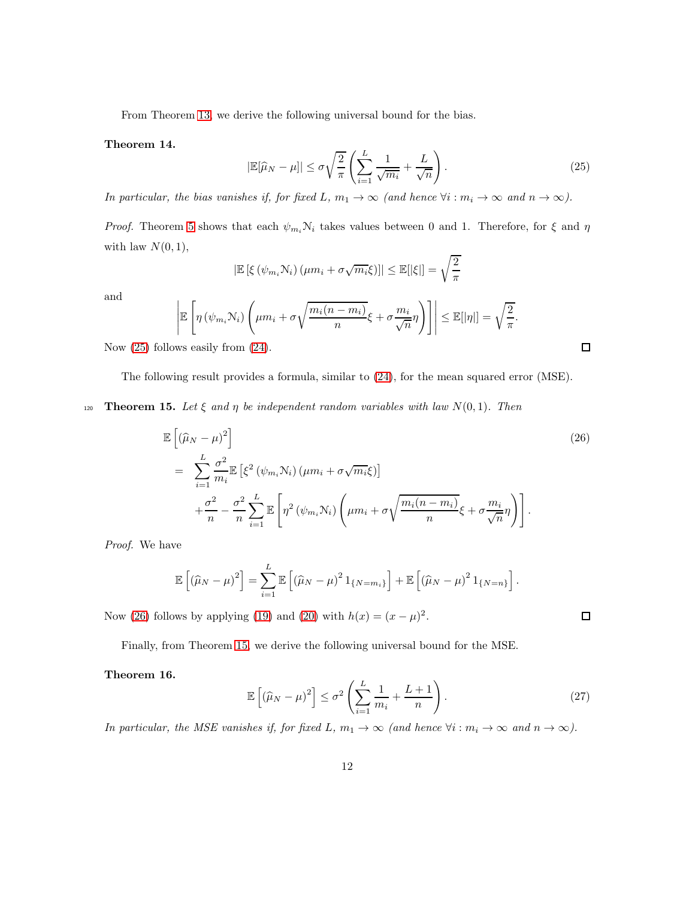From Theorem 13, we derive the following universal bound for the bias.

**Theorem 14.**

$$|\mathbb{E}[\widehat{\mu}_N - \mu]| \leq \sigma\sqrt{\frac{2}{\pi}}\left(\sum_{i=1}^{L}\frac{1}{\sqrt{m_i}} + \frac{L}{\sqrt{n}}\right). \tag{25}$$

*In particular, the bias vanishes if, for fixed $L$, $m_1 \to \infty$ (and hence $\forall i : m_i \to \infty$ and $n \to \infty$).*

*Proof.* Theorem 5 shows that each $\psi_{m_i}\mathcal{N}_i$ takes values between 0 and 1. Therefore, for $\xi$ and $\eta$ with law $N(0,1)$,

$$|\mathbb{E}\left[\xi\left(\psi_{m_i}\mathcal{N}_i\right)\left(\mu m_i + \sigma\sqrt{m_i}\xi\right)\right]| \leq \mathbb{E}[|\xi|] = \sqrt{\frac{2}{\pi}}$$

and

$$\left|\mathbb{E}\left[\eta\left(\psi_{m_i}\mathcal{N}_i\right)\left(\mu m_i + \sigma\sqrt{\frac{m_i(n-m_i)}{n}}\xi + \sigma\frac{m_i}{\sqrt{n}}\eta\right)\right]\right| \leq \mathbb{E}[|\eta|] = \sqrt{\frac{2}{\pi}}.$$

Now (25) follows easily from (24). $\square$

The following result provides a formula, similar to (24), for the mean squared error (MSE).

**Theorem 15.** *Let $\xi$ and $\eta$ be independent random variables with law $N(0,1)$. Then*

$$\begin{aligned}
&\mathbb{E}\left[\left(\widehat{\mu}_N - \mu\right)^2\right] \\
&= \sum_{i=1}^{L}\frac{\sigma^2}{m_i}\mathbb{E}\left[\xi^2\left(\psi_{m_i}\mathcal{N}_i\right)\left(\mu m_i + \sigma\sqrt{m_i}\xi\right)\right] \\
&\quad + \frac{\sigma^2}{n} - \frac{\sigma^2}{n}\sum_{i=1}^{L}\mathbb{E}\left[\eta^2\left(\psi_{m_i}\mathcal{N}_i\right)\left(\mu m_i + \sigma\sqrt{\frac{m_i(n-m_i)}{n}}\xi + \sigma\frac{m_i}{\sqrt{n}}\eta\right)\right].
\end{aligned} \tag{26}$$

*Proof.* We have

$$\mathbb{E}\left[\left(\widehat{\mu}_N - \mu\right)^2\right] = \sum_{i=1}^{L}\mathbb{E}\left[\left(\widehat{\mu}_N - \mu\right)^2 1_{\{N=m_i\}}\right] + \mathbb{E}\left[\left(\widehat{\mu}_N - \mu\right)^2 1_{\{N=n\}}\right].$$

Now (26) follows by applying (19) and (20) with $h(x) = (x-\mu)^2$. $\square$

Finally, from Theorem 15, we derive the following universal bound for the MSE.

**Theorem 16.**

$$\mathbb{E}\left[\left(\widehat{\mu}_N - \mu\right)^2\right] \leq \sigma^2\left(\sum_{i=1}^{L}\frac{1}{m_i} + \frac{L+1}{n}\right). \tag{27}$$

*In particular, the MSE vanishes if, for fixed $L$, $m_1 \to \infty$ (and hence $\forall i : m_i \to \infty$ and $n \to \infty$).*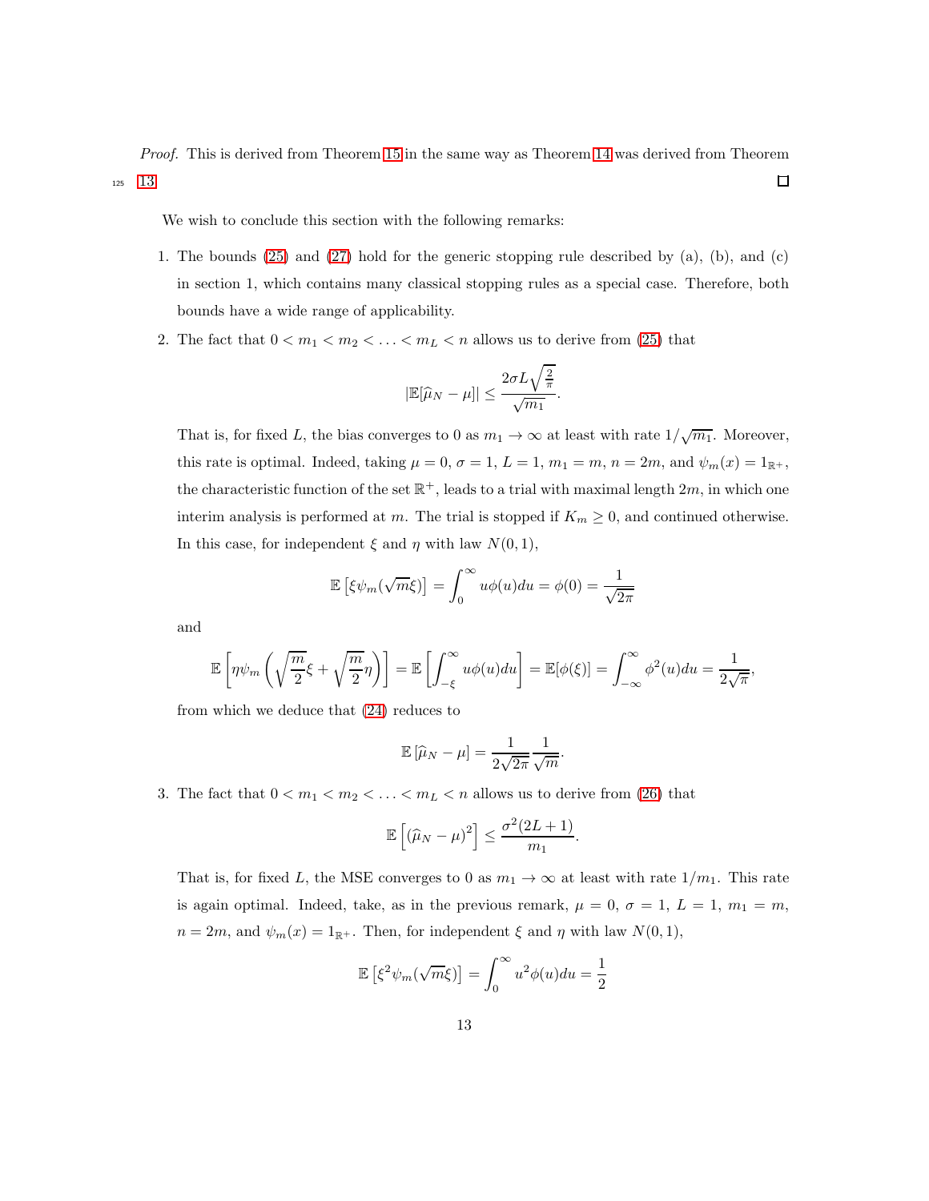*Proof.* This is derived from Theorem 15 in the same way as Theorem 14 was derived from Theorem 13. □

We wish to conclude this section with the following remarks:

1. The bounds (25) and (27) hold for the generic stopping rule described by (a), (b), and (c) in section 1, which contains many classical stopping rules as a special case. Therefore, both bounds have a wide range of applicability.

2. The fact that $0 < m_1 < m_2 < \ldots < m_L < n$ allows us to derive from (25) that

$$|\mathbb{E}[\widehat{\mu}_N - \mu]| \leq \frac{2\sigma L\sqrt{\frac{2}{\pi}}}{\sqrt{m_1}}.$$

That is, for fixed $L$, the bias converges to 0 as $m_1 \to \infty$ at least with rate $1/\sqrt{m_1}$. Moreover, this rate is optimal. Indeed, taking $\mu = 0$, $\sigma = 1$, $L = 1$, $m_1 = m$, $n = 2m$, and $\psi_m(x) = 1_{\mathbb{R}^+}$, the characteristic function of the set $\mathbb{R}^+$, leads to a trial with maximal length $2m$, in which one interim analysis is performed at $m$. The trial is stopped if $K_m \geq 0$, and continued otherwise. In this case, for independent $\xi$ and $\eta$ with law $N(0,1)$,

$$\mathbb{E}\left[\xi\psi_m(\sqrt{m}\xi)\right] = \int_0^\infty u\phi(u)du = \phi(0) = \frac{1}{\sqrt{2\pi}}$$

and

$$\mathbb{E}\left[\eta\psi_m\left(\sqrt{\frac{m}{2}}\xi + \sqrt{\frac{m}{2}}\eta\right)\right] = \mathbb{E}\left[\int_{-\xi}^\infty u\phi(u)du\right] = \mathbb{E}[\phi(\xi)] = \int_{-\infty}^\infty \phi^2(u)du = \frac{1}{2\sqrt{\pi}},$$

from which we deduce that (24) reduces to

$$\mathbb{E}\left[\widehat{\mu}_N - \mu\right] = \frac{1}{2\sqrt{2\pi}}\frac{1}{\sqrt{m}}.$$

3. The fact that $0 < m_1 < m_2 < \ldots < m_L < n$ allows us to derive from (26) that

$$\mathbb{E}\left[\left(\widehat{\mu}_N - \mu\right)^2\right] \leq \frac{\sigma^2(2L+1)}{m_1}.$$

That is, for fixed $L$, the MSE converges to 0 as $m_1 \to \infty$ at least with rate $1/m_1$. This rate is again optimal. Indeed, take, as in the previous remark, $\mu = 0$, $\sigma = 1$, $L = 1$, $m_1 = m$, $n = 2m$, and $\psi_m(x) = 1_{\mathbb{R}^+}$. Then, for independent $\xi$ and $\eta$ with law $N(0,1)$,

$$\mathbb{E}\left[\xi^2\psi_m(\sqrt{m}\xi)\right] = \int_0^\infty u^2\phi(u)du = \frac{1}{2}$$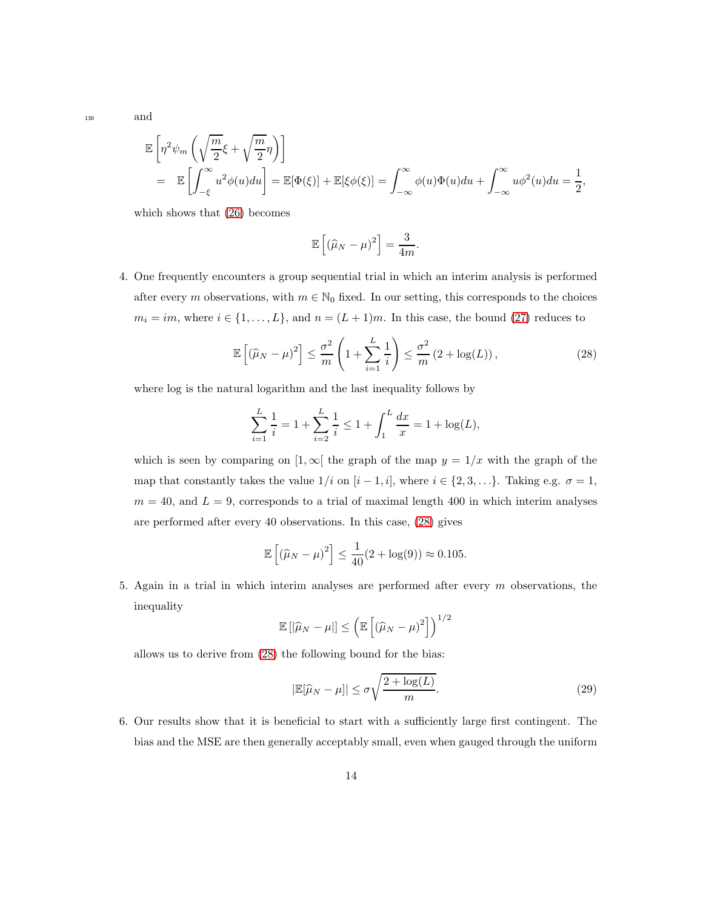and

$$
\begin{aligned}
&\mathbb{E}\left[\eta^2\psi_m\left(\sqrt{\frac{m}{2}}\xi+\sqrt{\frac{m}{2}}\eta\right)\right]\\
&= \mathbb{E}\left[\int_{-\xi}^{\infty}u^2\phi(u)du\right]=\mathbb{E}[\Phi(\xi)]+\mathbb{E}[\xi\phi(\xi)]=\int_{-\infty}^{\infty}\phi(u)\Phi(u)du+\int_{-\infty}^{\infty}u\phi^2(u)du=\frac{1}{2},
\end{aligned}
$$

which shows that (26) becomes

$$
\mathbb{E}\left[(\widehat{\mu}_N-\mu)^2\right]=\frac{3}{4m}.
$$

4. One frequently encounters a group sequential trial in which an interim analysis is performed after every $m$ observations, with $m\in\mathbb{N}_0$ fixed. In our setting, this corresponds to the choices $m_i=im$, where $i\in\{1,\ldots,L\}$, and $n=(L+1)m$. In this case, the bound (27) reduces to

$$
\mathbb{E}\left[(\widehat{\mu}_N-\mu)^2\right]\leq\frac{\sigma^2}{m}\left(1+\sum_{i=1}^{L}\frac{1}{i}\right)\leq\frac{\sigma^2}{m}\left(2+\log(L)\right), \tag{28}
$$

where log is the natural logarithm and the last inequality follows by

$$
\sum_{i=1}^{L}\frac{1}{i}=1+\sum_{i=2}^{L}\frac{1}{i}\leq 1+\int_{1}^{L}\frac{dx}{x}=1+\log(L),
$$

which is seen by comparing on $[1,\infty[$ the graph of the map $y=1/x$ with the graph of the map that constantly takes the value $1/i$ on $[i-1,i]$, where $i\in\{2,3,\ldots\}$. Taking e.g. $\sigma=1$, $m=40$, and $L=9$, corresponds to a trial of maximal length 400 in which interim analyses are performed after every 40 observations. In this case, (28) gives

$$
\mathbb{E}\left[(\widehat{\mu}_N-\mu)^2\right]\leq\frac{1}{40}(2+\log(9))\approx 0.105.
$$

5. Again in a trial in which interim analyses are performed after every $m$ observations, the inequality

$$
\mathbb{E}\left[|\widehat{\mu}_N-\mu|\right]\leq\left(\mathbb{E}\left[(\widehat{\mu}_N-\mu)^2\right]\right)^{1/2}
$$

allows us to derive from (28) the following bound for the bias:

$$
|\mathbb{E}[\widehat{\mu}_N-\mu]|\leq\sigma\sqrt{\frac{2+\log(L)}{m}}. \tag{29}
$$

6. Our results show that it is beneficial to start with a sufficiently large first contingent. The bias and the MSE are then generally acceptably small, even when gauged through the uniform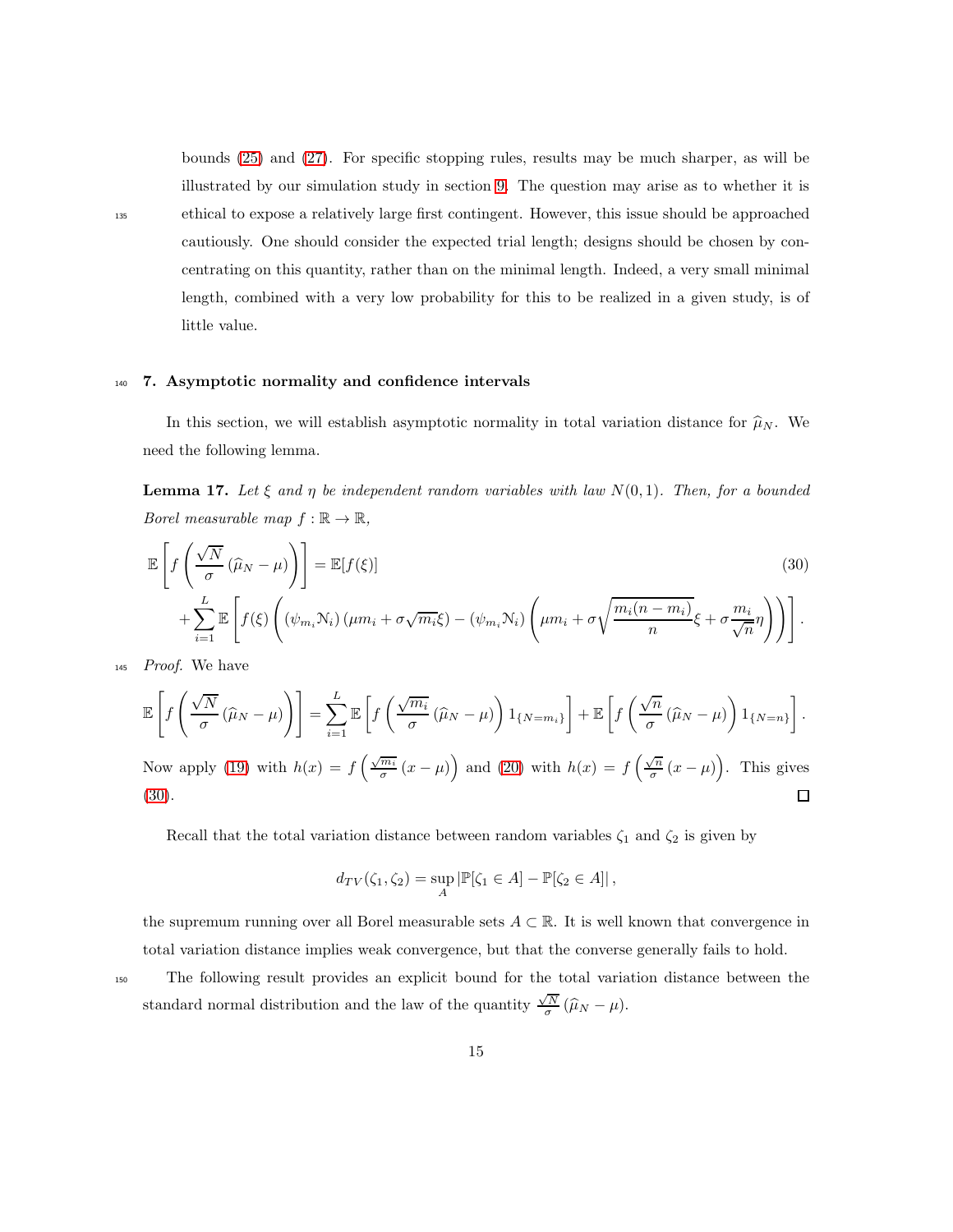bounds (25) and (27). For specific stopping rules, results may be much sharper, as will be illustrated by our simulation study in section 9. The question may arise as to whether it is ethical to expose a relatively large first contingent. However, this issue should be approached cautiously. One should consider the expected trial length; designs should be chosen by concentrating on this quantity, rather than on the minimal length. Indeed, a very small minimal length, combined with a very low probability for this to be realized in a given study, is of little value.

## 7. Asymptotic normality and confidence intervals

In this section, we will establish asymptotic normality in total variation distance for $\widehat{\mu}_N$. We need the following lemma.

**Lemma 17.** *Let $\xi$ and $\eta$ be independent random variables with law $N(0,1)$. Then, for a bounded Borel measurable map $f : \mathbb{R} \to \mathbb{R}$,*

$$
\begin{aligned}
\mathbb{E}\left[ f\left( \frac{\sqrt{N}}{\sigma} \left( \widehat{\mu}_N - \mu \right) \right) \right] &= \mathbb{E}[f(\xi)] \\
&+ \sum_{i=1}^{L} \mathbb{E}\left[ f(\xi) \left( \left(\psi_{m_i} \mathcal{N}_i\right) \left(\mu m_i + \sigma \sqrt{m_i} \xi\right) - \left(\psi_{m_i} \mathcal{N}_i\right) \left( \mu m_i + \sigma \sqrt{\frac{m_i(n-m_i)}{n}} \xi + \sigma \frac{m_i}{\sqrt{n}} \eta \right) \right) \right].
\end{aligned}
\tag{30}
$$

*Proof.* We have

$$
\mathbb{E}\left[ f\left( \frac{\sqrt{N}}{\sigma} \left( \widehat{\mu}_N - \mu \right) \right) \right] = \sum_{i=1}^{L} \mathbb{E}\left[ f\left( \frac{\sqrt{m_i}}{\sigma} \left( \widehat{\mu}_N - \mu \right) \right) 1_{\{N=m_i\}} \right] + \mathbb{E}\left[ f\left( \frac{\sqrt{n}}{\sigma} \left( \widehat{\mu}_N - \mu \right) \right) 1_{\{N=n\}} \right].
$$

Now apply (19) with $h(x) = f\left( \frac{\sqrt{m_i}}{\sigma} (x - \mu) \right)$ and (20) with $h(x) = f\left( \frac{\sqrt{n}}{\sigma} (x - \mu) \right)$. This gives (30). $\square$

Recall that the total variation distance between random variables $\zeta_1$ and $\zeta_2$ is given by

$$
d_{TV}(\zeta_1, \zeta_2) = \sup_{A} \left| \mathbb{P}[\zeta_1 \in A] - \mathbb{P}[\zeta_2 \in A] \right|,
$$

the supremum running over all Borel measurable sets $A \subset \mathbb{R}$. It is well known that convergence in total variation distance implies weak convergence, but that the converse generally fails to hold.

The following result provides an explicit bound for the total variation distance between the standard normal distribution and the law of the quantity $\frac{\sqrt{N}}{\sigma} (\widehat{\mu}_N - \mu)$.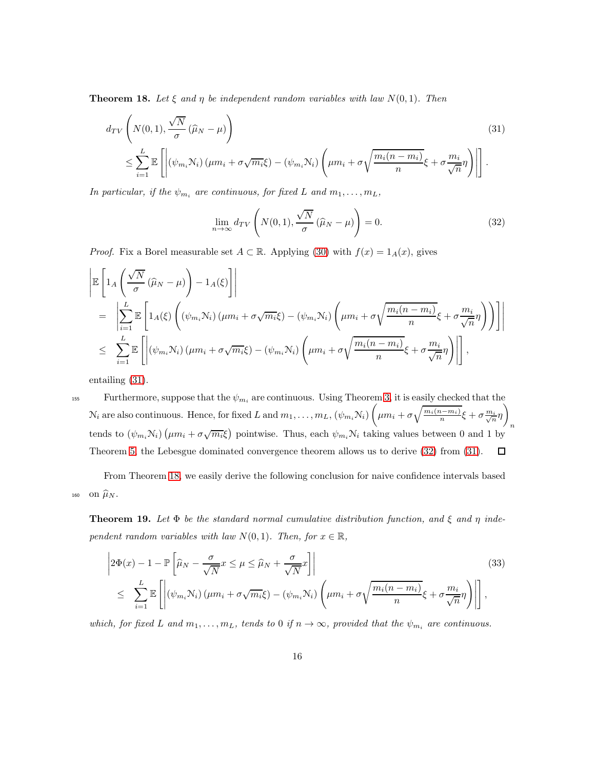**Theorem 18.** *Let $\xi$ and $\eta$ be independent random variables with law $N(0,1)$. Then*

$$
\begin{aligned}
& d_{TV}\left(N(0,1), \frac{\sqrt{N}}{\sigma}\left(\widehat{\mu}_N - \mu\right)\right) \\
& \leq \sum_{i=1}^{L} \mathbb{E}\left[\left|\left(\psi_{m_i}\mathcal{N}_i\right)\left(\mu m_i + \sigma\sqrt{m_i}\xi\right) - \left(\psi_{m_i}\mathcal{N}_i\right)\left(\mu m_i + \sigma\sqrt{\frac{m_i(n-m_i)}{n}}\xi + \sigma\frac{m_i}{\sqrt{n}}\eta\right)\right|\right].
\end{aligned}
\tag{31}
$$

*In particular, if the $\psi_{m_i}$ are continuous, for fixed $L$ and $m_1, \dots, m_L$,*

$$
\lim_{n\to\infty} d_{TV}\left(N(0,1), \frac{\sqrt{N}}{\sigma}\left(\widehat{\mu}_N - \mu\right)\right) = 0. \tag{32}
$$

*Proof.* Fix a Borel measurable set $A \subset \mathbb{R}$. Applying (30) with $f(x) = 1_A(x)$, gives

$$
\begin{aligned}
& \left|\mathbb{E}\left[1_A\left(\frac{\sqrt{N}}{\sigma}\left(\widehat{\mu}_N - \mu\right)\right) - 1_A(\xi)\right]\right| \\
= & \left|\sum_{i=1}^{L} \mathbb{E}\left[1_A(\xi)\left(\left(\psi_{m_i}\mathcal{N}_i\right)\left(\mu m_i + \sigma\sqrt{m_i}\xi\right) - \left(\psi_{m_i}\mathcal{N}_i\right)\left(\mu m_i + \sigma\sqrt{\frac{m_i(n-m_i)}{n}}\xi + \sigma\frac{m_i}{\sqrt{n}}\eta\right)\right)\right]\right| \\
\leq & \sum_{i=1}^{L} \mathbb{E}\left[\left|\left(\psi_{m_i}\mathcal{N}_i\right)\left(\mu m_i + \sigma\sqrt{m_i}\xi\right) - \left(\psi_{m_i}\mathcal{N}_i\right)\left(\mu m_i + \sigma\sqrt{\frac{m_i(n-m_i)}{n}}\xi + \sigma\frac{m_i}{\sqrt{n}}\eta\right)\right|\right],
\end{aligned}
$$

entailing (31).

Furthermore, suppose that the $\psi_{m_i}$ are continuous. Using Theorem 3, it is easily checked that the $\mathcal{N}_i$ are also continuous. Hence, for fixed $L$ and $m_1, \dots, m_L$, $\left(\psi_{m_i}\mathcal{N}_i\right)\left(\mu m_i + \sigma\sqrt{\frac{m_i(n-m_i)}{n}}\xi + \sigma\frac{m_i}{\sqrt{n}}\eta\right)_n$ tends to $\left(\psi_{m_i}\mathcal{N}_i\right)\left(\mu m_i + \sigma\sqrt{m_i}\xi\right)$ pointwise. Thus, each $\psi_{m_i}\mathcal{N}_i$ taking values between 0 and 1 by Theorem 5, the Lebesgue dominated convergence theorem allows us to derive (32) from (31). $\square$

From Theorem 18, we easily derive the following conclusion for naive confidence intervals based on $\widehat{\mu}_N$.

**Theorem 19.** *Let $\Phi$ be the standard normal cumulative distribution function, and $\xi$ and $\eta$ independent random variables with law $N(0,1)$. Then, for $x \in \mathbb{R}$,*

$$
\begin{aligned}
& \left|2\Phi(x) - 1 - \mathbb{P}\left[\widehat{\mu}_N - \frac{\sigma}{\sqrt{N}}x \leq \mu \leq \widehat{\mu}_N + \frac{\sigma}{\sqrt{N}}x\right]\right| \\
\leq & \sum_{i=1}^{L} \mathbb{E}\left[\left|\left(\psi_{m_i}\mathcal{N}_i\right)\left(\mu m_i + \sigma\sqrt{m_i}\xi\right) - \left(\psi_{m_i}\mathcal{N}_i\right)\left(\mu m_i + \sigma\sqrt{\frac{m_i(n-m_i)}{n}}\xi + \sigma\frac{m_i}{\sqrt{n}}\eta\right)\right|\right],
\end{aligned}
\tag{33}
$$

*which, for fixed $L$ and $m_1, \dots, m_L$, tends to 0 if $n \to \infty$, provided that the $\psi_{m_i}$ are continuous.*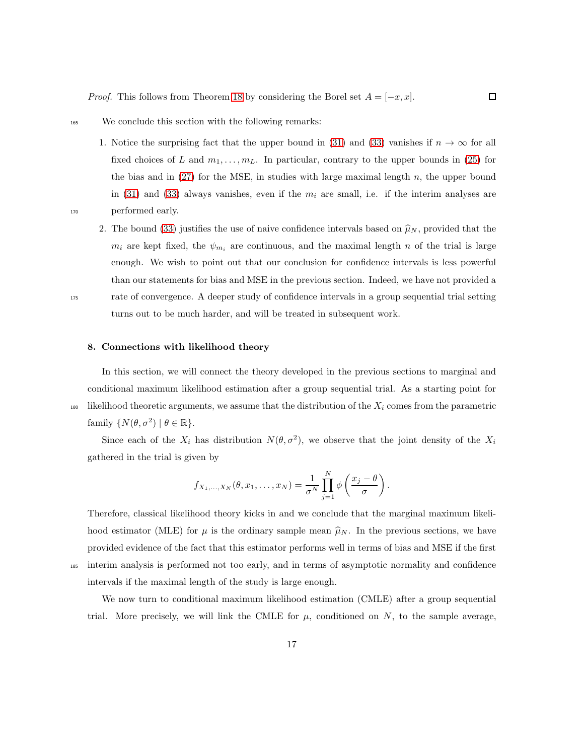*Proof.* This follows from Theorem 18 by considering the Borel set $A = [-x, x]$. □

We conclude this section with the following remarks:

1. Notice the surprising fact that the upper bound in (31) and (33) vanishes if $n \to \infty$ for all fixed choices of $L$ and $m_1, \ldots, m_L$. In particular, contrary to the upper bounds in (25) for the bias and in (27) for the MSE, in studies with large maximal length $n$, the upper bound in (31) and (33) always vanishes, even if the $m_i$ are small, i.e. if the interim analyses are performed early.
2. The bound (33) justifies the use of naive confidence intervals based on $\widehat{\mu}_N$, provided that the $m_i$ are kept fixed, the $\psi_{m_i}$ are continuous, and the maximal length $n$ of the trial is large enough. We wish to point out that our conclusion for confidence intervals is less powerful than our statements for bias and MSE in the previous section. Indeed, we have not provided a rate of convergence. A deeper study of confidence intervals in a group sequential trial setting turns out to be much harder, and will be treated in subsequent work.

## 8. Connections with likelihood theory

In this section, we will connect the theory developed in the previous sections to marginal and conditional maximum likelihood estimation after a group sequential trial. As a starting point for likelihood theoretic arguments, we assume that the distribution of the $X_i$ comes from the parametric family $\{N(\theta, \sigma^2) \mid \theta \in \mathbb{R}\}$.

Since each of the $X_i$ has distribution $N(\theta, \sigma^2)$, we observe that the joint density of the $X_i$ gathered in the trial is given by

$$f_{X_1,\ldots,X_N}(\theta, x_1, \ldots, x_N) = \frac{1}{\sigma^N} \prod_{j=1}^{N} \phi\left(\frac{x_j - \theta}{\sigma}\right).$$

Therefore, classical likelihood theory kicks in and we conclude that the marginal maximum likelihood estimator (MLE) for $\mu$ is the ordinary sample mean $\widehat{\mu}_N$. In the previous sections, we have provided evidence of the fact that this estimator performs well in terms of bias and MSE if the first interim analysis is performed not too early, and in terms of asymptotic normality and confidence intervals if the maximal length of the study is large enough.

We now turn to conditional maximum likelihood estimation (CMLE) after a group sequential trial. More precisely, we will link the CMLE for $\mu$, conditioned on $N$, to the sample average,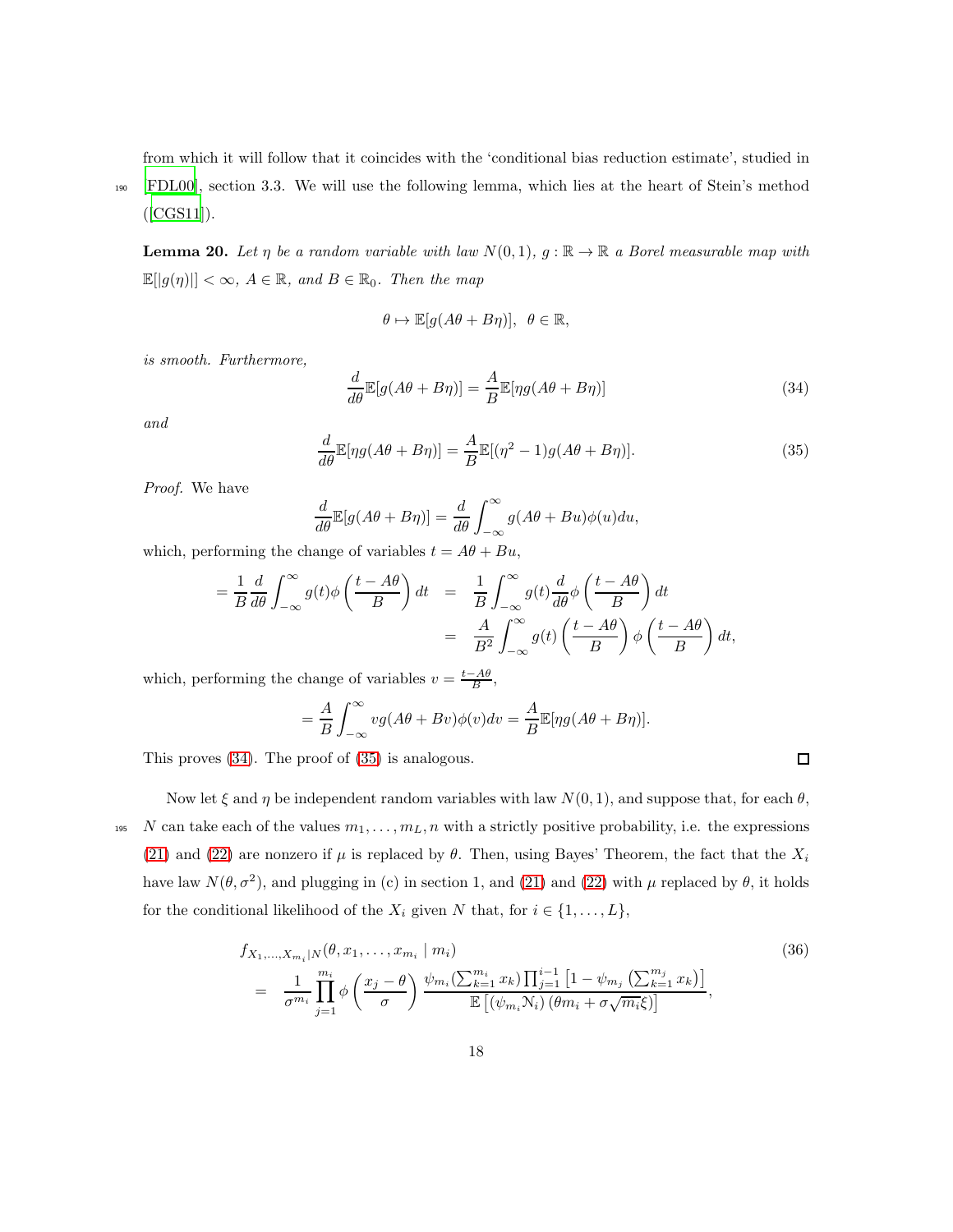from which it will follow that it coincides with the 'conditional bias reduction estimate', studied in [FDL00], section 3.3. We will use the following lemma, which lies at the heart of Stein's method ([CGS11]).

**Lemma 20.** *Let $\eta$ be a random variable with law $N(0,1)$, $g : \mathbb{R} \to \mathbb{R}$ a Borel measurable map with $\mathbb{E}[|g(\eta)|] < \infty$, $A \in \mathbb{R}$, and $B \in \mathbb{R}_0$. Then the map*

$$\theta \mapsto \mathbb{E}[g(A\theta + B\eta)], \;\; \theta \in \mathbb{R},$$

*is smooth. Furthermore,*

$$\frac{d}{d\theta}\mathbb{E}[g(A\theta + B\eta)] = \frac{A}{B}\mathbb{E}[\eta g(A\theta + B\eta)] \tag{34}$$

*and*

$$\frac{d}{d\theta}\mathbb{E}[\eta g(A\theta + B\eta)] = \frac{A}{B}\mathbb{E}[(\eta^2 - 1)g(A\theta + B\eta)]. \tag{35}$$

*Proof.* We have

$$\frac{d}{d\theta}\mathbb{E}[g(A\theta + B\eta)] = \frac{d}{d\theta}\int_{-\infty}^{\infty} g(A\theta + Bu)\phi(u)du,$$

which, performing the change of variables $t = A\theta + Bu$,

$$\begin{aligned} = \frac{1}{B}\frac{d}{d\theta}\int_{-\infty}^{\infty} g(t)\phi\left(\frac{t - A\theta}{B}\right)dt &= \frac{1}{B}\int_{-\infty}^{\infty} g(t)\frac{d}{d\theta}\phi\left(\frac{t - A\theta}{B}\right)dt \\ &= \frac{A}{B^2}\int_{-\infty}^{\infty} g(t)\left(\frac{t - A\theta}{B}\right)\phi\left(\frac{t - A\theta}{B}\right)dt, \end{aligned}$$

which, performing the change of variables $v = \frac{t - A\theta}{B}$,

$$= \frac{A}{B}\int_{-\infty}^{\infty} vg(A\theta + Bv)\phi(v)dv = \frac{A}{B}\mathbb{E}[\eta g(A\theta + B\eta)].$$

This proves (34). The proof of (35) is analogous. □

Now let $\xi$ and $\eta$ be independent random variables with law $N(0,1)$, and suppose that, for each $\theta$, $N$ can take each of the values $m_1, \ldots, m_L, n$ with a strictly positive probability, i.e. the expressions (21) and (22) are nonzero if $\mu$ is replaced by $\theta$. Then, using Bayes' Theorem, the fact that the $X_i$ have law $N(\theta, \sigma^2)$, and plugging in (c) in section 1, and (21) and (22) with $\mu$ replaced by $\theta$, it holds for the conditional likelihood of the $X_i$ given $N$ that, for $i \in \{1, \ldots, L\}$,

$$\begin{aligned} &f_{X_1,\ldots,X_{m_i}|N}(\theta, x_1, \ldots, x_{m_i} \mid m_i) \\ &= \frac{1}{\sigma^{m_i}}\prod_{j=1}^{m_i}\phi\left(\frac{x_j - \theta}{\sigma}\right)\frac{\psi_{m_i}(\sum_{k=1}^{m_i} x_k)\prod_{j=1}^{i-1}\left[1 - \psi_{m_j}\left(\sum_{k=1}^{m_j} x_k\right)\right]}{\mathbb{E}\left[(\psi_{m_i}\mathcal{N}_i)\left(\theta m_i + \sigma\sqrt{m_i}\xi\right)\right]}, \end{aligned} \tag{36}$$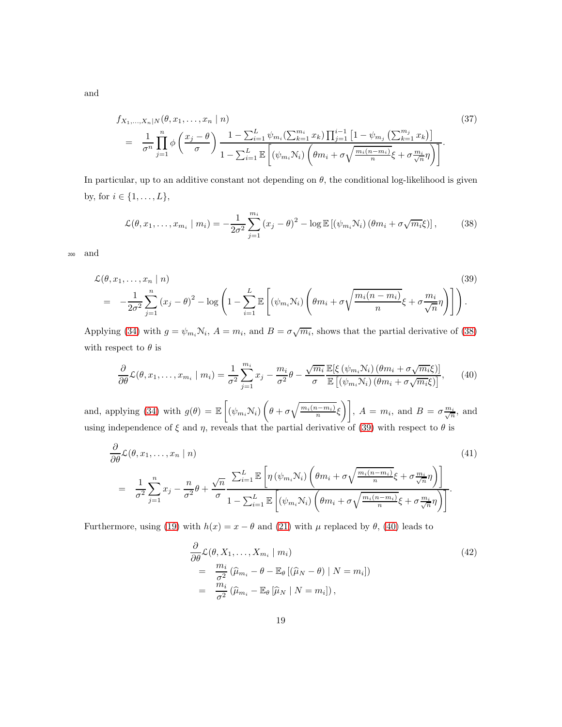and

$$
\begin{aligned}
& f_{X_1,\ldots,X_n|N}(\theta, x_1, \ldots, x_n \mid n) \qquad (37)\\
&= \frac{1}{\sigma^n} \prod_{j=1}^{n} \phi\left(\frac{x_j - \theta}{\sigma}\right) \frac{1 - \sum_{i=1}^{L} \psi_{m_i}(\sum_{k=1}^{m_i} x_k) \prod_{j=1}^{i-1} \left[1 - \psi_{m_j}\left(\sum_{k=1}^{m_j} x_k\right)\right]}{1 - \sum_{i=1}^{L} \mathbb{E}\left[(\psi_{m_i} \mathcal{N}_i)\left(\theta m_i + \sigma \sqrt{\frac{m_i(n-m_i)}{n}} \xi + \sigma \frac{m_i}{\sqrt{n}} \eta\right)\right]}.
\end{aligned}
$$

In particular, up to an additive constant not depending on $\theta$, the conditional log-likelihood is given by, for $i \in \{1, \ldots, L\}$,

$$
\mathcal{L}(\theta, x_1, \ldots, x_{m_i} \mid m_i) = -\frac{1}{2\sigma^2} \sum_{j=1}^{m_i} (x_j - \theta)^2 - \log \mathbb{E}\left[(\psi_{m_i} \mathcal{N}_i)(\theta m_i + \sigma \sqrt{m_i} \xi)\right], \qquad (38)
$$

and

$$
\begin{aligned}
& \mathcal{L}(\theta, x_1, \ldots, x_n \mid n) \qquad (39)\\
&= -\frac{1}{2\sigma^2} \sum_{j=1}^{n} (x_j - \theta)^2 - \log\left(1 - \sum_{i=1}^{L} \mathbb{E}\left[(\psi_{m_i} \mathcal{N}_i)\left(\theta m_i + \sigma \sqrt{\frac{m_i(n-m_i)}{n}} \xi + \sigma \frac{m_i}{\sqrt{n}} \eta\right)\right]\right).
\end{aligned}
$$

Applying (34) with $g = \psi_{m_i} \mathcal{N}_i$, $A = m_i$, and $B = \sigma \sqrt{m_i}$, shows that the partial derivative of (38) with respect to $\theta$ is

$$
\frac{\partial}{\partial \theta} \mathcal{L}(\theta, x_1, \ldots, x_{m_i} \mid m_i) = \frac{1}{\sigma^2} \sum_{j=1}^{m_i} x_j - \frac{m_i}{\sigma^2} \theta - \frac{\sqrt{m_i}}{\sigma} \frac{\mathbb{E}[\xi\left(\psi_{m_i} \mathcal{N}_i\right)(\theta m_i + \sigma \sqrt{m_i} \xi)]}{\mathbb{E}\left[(\psi_{m_i} \mathcal{N}_i)(\theta m_i + \sigma \sqrt{m_i} \xi)\right]}, \qquad (40)
$$

and, applying (34) with $g(\theta) = \mathbb{E}\left[(\psi_{m_i} \mathcal{N}_i)\left(\theta + \sigma \sqrt{\frac{m_i(n-m_i)}{n}} \xi\right)\right]$, $A = m_i$, and $B = \sigma \frac{m_i}{\sqrt{n}}$, and using independence of $\xi$ and $\eta$, reveals that the partial derivative of (39) with respect to $\theta$ is

$$
\begin{aligned}
& \frac{\partial}{\partial \theta} \mathcal{L}(\theta, x_1, \ldots, x_n \mid n) \qquad (41)\\
&= \frac{1}{\sigma^2} \sum_{j=1}^{n} x_j - \frac{n}{\sigma^2} \theta + \frac{\sqrt{n}}{\sigma} \frac{\sum_{i=1}^{L} \mathbb{E}\left[\eta\left(\psi_{m_i} \mathcal{N}_i\right)\left(\theta m_i + \sigma \sqrt{\frac{m_i(n-m_i)}{n}} \xi + \sigma \frac{m_i}{\sqrt{n}} \eta\right)\right]}{1 - \sum_{i=1}^{L} \mathbb{E}\left[(\psi_{m_i} \mathcal{N}_i)\left(\theta m_i + \sigma \sqrt{\frac{m_i(n-m_i)}{n}} \xi + \sigma \frac{m_i}{\sqrt{n}} \eta\right)\right]}.
\end{aligned}
$$

Furthermore, using (19) with $h(x) = x - \theta$ and (21) with $\mu$ replaced by $\theta$, (40) leads to

$$
\begin{aligned}
& \frac{\partial}{\partial \theta} \mathcal{L}(\theta, X_1, \ldots, X_{m_i} \mid m_i) \qquad (42)\\
&= \frac{m_i}{\sigma^2} \left(\widehat{\mu}_{m_i} - \theta - \mathbb{E}_\theta\left[(\widehat{\mu}_N - \theta) \mid N = m_i\right]\right)\\
&= \frac{m_i}{\sigma^2} \left(\widehat{\mu}_{m_i} - \mathbb{E}_\theta\left[\widehat{\mu}_N \mid N = m_i\right]\right),
\end{aligned}
$$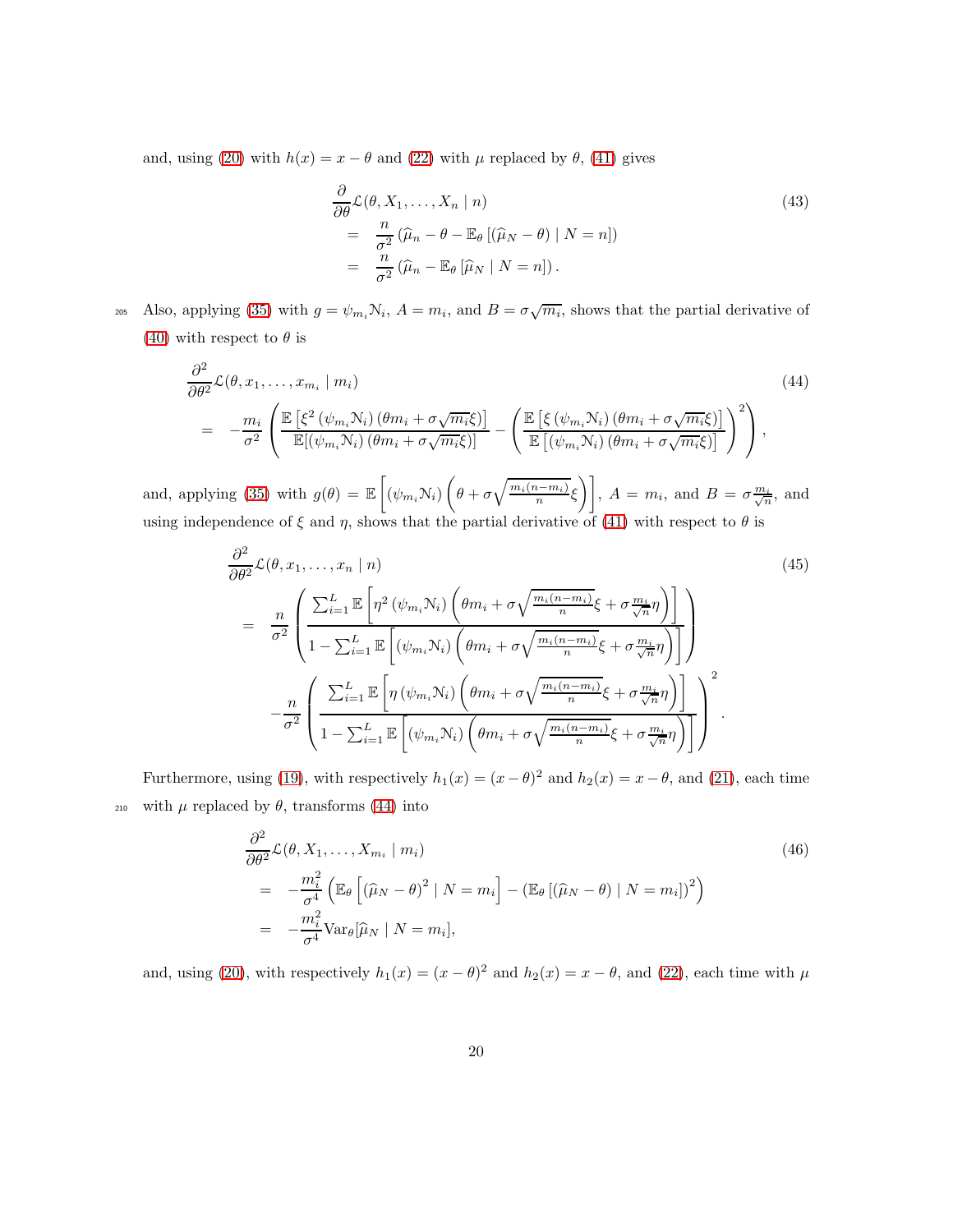and, using (20) with $h(x) = x - \theta$ and (22) with $\mu$ replaced by $\theta$, (41) gives

$$
\begin{aligned}
&\frac{\partial}{\partial\theta}\mathcal{L}(\theta, X_1, \ldots, X_n \mid n) \\
&= \frac{n}{\sigma^2}\left(\widehat{\mu}_n - \theta - \mathbb{E}_\theta\left[(\widehat{\mu}_N - \theta) \mid N = n\right]\right) \\
&= \frac{n}{\sigma^2}\left(\widehat{\mu}_n - \mathbb{E}_\theta\left[\widehat{\mu}_N \mid N = n\right]\right).
\end{aligned} \tag{43}
$$

Also, applying (35) with $g = \psi_{m_i}\mathcal{N}_i$, $A = m_i$, and $B = \sigma\sqrt{m_i}$, shows that the partial derivative of (40) with respect to $\theta$ is

$$
\begin{aligned}
&\frac{\partial^2}{\partial\theta^2}\mathcal{L}(\theta, x_1, \ldots, x_{m_i} \mid m_i) \\
&= -\frac{m_i}{\sigma^2}\left(\frac{\mathbb{E}\left[\xi^2\left(\psi_{m_i}\mathcal{N}_i\right)\left(\theta m_i + \sigma\sqrt{m_i}\xi\right)\right]}{\mathbb{E}[\left(\psi_{m_i}\mathcal{N}_i\right)\left(\theta m_i + \sigma\sqrt{m_i}\xi\right)]} - \left(\frac{\mathbb{E}\left[\xi\left(\psi_{m_i}\mathcal{N}_i\right)\left(\theta m_i + \sigma\sqrt{m_i}\xi\right)\right]}{\mathbb{E}\left[\left(\psi_{m_i}\mathcal{N}_i\right)\left(\theta m_i + \sigma\sqrt{m_i}\xi\right)\right]}\right)^2\right),
\end{aligned} \tag{44}
$$

and, applying (35) with $g(\theta) = \mathbb{E}\left[\left(\psi_{m_i}\mathcal{N}_i\right)\left(\theta + \sigma\sqrt{\frac{m_i(n-m_i)}{n}}\xi\right)\right]$, $A = m_i$, and $B = \sigma\frac{m_i}{\sqrt{n}}$, and using independence of $\xi$ and $\eta$, shows that the partial derivative of (41) with respect to $\theta$ is

$$
\begin{aligned}
&\frac{\partial^2}{\partial\theta^2}\mathcal{L}(\theta, x_1, \ldots, x_n \mid n) \\
&= \frac{n}{\sigma^2}\left(\frac{\sum_{i=1}^{L}\mathbb{E}\left[\eta^2\left(\psi_{m_i}\mathcal{N}_i\right)\left(\theta m_i + \sigma\sqrt{\frac{m_i(n-m_i)}{n}}\xi + \sigma\frac{m_i}{\sqrt{n}}\eta\right)\right]}{1 - \sum_{i=1}^{L}\mathbb{E}\left[\left(\psi_{m_i}\mathcal{N}_i\right)\left(\theta m_i + \sigma\sqrt{\frac{m_i(n-m_i)}{n}}\xi + \sigma\frac{m_i}{\sqrt{n}}\eta\right)\right]}\right) \\
&\quad - \frac{n}{\sigma^2}\left(\frac{\sum_{i=1}^{L}\mathbb{E}\left[\eta\left(\psi_{m_i}\mathcal{N}_i\right)\left(\theta m_i + \sigma\sqrt{\frac{m_i(n-m_i)}{n}}\xi + \sigma\frac{m_i}{\sqrt{n}}\eta\right)\right]}{1 - \sum_{i=1}^{L}\mathbb{E}\left[\left(\psi_{m_i}\mathcal{N}_i\right)\left(\theta m_i + \sigma\sqrt{\frac{m_i(n-m_i)}{n}}\xi + \sigma\frac{m_i}{\sqrt{n}}\eta\right)\right]}\right)^2.
\end{aligned} \tag{45}
$$

Furthermore, using (19), with respectively $h_1(x) = (x-\theta)^2$ and $h_2(x) = x - \theta$, and (21), each time with $\mu$ replaced by $\theta$, transforms (44) into

$$
\begin{aligned}
&\frac{\partial^2}{\partial\theta^2}\mathcal{L}(\theta, X_1, \ldots, X_{m_i} \mid m_i) \\
&= -\frac{m_i^2}{\sigma^4}\left(\mathbb{E}_\theta\left[\left(\widehat{\mu}_N - \theta\right)^2 \mid N = m_i\right] - \left(\mathbb{E}_\theta\left[(\widehat{\mu}_N - \theta) \mid N = m_i\right]\right)^2\right) \\
&= -\frac{m_i^2}{\sigma^4}\mathrm{Var}_\theta[\widehat{\mu}_N \mid N = m_i],
\end{aligned} \tag{46}
$$

and, using (20), with respectively $h_1(x) = (x-\theta)^2$ and $h_2(x) = x - \theta$, and (22), each time with $\mu$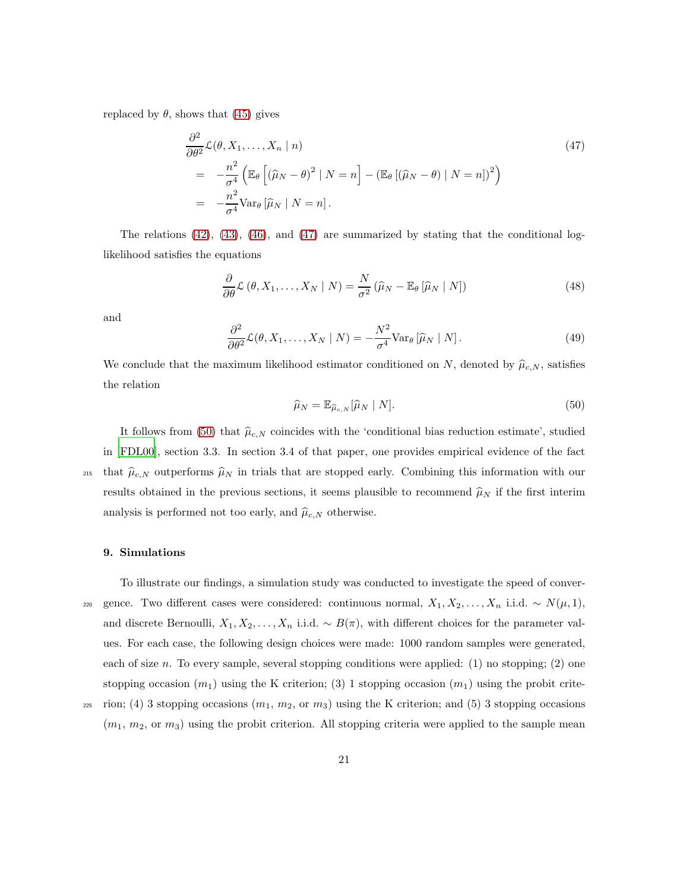replaced by $\theta$, shows that (45) gives

$$
\begin{aligned}
&\frac{\partial^2}{\partial\theta^2}\mathcal{L}(\theta, X_1, \ldots, X_n \mid n) \\
&= -\frac{n^2}{\sigma^4}\left(\mathbb{E}_\theta\left[(\widehat{\mu}_N - \theta)^2 \mid N = n\right] - \left(\mathbb{E}_\theta\left[(\widehat{\mu}_N - \theta) \mid N = n\right]\right)^2\right) \\
&= -\frac{n^2}{\sigma^4}\mathrm{Var}_\theta\left[\widehat{\mu}_N \mid N = n\right].
\end{aligned}
\tag{47}
$$

The relations (42), (43), (46), and (47) are summarized by stating that the conditional log-likelihood satisfies the equations

$$
\frac{\partial}{\partial\theta}\mathcal{L}\left(\theta, X_1, \ldots, X_N \mid N\right) = \frac{N}{\sigma^2}\left(\widehat{\mu}_N - \mathbb{E}_\theta\left[\widehat{\mu}_N \mid N\right]\right) \tag{48}
$$

and

$$
\frac{\partial^2}{\partial\theta^2}\mathcal{L}(\theta, X_1, \ldots, X_N \mid N) = -\frac{N^2}{\sigma^4}\mathrm{Var}_\theta\left[\widehat{\mu}_N \mid N\right]. \tag{49}
$$

We conclude that the maximum likelihood estimator conditioned on $N$, denoted by $\widehat{\mu}_{c,N}$, satisfies the relation

$$
\widehat{\mu}_N = \mathbb{E}_{\widehat{\mu}_{c,N}}[\widehat{\mu}_N \mid N]. \tag{50}
$$

It follows from (50) that $\widehat{\mu}_{c,N}$ coincides with the 'conditional bias reduction estimate', studied in [FDL00], section 3.3. In section 3.4 of that paper, one provides empirical evidence of the fact that $\widehat{\mu}_{c,N}$ outperforms $\widehat{\mu}_N$ in trials that are stopped early. Combining this information with our results obtained in the previous sections, it seems plausible to recommend $\widehat{\mu}_N$ if the first interim analysis is performed not too early, and $\widehat{\mu}_{c,N}$ otherwise.

## 9. Simulations

To illustrate our findings, a simulation study was conducted to investigate the speed of convergence. Two different cases were considered: continuous normal, $X_1, X_2, \ldots, X_n$ i.i.d. $\sim N(\mu, 1)$, and discrete Bernoulli, $X_1, X_2, \ldots, X_n$ i.i.d. $\sim B(\pi)$, with different choices for the parameter values. For each case, the following design choices were made: 1000 random samples were generated, each of size $n$. To every sample, several stopping conditions were applied: (1) no stopping; (2) one stopping occasion ($m_1$) using the K criterion; (3) 1 stopping occasion ($m_1$) using the probit criterion; (4) 3 stopping occasions ($m_1$, $m_2$, or $m_3$) using the K criterion; and (5) 3 stopping occasions ($m_1$, $m_2$, or $m_3$) using the probit criterion. All stopping criteria were applied to the sample mean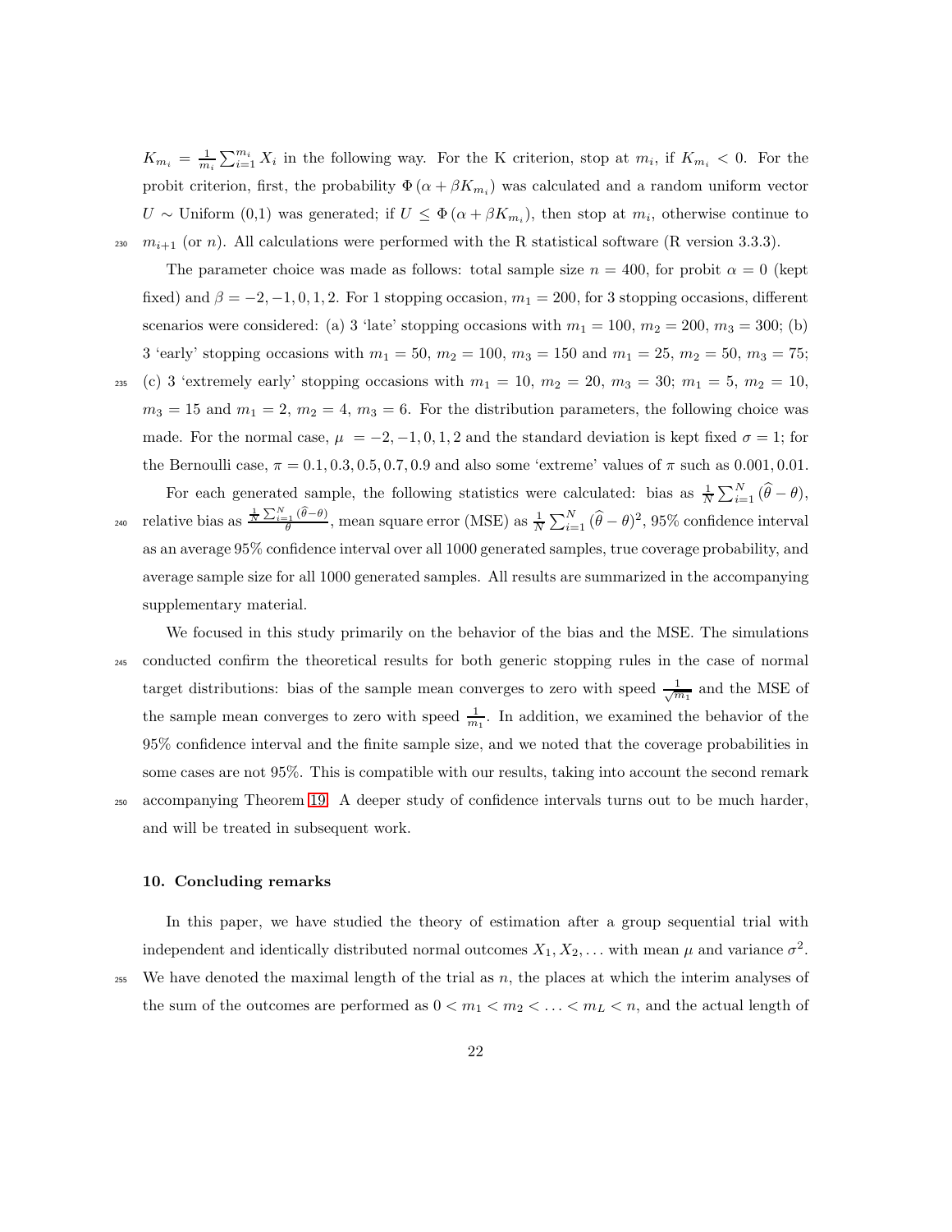$K_{m_i} = \frac{1}{m_i}\sum_{i=1}^{m_i} X_i$ in the following way. For the K criterion, stop at $m_i$, if $K_{m_i} < 0$. For the probit criterion, first, the probability $\Phi(\alpha + \beta K_{m_i})$ was calculated and a random uniform vector $U \sim$ Uniform (0,1) was generated; if $U \leq \Phi(\alpha + \beta K_{m_i})$, then stop at $m_i$, otherwise continue to $m_{i+1}$ (or $n$). All calculations were performed with the R statistical software (R version 3.3.3).

The parameter choice was made as follows: total sample size $n = 400$, for probit $\alpha = 0$ (kept fixed) and $\beta = -2, -1, 0, 1, 2$. For 1 stopping occasion, $m_1 = 200$, for 3 stopping occasions, different scenarios were considered: (a) 3 'late' stopping occasions with $m_1 = 100$, $m_2 = 200$, $m_3 = 300$; (b) 3 'early' stopping occasions with $m_1 = 50$, $m_2 = 100$, $m_3 = 150$ and $m_1 = 25$, $m_2 = 50$, $m_3 = 75$; (c) 3 'extremely early' stopping occasions with $m_1 = 10$, $m_2 = 20$, $m_3 = 30$; $m_1 = 5$, $m_2 = 10$, $m_3 = 15$ and $m_1 = 2$, $m_2 = 4$, $m_3 = 6$. For the distribution parameters, the following choice was made. For the normal case, $\mu = -2, -1, 0, 1, 2$ and the standard deviation is kept fixed $\sigma = 1$; for the Bernoulli case, $\pi = 0.1, 0.3, 0.5, 0.7, 0.9$ and also some 'extreme' values of $\pi$ such as $0.001, 0.01$.

For each generated sample, the following statistics were calculated: bias as $\frac{1}{N}\sum_{i=1}^{N}(\widehat{\theta} - \theta)$, relative bias as $\frac{\frac{1}{N}\sum_{i=1}^{N}(\widehat{\theta}-\theta)}{\theta}$, mean square error (MSE) as $\frac{1}{N}\sum_{i=1}^{N}(\widehat{\theta} - \theta)^2$, 95% confidence interval as an average 95% confidence interval over all 1000 generated samples, true coverage probability, and average sample size for all 1000 generated samples. All results are summarized in the accompanying supplementary material.

We focused in this study primarily on the behavior of the bias and the MSE. The simulations conducted confirm the theoretical results for both generic stopping rules in the case of normal target distributions: bias of the sample mean converges to zero with speed $\frac{1}{\sqrt{m_1}}$ and the MSE of the sample mean converges to zero with speed $\frac{1}{m_1}$. In addition, we examined the behavior of the 95% confidence interval and the finite sample size, and we noted that the coverage probabilities in some cases are not 95%. This is compatible with our results, taking into account the second remark accompanying Theorem 19. A deeper study of confidence intervals turns out to be much harder, and will be treated in subsequent work.

## 10. Concluding remarks

In this paper, we have studied the theory of estimation after a group sequential trial with independent and identically distributed normal outcomes $X_1, X_2, \ldots$ with mean $\mu$ and variance $\sigma^2$. We have denoted the maximal length of the trial as $n$, the places at which the interim analyses of the sum of the outcomes are performed as $0 < m_1 < m_2 < \ldots < m_L < n$, and the actual length of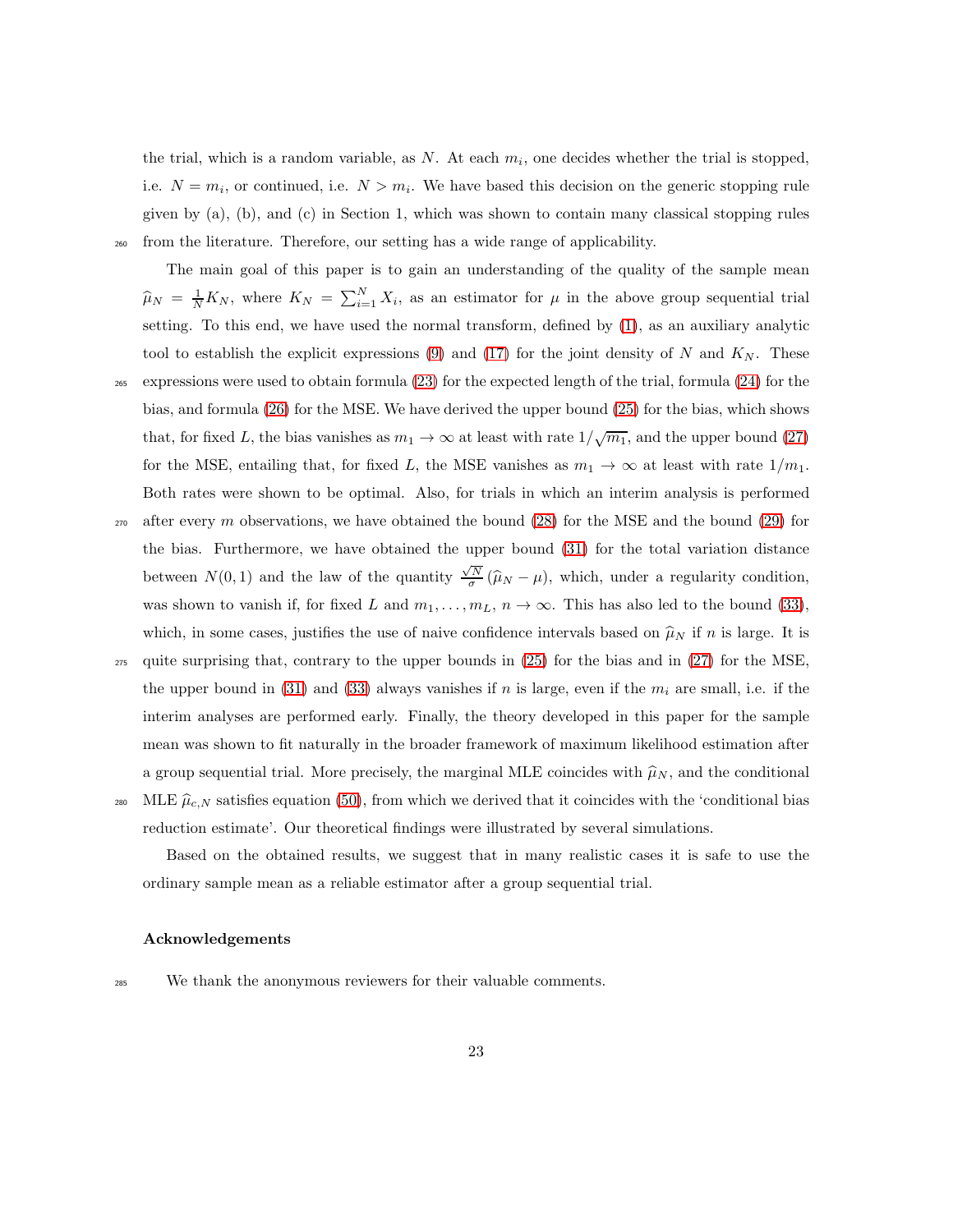the trial, which is a random variable, as $N$. At each $m_i$, one decides whether the trial is stopped, i.e. $N = m_i$, or continued, i.e. $N > m_i$. We have based this decision on the generic stopping rule given by (a), (b), and (c) in Section 1, which was shown to contain many classical stopping rules from the literature. Therefore, our setting has a wide range of applicability.

The main goal of this paper is to gain an understanding of the quality of the sample mean $\widehat{\mu}_N = \frac{1}{N}K_N$, where $K_N = \sum_{i=1}^{N} X_i$, as an estimator for $\mu$ in the above group sequential trial setting. To this end, we have used the normal transform, defined by (1), as an auxiliary analytic tool to establish the explicit expressions (9) and (17) for the joint density of $N$ and $K_N$. These expressions were used to obtain formula (23) for the expected length of the trial, formula (24) for the bias, and formula (26) for the MSE. We have derived the upper bound (25) for the bias, which shows that, for fixed $L$, the bias vanishes as $m_1 \to \infty$ at least with rate $1/\sqrt{m_1}$, and the upper bound (27) for the MSE, entailing that, for fixed $L$, the MSE vanishes as $m_1 \to \infty$ at least with rate $1/m_1$. Both rates were shown to be optimal. Also, for trials in which an interim analysis is performed after every $m$ observations, we have obtained the bound (28) for the MSE and the bound (29) for the bias. Furthermore, we have obtained the upper bound (31) for the total variation distance between $N(0,1)$ and the law of the quantity $\frac{\sqrt{N}}{\sigma}(\widehat{\mu}_N - \mu)$, which, under a regularity condition, was shown to vanish if, for fixed $L$ and $m_1, \ldots, m_L$, $n \to \infty$. This has also led to the bound (33), which, in some cases, justifies the use of naive confidence intervals based on $\widehat{\mu}_N$ if $n$ is large. It is quite surprising that, contrary to the upper bounds in (25) for the bias and in (27) for the MSE, the upper bound in (31) and (33) always vanishes if $n$ is large, even if the $m_i$ are small, i.e. if the interim analyses are performed early. Finally, the theory developed in this paper for the sample mean was shown to fit naturally in the broader framework of maximum likelihood estimation after a group sequential trial. More precisely, the marginal MLE coincides with $\widehat{\mu}_N$, and the conditional MLE $\widehat{\mu}_{c,N}$ satisfies equation (50), from which we derived that it coincides with the 'conditional bias reduction estimate'. Our theoretical findings were illustrated by several simulations.

Based on the obtained results, we suggest that in many realistic cases it is safe to use the ordinary sample mean as a reliable estimator after a group sequential trial.

### Acknowledgements

We thank the anonymous reviewers for their valuable comments.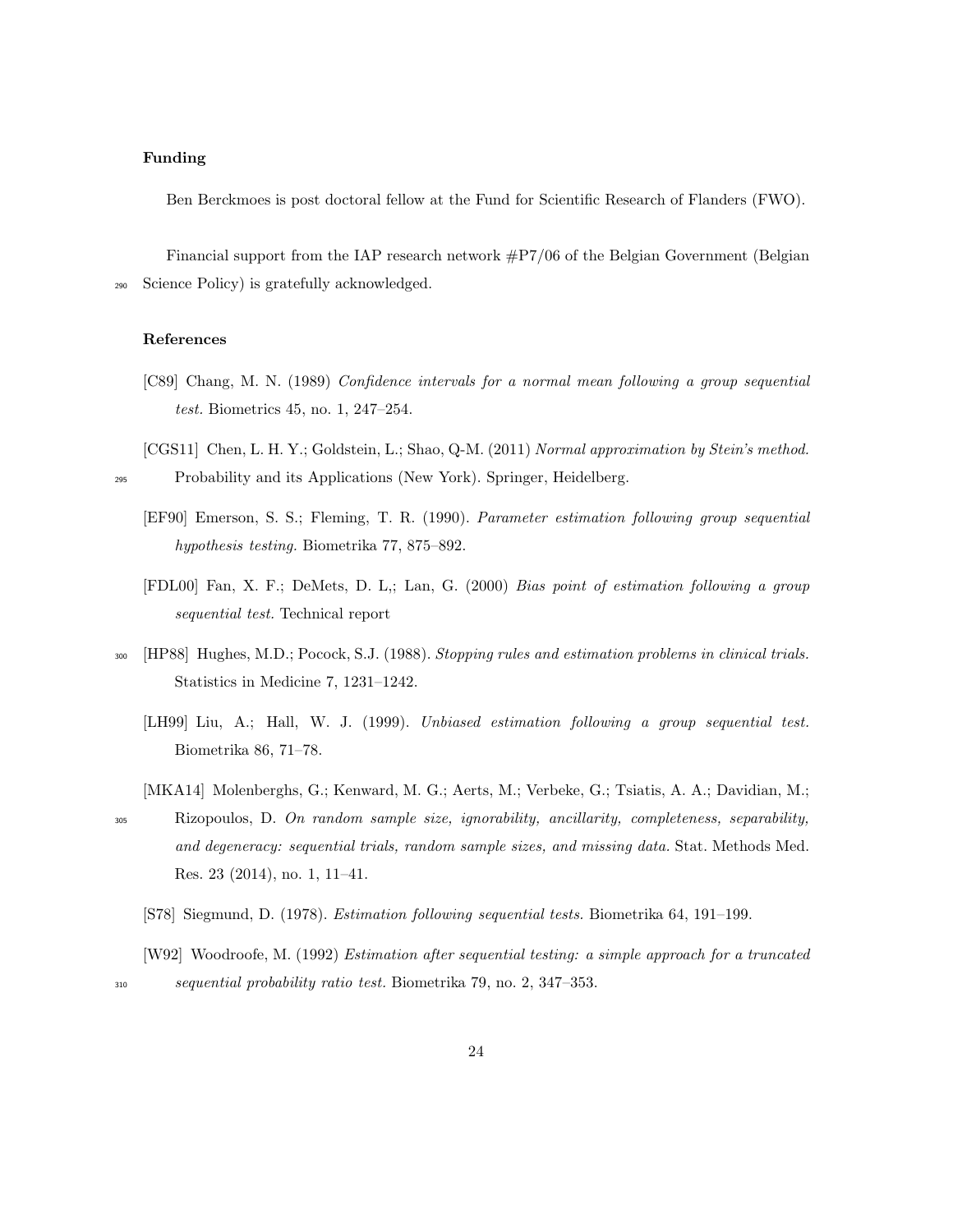### Funding

Ben Berckmoes is post doctoral fellow at the Fund for Scientific Research of Flanders (FWO).

Financial support from the IAP research network #P7/06 of the Belgian Government (Belgian Science Policy) is gratefully acknowledged.

### References

[C89] Chang, M. N. (1989) *Confidence intervals for a normal mean following a group sequential test.* Biometrics 45, no. 1, 247–254.

[CGS11] Chen, L. H. Y.; Goldstein, L.; Shao, Q-M. (2011) *Normal approximation by Stein's method.* Probability and its Applications (New York). Springer, Heidelberg.

[EF90] Emerson, S. S.; Fleming, T. R. (1990). *Parameter estimation following group sequential hypothesis testing.* Biometrika 77, 875–892.

[FDL00] Fan, X. F.; DeMets, D. L,; Lan, G. (2000) *Bias point of estimation following a group sequential test.* Technical report

[HP88] Hughes, M.D.; Pocock, S.J. (1988). *Stopping rules and estimation problems in clinical trials.* Statistics in Medicine 7, 1231–1242.

[LH99] Liu, A.; Hall, W. J. (1999). *Unbiased estimation following a group sequential test.* Biometrika 86, 71–78.

[MKA14] Molenberghs, G.; Kenward, M. G.; Aerts, M.; Verbeke, G.; Tsiatis, A. A.; Davidian, M.; Rizopoulos, D. *On random sample size, ignorability, ancillarity, completeness, separability, and degeneracy: sequential trials, random sample sizes, and missing data.* Stat. Methods Med. Res. 23 (2014), no. 1, 11–41.

[S78] Siegmund, D. (1978). *Estimation following sequential tests.* Biometrika 64, 191–199.

[W92] Woodroofe, M. (1992) *Estimation after sequential testing: a simple approach for a truncated sequential probability ratio test.* Biometrika 79, no. 2, 347–353.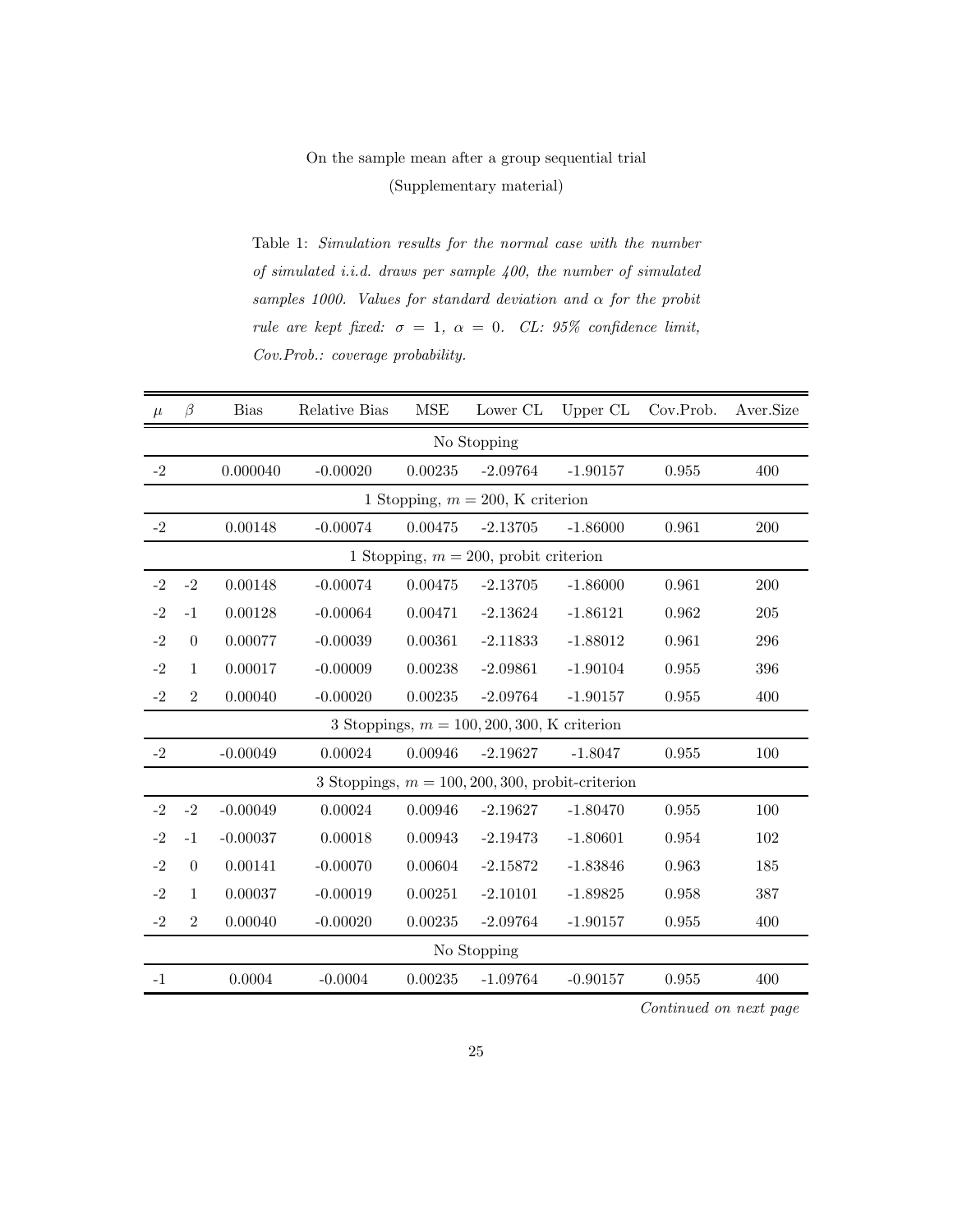On the sample mean after a group sequential trial

(Supplementary material)

Table 1: *Simulation results for the normal case with the number of simulated i.i.d. draws per sample 400, the number of simulated samples 1000. Values for standard deviation and $\alpha$ for the probit rule are kept fixed: $\sigma = 1$, $\alpha = 0$. CL: 95% confidence limit, Cov.Prob.: coverage probability.*

| $\mu$ | $\beta$ | Bias | Relative Bias | MSE | Lower CL | Upper CL | Cov.Prob. | Aver.Size |
|---|---|---|---|---|---|---|---|---|
| No Stopping | | | | | | | | |
| -2 | | 0.000040 | -0.00020 | 0.00235 | -2.09764 | -1.90157 | 0.955 | 400 |
| 1 Stopping, $m = 200$, K criterion | | | | | | | | |
| -2 | | 0.00148 | -0.00074 | 0.00475 | -2.13705 | -1.86000 | 0.961 | 200 |
| 1 Stopping, $m = 200$, probit criterion | | | | | | | | |
| -2 | -2 | 0.00148 | -0.00074 | 0.00475 | -2.13705 | -1.86000 | 0.961 | 200 |
| -2 | -1 | 0.00128 | -0.00064 | 0.00471 | -2.13624 | -1.86121 | 0.962 | 205 |
| -2 | 0 | 0.00077 | -0.00039 | 0.00361 | -2.11833 | -1.88012 | 0.961 | 296 |
| -2 | 1 | 0.00017 | -0.00009 | 0.00238 | -2.09861 | -1.90104 | 0.955 | 396 |
| -2 | 2 | 0.00040 | -0.00020 | 0.00235 | -2.09764 | -1.90157 | 0.955 | 400 |
| 3 Stoppings, $m = 100, 200, 300$, K criterion | | | | | | | | |
| -2 | | -0.00049 | 0.00024 | 0.00946 | -2.19627 | -1.8047 | 0.955 | 100 |
| 3 Stoppings, $m = 100, 200, 300$, probit-criterion | | | | | | | | |
| -2 | -2 | -0.00049 | 0.00024 | 0.00946 | -2.19627 | -1.80470 | 0.955 | 100 |
| -2 | -1 | -0.00037 | 0.00018 | 0.00943 | -2.19473 | -1.80601 | 0.954 | 102 |
| -2 | 0 | 0.00141 | -0.00070 | 0.00604 | -2.15872 | -1.83846 | 0.963 | 185 |
| -2 | 1 | 0.00037 | -0.00019 | 0.00251 | -2.10101 | -1.89825 | 0.958 | 387 |
| -2 | 2 | 0.00040 | -0.00020 | 0.00235 | -2.09764 | -1.90157 | 0.955 | 400 |
| No Stopping | | | | | | | | |
| -1 | | 0.0004 | -0.0004 | 0.00235 | -1.09764 | -0.90157 | 0.955 | 400 |

*Continued on next page*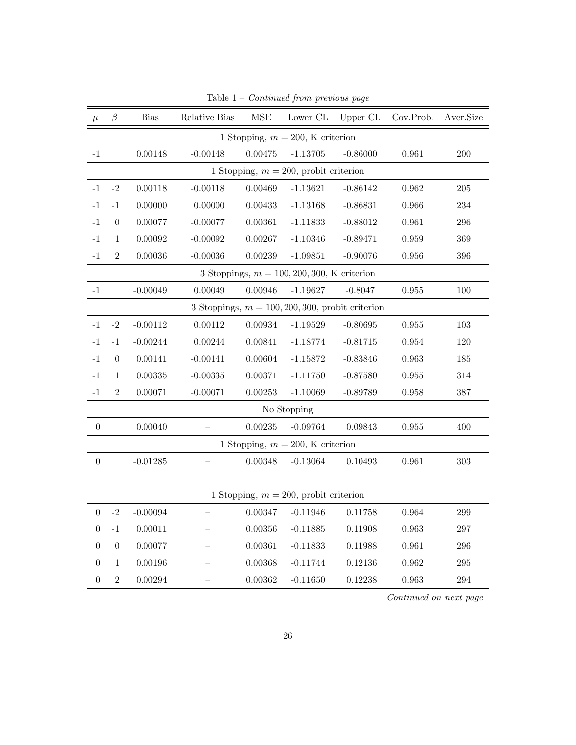Table 1 – *Continued from previous page*

| $\mu$ | $\beta$ | Bias | Relative Bias | MSE | Lower CL | Upper CL | Cov.Prob. | Aver.Size |
|---|---|---|---|---|---|---|---|---|
| 1 Stopping, $m = 200$, K criterion | | | | | | | | |
| -1 | | 0.00148 | -0.00148 | 0.00475 | -1.13705 | -0.86000 | 0.961 | 200 |
| 1 Stopping, $m = 200$, probit criterion | | | | | | | | |
| -1 | -2 | 0.00118 | -0.00118 | 0.00469 | -1.13621 | -0.86142 | 0.962 | 205 |
| -1 | -1 | 0.00000 | 0.00000 | 0.00433 | -1.13168 | -0.86831 | 0.966 | 234 |
| -1 | 0 | 0.00077 | -0.00077 | 0.00361 | -1.11833 | -0.88012 | 0.961 | 296 |
| -1 | 1 | 0.00092 | -0.00092 | 0.00267 | -1.10346 | -0.89471 | 0.959 | 369 |
| -1 | 2 | 0.00036 | -0.00036 | 0.00239 | -1.09851 | -0.90076 | 0.956 | 396 |
| 3 Stoppings, $m = 100, 200, 300$, K criterion | | | | | | | | |
| -1 | | -0.00049 | 0.00049 | 0.00946 | -1.19627 | -0.8047 | 0.955 | 100 |
| 3 Stoppings, $m = 100, 200, 300$, probit criterion | | | | | | | | |
| -1 | -2 | -0.00112 | 0.00112 | 0.00934 | -1.19529 | -0.80695 | 0.955 | 103 |
| -1 | -1 | -0.00244 | 0.00244 | 0.00841 | -1.18774 | -0.81715 | 0.954 | 120 |
| -1 | 0 | 0.00141 | -0.00141 | 0.00604 | -1.15872 | -0.83846 | 0.963 | 185 |
| -1 | 1 | 0.00335 | -0.00335 | 0.00371 | -1.11750 | -0.87580 | 0.955 | 314 |
| -1 | 2 | 0.00071 | -0.00071 | 0.00253 | -1.10069 | -0.89789 | 0.958 | 387 |
| No Stopping | | | | | | | | |
| 0 | | 0.00040 | – | 0.00235 | -0.09764 | 0.09843 | 0.955 | 400 |
| 1 Stopping, $m = 200$, K criterion | | | | | | | | |
| 0 | | -0.01285 | – | 0.00348 | -0.13064 | 0.10493 | 0.961 | 303 |
| 1 Stopping, $m = 200$, probit criterion | | | | | | | | |
| 0 | -2 | -0.00094 | – | 0.00347 | -0.11946 | 0.11758 | 0.964 | 299 |
| 0 | -1 | 0.00011 | – | 0.00356 | -0.11885 | 0.11908 | 0.963 | 297 |
| 0 | 0 | 0.00077 | – | 0.00361 | -0.11833 | 0.11988 | 0.961 | 296 |
| 0 | 1 | 0.00196 | – | 0.00368 | -0.11744 | 0.12136 | 0.962 | 295 |
| 0 | 2 | 0.00294 | – | 0.00362 | -0.11650 | 0.12238 | 0.963 | 294 |

*Continued on next page*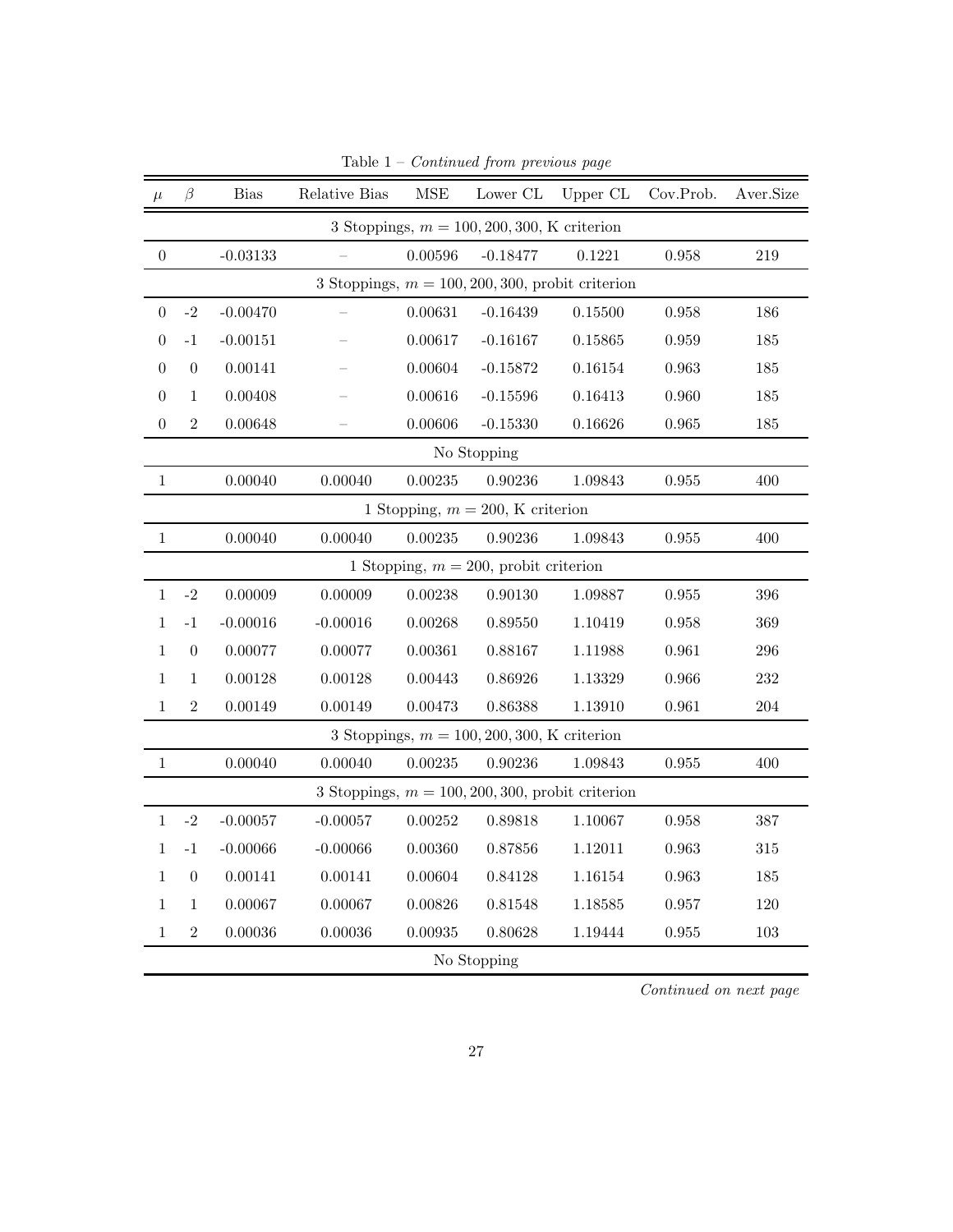Table 1 – *Continued from previous page*

| $\mu$ | $\beta$ | Bias | Relative Bias | MSE | Lower CL | Upper CL | Cov.Prob. | Aver.Size |
|---|---|---|---|---|---|---|---|---|
| | | | 3 Stoppings, $m = 100, 200, 300$, K criterion | | | | | |
| 0 | | -0.03133 | – | 0.00596 | -0.18477 | 0.1221 | 0.958 | 219 |
| | | | 3 Stoppings, $m = 100, 200, 300$, probit criterion | | | | | |
| 0 | -2 | -0.00470 | – | 0.00631 | -0.16439 | 0.15500 | 0.958 | 186 |
| 0 | -1 | -0.00151 | – | 0.00617 | -0.16167 | 0.15865 | 0.959 | 185 |
| 0 | 0 | 0.00141 | – | 0.00604 | -0.15872 | 0.16154 | 0.963 | 185 |
| 0 | 1 | 0.00408 | – | 0.00616 | -0.15596 | 0.16413 | 0.960 | 185 |
| 0 | 2 | 0.00648 | – | 0.00606 | -0.15330 | 0.16626 | 0.965 | 185 |
| | | | No Stopping | | | | | |
| 1 | | 0.00040 | 0.00040 | 0.00235 | 0.90236 | 1.09843 | 0.955 | 400 |
| | | | 1 Stopping, $m = 200$, K criterion | | | | | |
| 1 | | 0.00040 | 0.00040 | 0.00235 | 0.90236 | 1.09843 | 0.955 | 400 |
| | | | 1 Stopping, $m = 200$, probit criterion | | | | | |
| 1 | -2 | 0.00009 | 0.00009 | 0.00238 | 0.90130 | 1.09887 | 0.955 | 396 |
| 1 | -1 | -0.00016 | -0.00016 | 0.00268 | 0.89550 | 1.10419 | 0.958 | 369 |
| 1 | 0 | 0.00077 | 0.00077 | 0.00361 | 0.88167 | 1.11988 | 0.961 | 296 |
| 1 | 1 | 0.00128 | 0.00128 | 0.00443 | 0.86926 | 1.13329 | 0.966 | 232 |
| 1 | 2 | 0.00149 | 0.00149 | 0.00473 | 0.86388 | 1.13910 | 0.961 | 204 |
| | | | 3 Stoppings, $m = 100, 200, 300$, K criterion | | | | | |
| 1 | | 0.00040 | 0.00040 | 0.00235 | 0.90236 | 1.09843 | 0.955 | 400 |
| | | | 3 Stoppings, $m = 100, 200, 300$, probit criterion | | | | | |
| 1 | -2 | -0.00057 | -0.00057 | 0.00252 | 0.89818 | 1.10067 | 0.958 | 387 |
| 1 | -1 | -0.00066 | -0.00066 | 0.00360 | 0.87856 | 1.12011 | 0.963 | 315 |
| 1 | 0 | 0.00141 | 0.00141 | 0.00604 | 0.84128 | 1.16154 | 0.963 | 185 |
| 1 | 1 | 0.00067 | 0.00067 | 0.00826 | 0.81548 | 1.18585 | 0.957 | 120 |
| 1 | 2 | 0.00036 | 0.00036 | 0.00935 | 0.80628 | 1.19444 | 0.955 | 103 |
| | | | No Stopping | | | | | |

*Continued on next page*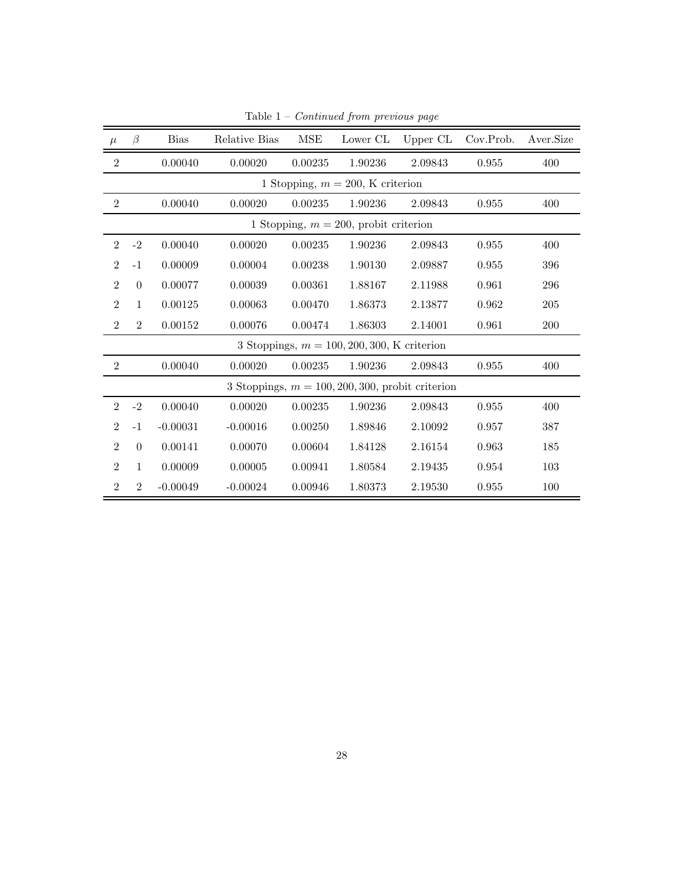Table 1 – *Continued from previous page*

| $\mu$ | $\beta$ | Bias | Relative Bias | MSE | Lower CL | Upper CL | Cov.Prob. | Aver.Size |
|---|---|---|---|---|---|---|---|---|
| 2 | | 0.00040 | 0.00020 | 0.00235 | 1.90236 | 2.09843 | 0.955 | 400 |
| | | | | 1 Stopping, $m = 200$, K criterion | | | | |
| 2 | | 0.00040 | 0.00020 | 0.00235 | 1.90236 | 2.09843 | 0.955 | 400 |
| | | | | 1 Stopping, $m = 200$, probit criterion | | | | |
| 2 | -2 | 0.00040 | 0.00020 | 0.00235 | 1.90236 | 2.09843 | 0.955 | 400 |
| 2 | -1 | 0.00009 | 0.00004 | 0.00238 | 1.90130 | 2.09887 | 0.955 | 396 |
| 2 | 0 | 0.00077 | 0.00039 | 0.00361 | 1.88167 | 2.11988 | 0.961 | 296 |
| 2 | 1 | 0.00125 | 0.00063 | 0.00470 | 1.86373 | 2.13877 | 0.962 | 205 |
| 2 | 2 | 0.00152 | 0.00076 | 0.00474 | 1.86303 | 2.14001 | 0.961 | 200 |
| | | | | 3 Stoppings, $m = 100, 200, 300$, K criterion | | | | |
| 2 | | 0.00040 | 0.00020 | 0.00235 | 1.90236 | 2.09843 | 0.955 | 400 |
| | | | | 3 Stoppings, $m = 100, 200, 300$, probit criterion | | | | |
| 2 | -2 | 0.00040 | 0.00020 | 0.00235 | 1.90236 | 2.09843 | 0.955 | 400 |
| 2 | -1 | -0.00031 | -0.00016 | 0.00250 | 1.89846 | 2.10092 | 0.957 | 387 |
| 2 | 0 | 0.00141 | 0.00070 | 0.00604 | 1.84128 | 2.16154 | 0.963 | 185 |
| 2 | 1 | 0.00009 | 0.00005 | 0.00941 | 1.80584 | 2.19435 | 0.954 | 103 |
| 2 | 2 | -0.00049 | -0.00024 | 0.00946 | 1.80373 | 2.19530 | 0.955 | 100 |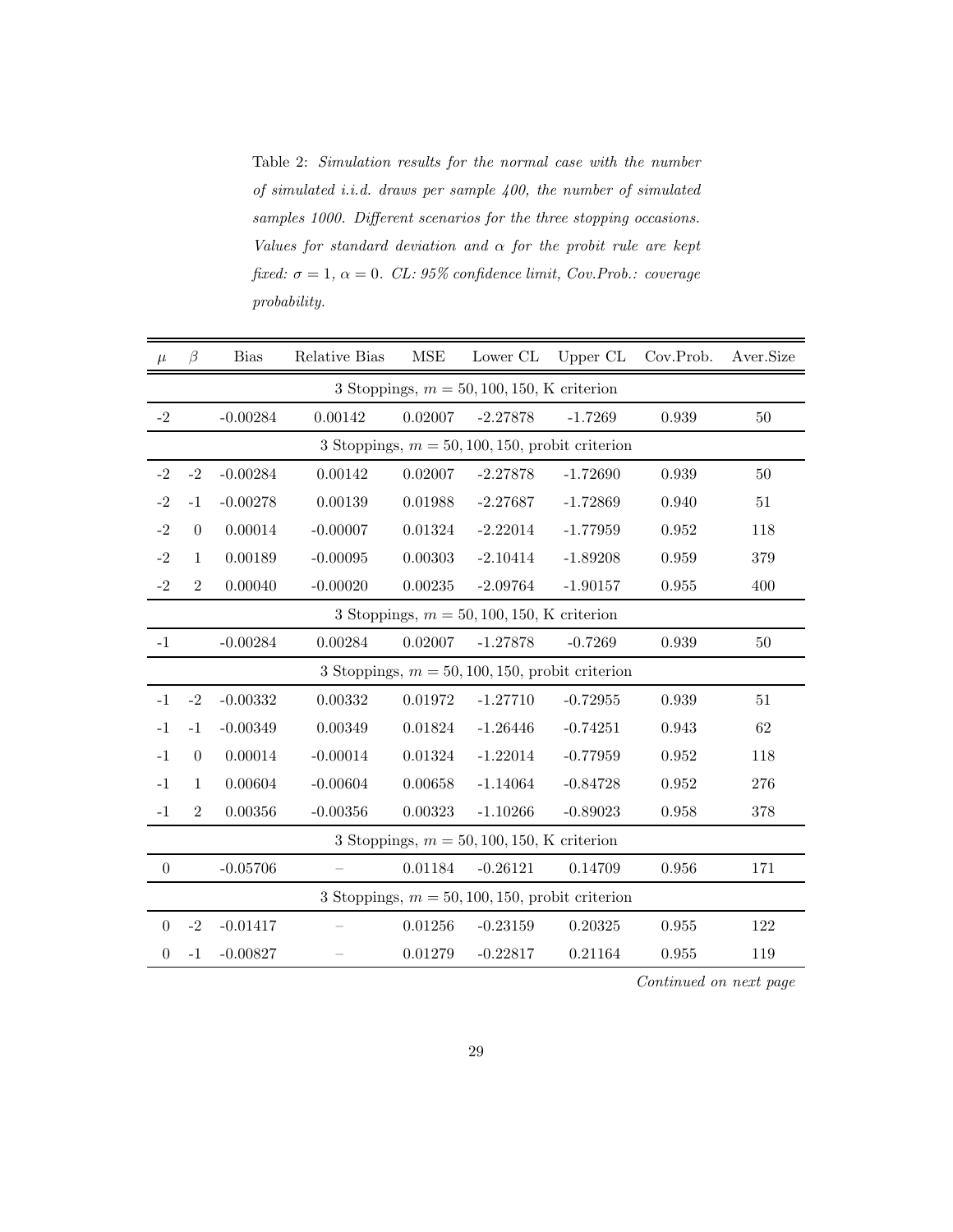Table 2: *Simulation results for the normal case with the number of simulated i.i.d. draws per sample 400, the number of simulated samples 1000. Different scenarios for the three stopping occasions. Values for standard deviation and $\alpha$ for the probit rule are kept fixed: $\sigma = 1$, $\alpha = 0$. CL: 95% confidence limit, Cov.Prob.: coverage probability.*

| $\mu$ | $\beta$ | Bias | Relative Bias | MSE | Lower CL | Upper CL | Cov.Prob. | Aver.Size |
|---|---|---|---|---|---|---|---|---|
| 3 Stoppings, $m = 50, 100, 150$, K criterion | | | | | | | | |
| -2 | | -0.00284 | 0.00142 | 0.02007 | -2.27878 | -1.7269 | 0.939 | 50 |
| 3 Stoppings, $m = 50, 100, 150$, probit criterion | | | | | | | | |
| -2 | -2 | -0.00284 | 0.00142 | 0.02007 | -2.27878 | -1.72690 | 0.939 | 50 |
| -2 | -1 | -0.00278 | 0.00139 | 0.01988 | -2.27687 | -1.72869 | 0.940 | 51 |
| -2 | 0 | 0.00014 | -0.00007 | 0.01324 | -2.22014 | -1.77959 | 0.952 | 118 |
| -2 | 1 | 0.00189 | -0.00095 | 0.00303 | -2.10414 | -1.89208 | 0.959 | 379 |
| -2 | 2 | 0.00040 | -0.00020 | 0.00235 | -2.09764 | -1.90157 | 0.955 | 400 |
| 3 Stoppings, $m = 50, 100, 150$, K criterion | | | | | | | | |
| -1 | | -0.00284 | 0.00284 | 0.02007 | -1.27878 | -0.7269 | 0.939 | 50 |
| 3 Stoppings, $m = 50, 100, 150$, probit criterion | | | | | | | | |
| -1 | -2 | -0.00332 | 0.00332 | 0.01972 | -1.27710 | -0.72955 | 0.939 | 51 |
| -1 | -1 | -0.00349 | 0.00349 | 0.01824 | -1.26446 | -0.74251 | 0.943 | 62 |
| -1 | 0 | 0.00014 | -0.00014 | 0.01324 | -1.22014 | -0.77959 | 0.952 | 118 |
| -1 | 1 | 0.00604 | -0.00604 | 0.00658 | -1.14064 | -0.84728 | 0.952 | 276 |
| -1 | 2 | 0.00356 | -0.00356 | 0.00323 | -1.10266 | -0.89023 | 0.958 | 378 |
| 3 Stoppings, $m = 50, 100, 150$, K criterion | | | | | | | | |
| 0 | | -0.05706 | – | 0.01184 | -0.26121 | 0.14709 | 0.956 | 171 |
| 3 Stoppings, $m = 50, 100, 150$, probit criterion | | | | | | | | |
| 0 | -2 | -0.01417 | – | 0.01256 | -0.23159 | 0.20325 | 0.955 | 122 |
| 0 | -1 | -0.00827 | – | 0.01279 | -0.22817 | 0.21164 | 0.955 | 119 |

*Continued on next page*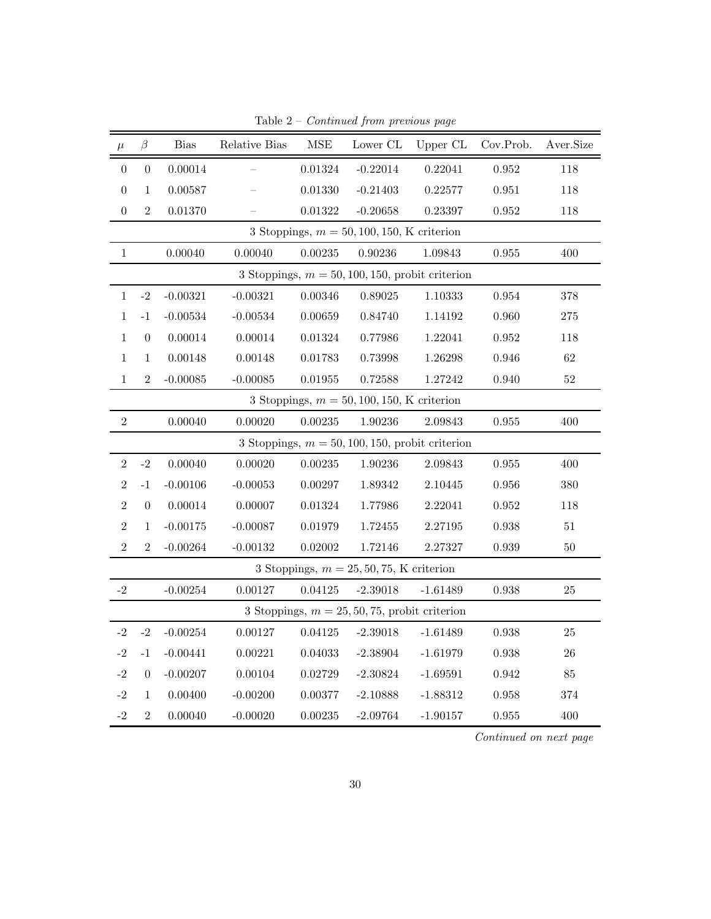Table 2 – *Continued from previous page*

| $\mu$ | $\beta$ | Bias | Relative Bias | MSE | Lower CL | Upper CL | Cov.Prob. | Aver.Size |
|---|---|---|---|---|---|---|---|---|
| 0 | 0 | 0.00014 | – | 0.01324 | -0.22014 | 0.22041 | 0.952 | 118 |
| 0 | 1 | 0.00587 | – | 0.01330 | -0.21403 | 0.22577 | 0.951 | 118 |
| 0 | 2 | 0.01370 | – | 0.01322 | -0.20658 | 0.23397 | 0.952 | 118 |
| 3 Stoppings, $m = 50, 100, 150$, K criterion | | | | | | | | |
| 1 | | 0.00040 | 0.00040 | 0.00235 | 0.90236 | 1.09843 | 0.955 | 400 |
| 3 Stoppings, $m = 50, 100, 150$, probit criterion | | | | | | | | |
| 1 | -2 | -0.00321 | -0.00321 | 0.00346 | 0.89025 | 1.10333 | 0.954 | 378 |
| 1 | -1 | -0.00534 | -0.00534 | 0.00659 | 0.84740 | 1.14192 | 0.960 | 275 |
| 1 | 0 | 0.00014 | 0.00014 | 0.01324 | 0.77986 | 1.22041 | 0.952 | 118 |
| 1 | 1 | 0.00148 | 0.00148 | 0.01783 | 0.73998 | 1.26298 | 0.946 | 62 |
| 1 | 2 | -0.00085 | -0.00085 | 0.01955 | 0.72588 | 1.27242 | 0.940 | 52 |
| 3 Stoppings, $m = 50, 100, 150$, K criterion | | | | | | | | |
| 2 | | 0.00040 | 0.00020 | 0.00235 | 1.90236 | 2.09843 | 0.955 | 400 |
| 3 Stoppings, $m = 50, 100, 150$, probit criterion | | | | | | | | |
| 2 | -2 | 0.00040 | 0.00020 | 0.00235 | 1.90236 | 2.09843 | 0.955 | 400 |
| 2 | -1 | -0.00106 | -0.00053 | 0.00297 | 1.89342 | 2.10445 | 0.956 | 380 |
| 2 | 0 | 0.00014 | 0.00007 | 0.01324 | 1.77986 | 2.22041 | 0.952 | 118 |
| 2 | 1 | -0.00175 | -0.00087 | 0.01979 | 1.72455 | 2.27195 | 0.938 | 51 |
| 2 | 2 | -0.00264 | -0.00132 | 0.02002 | 1.72146 | 2.27327 | 0.939 | 50 |
| 3 Stoppings, $m = 25, 50, 75$, K criterion | | | | | | | | |
| -2 | | -0.00254 | 0.00127 | 0.04125 | -2.39018 | -1.61489 | 0.938 | 25 |
| 3 Stoppings, $m = 25, 50, 75$, probit criterion | | | | | | | | |
| -2 | -2 | -0.00254 | 0.00127 | 0.04125 | -2.39018 | -1.61489 | 0.938 | 25 |
| -2 | -1 | -0.00441 | 0.00221 | 0.04033 | -2.38904 | -1.61979 | 0.938 | 26 |
| -2 | 0 | -0.00207 | 0.00104 | 0.02729 | -2.30824 | -1.69591 | 0.942 | 85 |
| -2 | 1 | 0.00400 | -0.00200 | 0.00377 | -2.10888 | -1.88312 | 0.958 | 374 |
| -2 | 2 | 0.00040 | -0.00020 | 0.00235 | -2.09764 | -1.90157 | 0.955 | 400 |

*Continued on next page*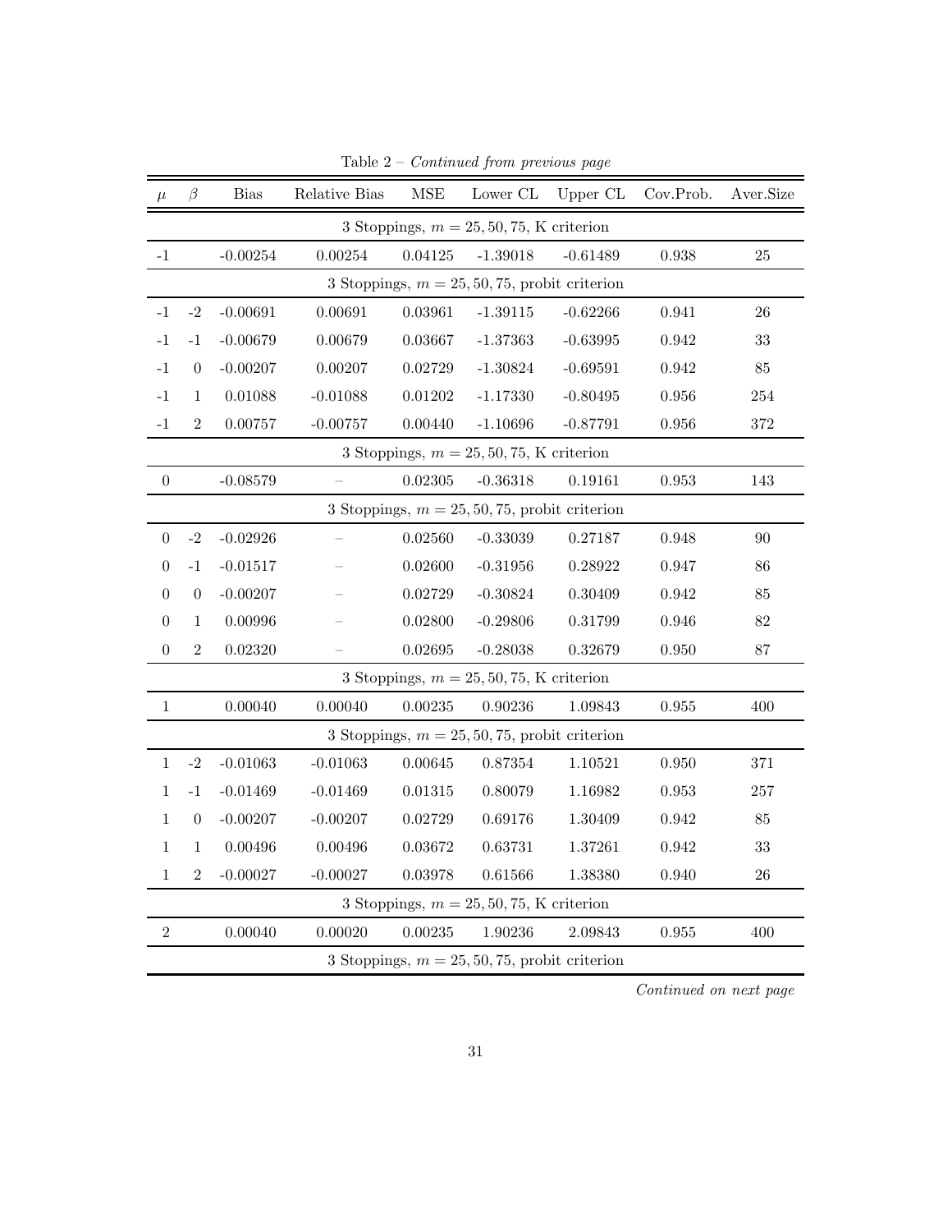Table 2 – *Continued from previous page*

| $\mu$ | $\beta$ | Bias | Relative Bias | MSE | Lower CL | Upper CL | Cov.Prob. | Aver.Size |
|---|---|---|---|---|---|---|---|---|
| 3 Stoppings, $m = 25, 50, 75$, K criterion | | | | | | | | |
| -1 | | -0.00254 | 0.00254 | 0.04125 | -1.39018 | -0.61489 | 0.938 | 25 |
| 3 Stoppings, $m = 25, 50, 75$, probit criterion | | | | | | | | |
| -1 | -2 | -0.00691 | 0.00691 | 0.03961 | -1.39115 | -0.62266 | 0.941 | 26 |
| -1 | -1 | -0.00679 | 0.00679 | 0.03667 | -1.37363 | -0.63995 | 0.942 | 33 |
| -1 | 0 | -0.00207 | 0.00207 | 0.02729 | -1.30824 | -0.69591 | 0.942 | 85 |
| -1 | 1 | 0.01088 | -0.01088 | 0.01202 | -1.17330 | -0.80495 | 0.956 | 254 |
| -1 | 2 | 0.00757 | -0.00757 | 0.00440 | -1.10696 | -0.87791 | 0.956 | 372 |
| 3 Stoppings, $m = 25, 50, 75$, K criterion | | | | | | | | |
| 0 | | -0.08579 | – | 0.02305 | -0.36318 | 0.19161 | 0.953 | 143 |
| 3 Stoppings, $m = 25, 50, 75$, probit criterion | | | | | | | | |
| 0 | -2 | -0.02926 | – | 0.02560 | -0.33039 | 0.27187 | 0.948 | 90 |
| 0 | -1 | -0.01517 | – | 0.02600 | -0.31956 | 0.28922 | 0.947 | 86 |
| 0 | 0 | -0.00207 | – | 0.02729 | -0.30824 | 0.30409 | 0.942 | 85 |
| 0 | 1 | 0.00996 | – | 0.02800 | -0.29806 | 0.31799 | 0.946 | 82 |
| 0 | 2 | 0.02320 | – | 0.02695 | -0.28038 | 0.32679 | 0.950 | 87 |
| 3 Stoppings, $m = 25, 50, 75$, K criterion | | | | | | | | |
| 1 | | 0.00040 | 0.00040 | 0.00235 | 0.90236 | 1.09843 | 0.955 | 400 |
| 3 Stoppings, $m = 25, 50, 75$, probit criterion | | | | | | | | |
| 1 | -2 | -0.01063 | -0.01063 | 0.00645 | 0.87354 | 1.10521 | 0.950 | 371 |
| 1 | -1 | -0.01469 | -0.01469 | 0.01315 | 0.80079 | 1.16982 | 0.953 | 257 |
| 1 | 0 | -0.00207 | -0.00207 | 0.02729 | 0.69176 | 1.30409 | 0.942 | 85 |
| 1 | 1 | 0.00496 | 0.00496 | 0.03672 | 0.63731 | 1.37261 | 0.942 | 33 |
| 1 | 2 | -0.00027 | -0.00027 | 0.03978 | 0.61566 | 1.38380 | 0.940 | 26 |
| 3 Stoppings, $m = 25, 50, 75$, K criterion | | | | | | | | |
| 2 | | 0.00040 | 0.00020 | 0.00235 | 1.90236 | 2.09843 | 0.955 | 400 |
| 3 Stoppings, $m = 25, 50, 75$, probit criterion | | | | | | | | |

*Continued on next page*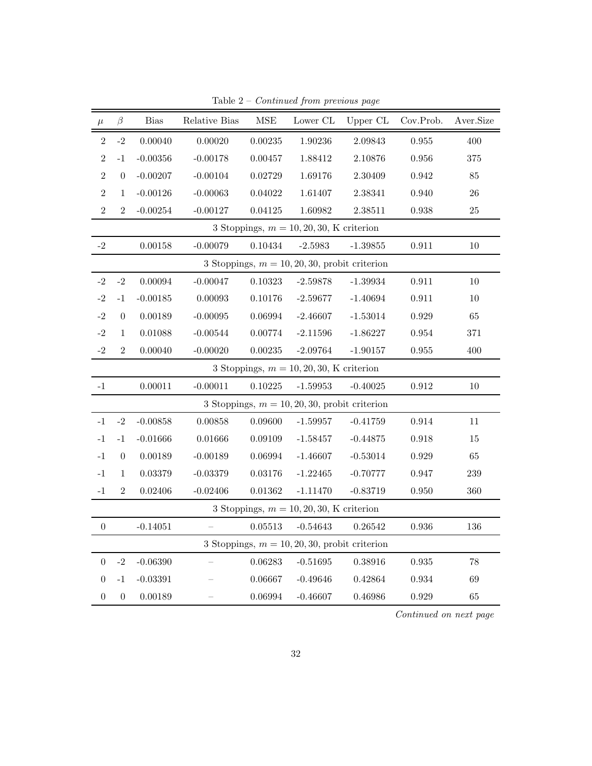Table 2 – *Continued from previous page*

| $\mu$ | $\beta$ | Bias | Relative Bias | MSE | Lower CL | Upper CL | Cov.Prob. | Aver.Size |
|---|---|---|---|---|---|---|---|---|
| 2 | -2 | 0.00040 | 0.00020 | 0.00235 | 1.90236 | 2.09843 | 0.955 | 400 |
| 2 | -1 | -0.00356 | -0.00178 | 0.00457 | 1.88412 | 2.10876 | 0.956 | 375 |
| 2 | 0 | -0.00207 | -0.00104 | 0.02729 | 1.69176 | 2.30409 | 0.942 | 85 |
| 2 | 1 | -0.00126 | -0.00063 | 0.04022 | 1.61407 | 2.38341 | 0.940 | 26 |
| 2 | 2 | -0.00254 | -0.00127 | 0.04125 | 1.60982 | 2.38511 | 0.938 | 25 |
| 3 Stoppings, $m = 10, 20, 30$, K criterion | | | | | | | | |
| -2 | | 0.00158 | -0.00079 | 0.10434 | -2.5983 | -1.39855 | 0.911 | 10 |
| 3 Stoppings, $m = 10, 20, 30$, probit criterion | | | | | | | | |
| -2 | -2 | 0.00094 | -0.00047 | 0.10323 | -2.59878 | -1.39934 | 0.911 | 10 |
| -2 | -1 | -0.00185 | 0.00093 | 0.10176 | -2.59677 | -1.40694 | 0.911 | 10 |
| -2 | 0 | 0.00189 | -0.00095 | 0.06994 | -2.46607 | -1.53014 | 0.929 | 65 |
| -2 | 1 | 0.01088 | -0.00544 | 0.00774 | -2.11596 | -1.86227 | 0.954 | 371 |
| -2 | 2 | 0.00040 | -0.00020 | 0.00235 | -2.09764 | -1.90157 | 0.955 | 400 |
| 3 Stoppings, $m = 10, 20, 30$, K criterion | | | | | | | | |
| -1 | | 0.00011 | -0.00011 | 0.10225 | -1.59953 | -0.40025 | 0.912 | 10 |
| 3 Stoppings, $m = 10, 20, 30$, probit criterion | | | | | | | | |
| -1 | -2 | -0.00858 | 0.00858 | 0.09600 | -1.59957 | -0.41759 | 0.914 | 11 |
| -1 | -1 | -0.01666 | 0.01666 | 0.09109 | -1.58457 | -0.44875 | 0.918 | 15 |
| -1 | 0 | 0.00189 | -0.00189 | 0.06994 | -1.46607 | -0.53014 | 0.929 | 65 |
| -1 | 1 | 0.03379 | -0.03379 | 0.03176 | -1.22465 | -0.70777 | 0.947 | 239 |
| -1 | 2 | 0.02406 | -0.02406 | 0.01362 | -1.11470 | -0.83719 | 0.950 | 360 |
| 3 Stoppings, $m = 10, 20, 30$, K criterion | | | | | | | | |
| 0 | | -0.14051 | – | 0.05513 | -0.54643 | 0.26542 | 0.936 | 136 |
| 3 Stoppings, $m = 10, 20, 30$, probit criterion | | | | | | | | |
| 0 | -2 | -0.06390 | – | 0.06283 | -0.51695 | 0.38916 | 0.935 | 78 |
| 0 | -1 | -0.03391 | – | 0.06667 | -0.49646 | 0.42864 | 0.934 | 69 |
| 0 | 0 | 0.00189 | – | 0.06994 | -0.46607 | 0.46986 | 0.929 | 65 |

*Continued on next page*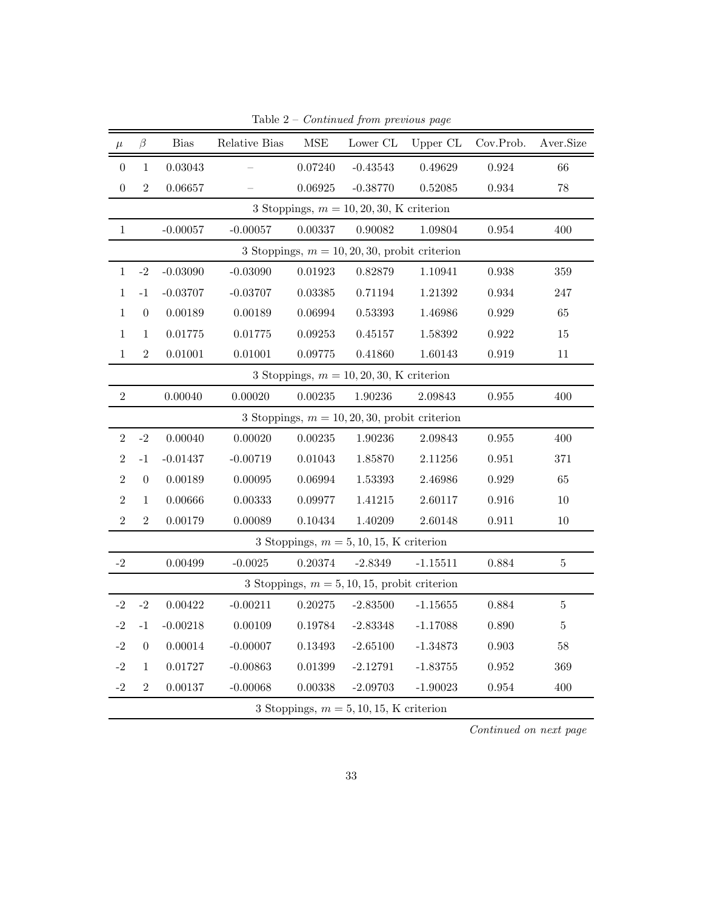Table 2 – *Continued from previous page*

| $\mu$ | $\beta$ | Bias | Relative Bias | MSE | Lower CL | Upper CL | Cov.Prob. | Aver.Size |
|---|---|---|---|---|---|---|---|---|
| 0 | 1 | 0.03043 | – | 0.07240 | -0.43543 | 0.49629 | 0.924 | 66 |
| 0 | 2 | 0.06657 | – | 0.06925 | -0.38770 | 0.52085 | 0.934 | 78 |
| 3 Stoppings, $m = 10, 20, 30$, K criterion | | | | | | | | |
| 1 | | -0.00057 | -0.00057 | 0.00337 | 0.90082 | 1.09804 | 0.954 | 400 |
| 3 Stoppings, $m = 10, 20, 30$, probit criterion | | | | | | | | |
| 1 | -2 | -0.03090 | -0.03090 | 0.01923 | 0.82879 | 1.10941 | 0.938 | 359 |
| 1 | -1 | -0.03707 | -0.03707 | 0.03385 | 0.71194 | 1.21392 | 0.934 | 247 |
| 1 | 0 | 0.00189 | 0.00189 | 0.06994 | 0.53393 | 1.46986 | 0.929 | 65 |
| 1 | 1 | 0.01775 | 0.01775 | 0.09253 | 0.45157 | 1.58392 | 0.922 | 15 |
| 1 | 2 | 0.01001 | 0.01001 | 0.09775 | 0.41860 | 1.60143 | 0.919 | 11 |
| 3 Stoppings, $m = 10, 20, 30$, K criterion | | | | | | | | |
| 2 | | 0.00040 | 0.00020 | 0.00235 | 1.90236 | 2.09843 | 0.955 | 400 |
| 3 Stoppings, $m = 10, 20, 30$, probit criterion | | | | | | | | |
| 2 | -2 | 0.00040 | 0.00020 | 0.00235 | 1.90236 | 2.09843 | 0.955 | 400 |
| 2 | -1 | -0.01437 | -0.00719 | 0.01043 | 1.85870 | 2.11256 | 0.951 | 371 |
| 2 | 0 | 0.00189 | 0.00095 | 0.06994 | 1.53393 | 2.46986 | 0.929 | 65 |
| 2 | 1 | 0.00666 | 0.00333 | 0.09977 | 1.41215 | 2.60117 | 0.916 | 10 |
| 2 | 2 | 0.00179 | 0.00089 | 0.10434 | 1.40209 | 2.60148 | 0.911 | 10 |
| 3 Stoppings, $m = 5, 10, 15$, K criterion | | | | | | | | |
| -2 | | 0.00499 | -0.0025 | 0.20374 | -2.8349 | -1.15511 | 0.884 | 5 |
| 3 Stoppings, $m = 5, 10, 15$, probit criterion | | | | | | | | |
| -2 | -2 | 0.00422 | -0.00211 | 0.20275 | -2.83500 | -1.15655 | 0.884 | 5 |
| -2 | -1 | -0.00218 | 0.00109 | 0.19784 | -2.83348 | -1.17088 | 0.890 | 5 |
| -2 | 0 | 0.00014 | -0.00007 | 0.13493 | -2.65100 | -1.34873 | 0.903 | 58 |
| -2 | 1 | 0.01727 | -0.00863 | 0.01399 | -2.12791 | -1.83755 | 0.952 | 369 |
| -2 | 2 | 0.00137 | -0.00068 | 0.00338 | -2.09703 | -1.90023 | 0.954 | 400 |
| 3 Stoppings, $m = 5, 10, 15$, K criterion | | | | | | | | |

*Continued on next page*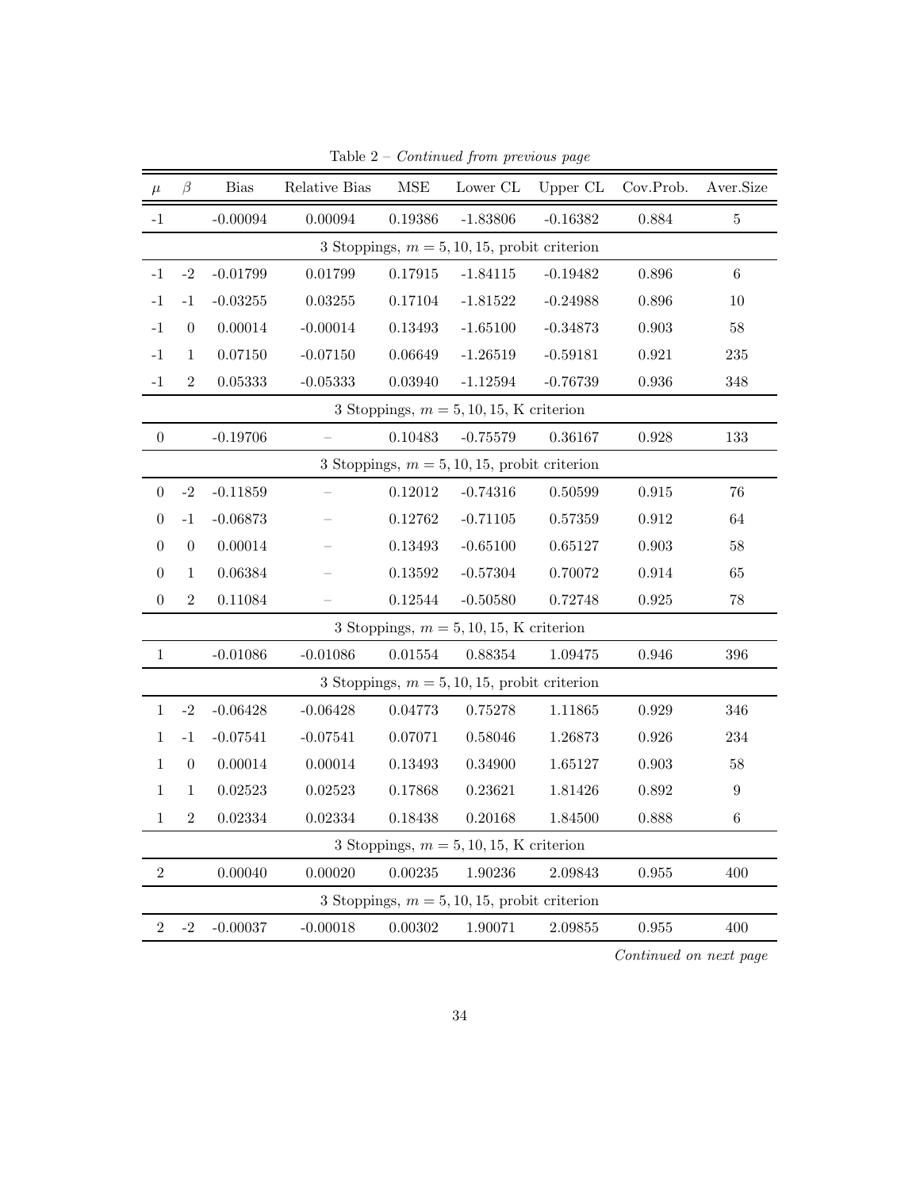Table 2 – *Continued from previous page*

| $\mu$ | $\beta$ | Bias | Relative Bias | MSE | Lower CL | Upper CL | Cov.Prob. | Aver.Size |
|---|---|---|---|---|---|---|---|---|
| -1 | | -0.00094 | 0.00094 | 0.19386 | -1.83806 | -0.16382 | 0.884 | 5 |
| 3 Stoppings, $m = 5, 10, 15$, probit criterion | | | | | | | | |
| -1 | -2 | -0.01799 | 0.01799 | 0.17915 | -1.84115 | -0.19482 | 0.896 | 6 |
| -1 | -1 | -0.03255 | 0.03255 | 0.17104 | -1.81522 | -0.24988 | 0.896 | 10 |
| -1 | 0 | 0.00014 | -0.00014 | 0.13493 | -1.65100 | -0.34873 | 0.903 | 58 |
| -1 | 1 | 0.07150 | -0.07150 | 0.06649 | -1.26519 | -0.59181 | 0.921 | 235 |
| -1 | 2 | 0.05333 | -0.05333 | 0.03940 | -1.12594 | -0.76739 | 0.936 | 348 |
| 3 Stoppings, $m = 5, 10, 15$, K criterion | | | | | | | | |
| 0 | | -0.19706 | – | 0.10483 | -0.75579 | 0.36167 | 0.928 | 133 |
| 3 Stoppings, $m = 5, 10, 15$, probit criterion | | | | | | | | |
| 0 | -2 | -0.11859 | – | 0.12012 | -0.74316 | 0.50599 | 0.915 | 76 |
| 0 | -1 | -0.06873 | – | 0.12762 | -0.71105 | 0.57359 | 0.912 | 64 |
| 0 | 0 | 0.00014 | – | 0.13493 | -0.65100 | 0.65127 | 0.903 | 58 |
| 0 | 1 | 0.06384 | – | 0.13592 | -0.57304 | 0.70072 | 0.914 | 65 |
| 0 | 2 | 0.11084 | – | 0.12544 | -0.50580 | 0.72748 | 0.925 | 78 |
| 3 Stoppings, $m = 5, 10, 15$, K criterion | | | | | | | | |
| 1 | | -0.01086 | -0.01086 | 0.01554 | 0.88354 | 1.09475 | 0.946 | 396 |
| 3 Stoppings, $m = 5, 10, 15$, probit criterion | | | | | | | | |
| 1 | -2 | -0.06428 | -0.06428 | 0.04773 | 0.75278 | 1.11865 | 0.929 | 346 |
| 1 | -1 | -0.07541 | -0.07541 | 0.07071 | 0.58046 | 1.26873 | 0.926 | 234 |
| 1 | 0 | 0.00014 | 0.00014 | 0.13493 | 0.34900 | 1.65127 | 0.903 | 58 |
| 1 | 1 | 0.02523 | 0.02523 | 0.17868 | 0.23621 | 1.81426 | 0.892 | 9 |
| 1 | 2 | 0.02334 | 0.02334 | 0.18438 | 0.20168 | 1.84500 | 0.888 | 6 |
| 3 Stoppings, $m = 5, 10, 15$, K criterion | | | | | | | | |
| 2 | | 0.00040 | 0.00020 | 0.00235 | 1.90236 | 2.09843 | 0.955 | 400 |
| 3 Stoppings, $m = 5, 10, 15$, probit criterion | | | | | | | | |
| 2 | -2 | -0.00037 | -0.00018 | 0.00302 | 1.90071 | 2.09855 | 0.955 | 400 |

*Continued on next page*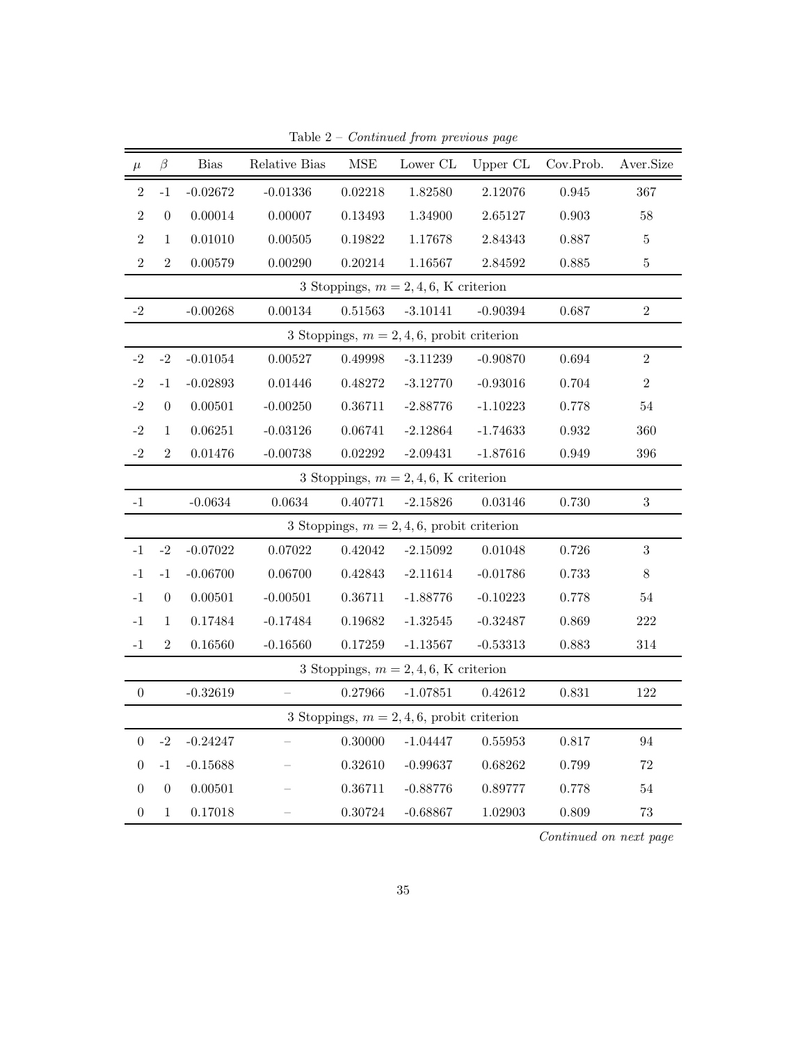Table 2 – *Continued from previous page*

| $\mu$ | $\beta$ | Bias | Relative Bias | MSE | Lower CL | Upper CL | Cov.Prob. | Aver.Size |
|---|---|---|---|---|---|---|---|---|
| 2 | -1 | -0.02672 | -0.01336 | 0.02218 | 1.82580 | 2.12076 | 0.945 | 367 |
| 2 | 0 | 0.00014 | 0.00007 | 0.13493 | 1.34900 | 2.65127 | 0.903 | 58 |
| 2 | 1 | 0.01010 | 0.00505 | 0.19822 | 1.17678 | 2.84343 | 0.887 | 5 |
| 2 | 2 | 0.00579 | 0.00290 | 0.20214 | 1.16567 | 2.84592 | 0.885 | 5 |
| 3 Stoppings, $m = 2, 4, 6$, K criterion | | | | | | | | |
| -2 | | -0.00268 | 0.00134 | 0.51563 | -3.10141 | -0.90394 | 0.687 | 2 |
| 3 Stoppings, $m = 2, 4, 6$, probit criterion | | | | | | | | |
| -2 | -2 | -0.01054 | 0.00527 | 0.49998 | -3.11239 | -0.90870 | 0.694 | 2 |
| -2 | -1 | -0.02893 | 0.01446 | 0.48272 | -3.12770 | -0.93016 | 0.704 | 2 |
| -2 | 0 | 0.00501 | -0.00250 | 0.36711 | -2.88776 | -1.10223 | 0.778 | 54 |
| -2 | 1 | 0.06251 | -0.03126 | 0.06741 | -2.12864 | -1.74633 | 0.932 | 360 |
| -2 | 2 | 0.01476 | -0.00738 | 0.02292 | -2.09431 | -1.87616 | 0.949 | 396 |
| 3 Stoppings, $m = 2, 4, 6$, K criterion | | | | | | | | |
| -1 | | -0.0634 | 0.0634 | 0.40771 | -2.15826 | 0.03146 | 0.730 | 3 |
| 3 Stoppings, $m = 2, 4, 6$, probit criterion | | | | | | | | |
| -1 | -2 | -0.07022 | 0.07022 | 0.42042 | -2.15092 | 0.01048 | 0.726 | 3 |
| -1 | -1 | -0.06700 | 0.06700 | 0.42843 | -2.11614 | -0.01786 | 0.733 | 8 |
| -1 | 0 | 0.00501 | -0.00501 | 0.36711 | -1.88776 | -0.10223 | 0.778 | 54 |
| -1 | 1 | 0.17484 | -0.17484 | 0.19682 | -1.32545 | -0.32487 | 0.869 | 222 |
| -1 | 2 | 0.16560 | -0.16560 | 0.17259 | -1.13567 | -0.53313 | 0.883 | 314 |
| 3 Stoppings, $m = 2, 4, 6$, K criterion | | | | | | | | |
| 0 | | -0.32619 | – | 0.27966 | -1.07851 | 0.42612 | 0.831 | 122 |
| 3 Stoppings, $m = 2, 4, 6$, probit criterion | | | | | | | | |
| 0 | -2 | -0.24247 | – | 0.30000 | -1.04447 | 0.55953 | 0.817 | 94 |
| 0 | -1 | -0.15688 | – | 0.32610 | -0.99637 | 0.68262 | 0.799 | 72 |
| 0 | 0 | 0.00501 | – | 0.36711 | -0.88776 | 0.89777 | 0.778 | 54 |
| 0 | 1 | 0.17018 | – | 0.30724 | -0.68867 | 1.02903 | 0.809 | 73 |

*Continued on next page*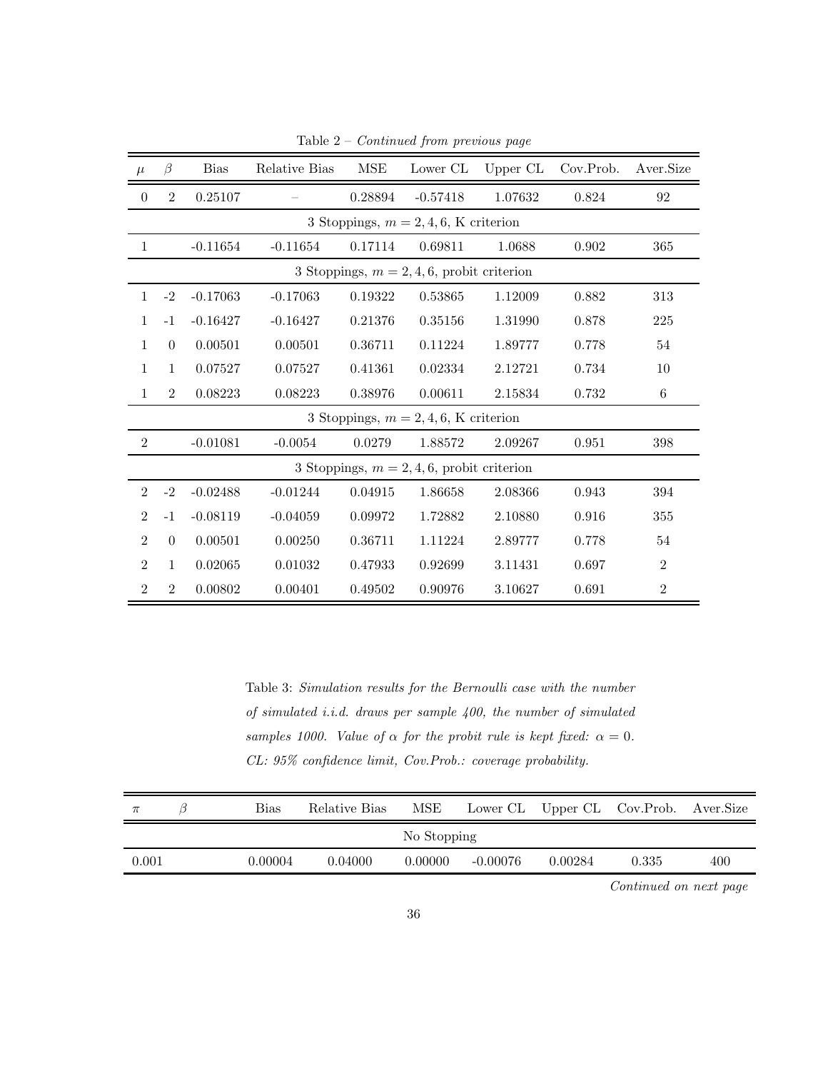Table 2 – *Continued from previous page*

| $\mu$ | $\beta$ | Bias | Relative Bias | MSE | Lower CL | Upper CL | Cov.Prob. | Aver.Size |
|---|---|---|---|---|---|---|---|---|
| 0 | 2 | 0.25107 | – | 0.28894 | -0.57418 | 1.07632 | 0.824 | 92 |
| 3 Stoppings, $m = 2, 4, 6$, K criterion | | | | | | | | |
| 1 | | -0.11654 | -0.11654 | 0.17114 | 0.69811 | 1.0688 | 0.902 | 365 |
| 3 Stoppings, $m = 2, 4, 6$, probit criterion | | | | | | | | |
| 1 | -2 | -0.17063 | -0.17063 | 0.19322 | 0.53865 | 1.12009 | 0.882 | 313 |
| 1 | -1 | -0.16427 | -0.16427 | 0.21376 | 0.35156 | 1.31990 | 0.878 | 225 |
| 1 | 0 | 0.00501 | 0.00501 | 0.36711 | 0.11224 | 1.89777 | 0.778 | 54 |
| 1 | 1 | 0.07527 | 0.07527 | 0.41361 | 0.02334 | 2.12721 | 0.734 | 10 |
| 1 | 2 | 0.08223 | 0.08223 | 0.38976 | 0.00611 | 2.15834 | 0.732 | 6 |
| 3 Stoppings, $m = 2, 4, 6$, K criterion | | | | | | | | |
| 2 | | -0.01081 | -0.0054 | 0.0279 | 1.88572 | 2.09267 | 0.951 | 398 |
| 3 Stoppings, $m = 2, 4, 6$, probit criterion | | | | | | | | |
| 2 | -2 | -0.02488 | -0.01244 | 0.04915 | 1.86658 | 2.08366 | 0.943 | 394 |
| 2 | -1 | -0.08119 | -0.04059 | 0.09972 | 1.72882 | 2.10880 | 0.916 | 355 |
| 2 | 0 | 0.00501 | 0.00250 | 0.36711 | 1.11224 | 2.89777 | 0.778 | 54 |
| 2 | 1 | 0.02065 | 0.01032 | 0.47933 | 0.92699 | 3.11431 | 0.697 | 2 |
| 2 | 2 | 0.00802 | 0.00401 | 0.49502 | 0.90976 | 3.10627 | 0.691 | 2 |

Table 3: *Simulation results for the Bernoulli case with the number of simulated i.i.d. draws per sample 400, the number of simulated samples 1000. Value of $\alpha$ for the probit rule is kept fixed: $\alpha = 0$. CL: 95% confidence limit, Cov.Prob.: coverage probability.*

| $\pi$ | $\beta$ | Bias | Relative Bias | MSE | Lower CL | Upper CL | Cov.Prob. | Aver.Size |
|---|---|---|---|---|---|---|---|---|
| No Stopping | | | | | | | | |
| 0.001 | | 0.00004 | 0.04000 | 0.00000 | -0.00076 | 0.00284 | 0.335 | 400 |

*Continued on next page*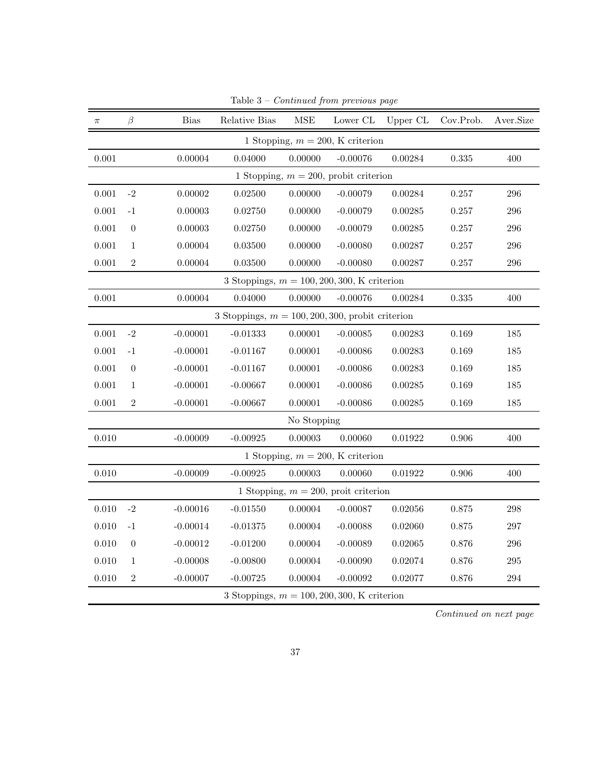Table 3 – *Continued from previous page*

| $\pi$ | $\beta$ | Bias | Relative Bias | MSE | Lower CL | Upper CL | Cov.Prob. | Aver.Size |
|---|---|---|---|---|---|---|---|---|
| 1 Stopping, $m = 200$, K criterion | | | | | | | | |
| 0.001 | | 0.00004 | 0.04000 | 0.00000 | -0.00076 | 0.00284 | 0.335 | 400 |
| 1 Stopping, $m = 200$, probit criterion | | | | | | | | |
| 0.001 | -2 | 0.00002 | 0.02500 | 0.00000 | -0.00079 | 0.00284 | 0.257 | 296 |
| 0.001 | -1 | 0.00003 | 0.02750 | 0.00000 | -0.00079 | 0.00285 | 0.257 | 296 |
| 0.001 | 0 | 0.00003 | 0.02750 | 0.00000 | -0.00079 | 0.00285 | 0.257 | 296 |
| 0.001 | 1 | 0.00004 | 0.03500 | 0.00000 | -0.00080 | 0.00287 | 0.257 | 296 |
| 0.001 | 2 | 0.00004 | 0.03500 | 0.00000 | -0.00080 | 0.00287 | 0.257 | 296 |
| 3 Stoppings, $m = 100, 200, 300$, K criterion | | | | | | | | |
| 0.001 | | 0.00004 | 0.04000 | 0.00000 | -0.00076 | 0.00284 | 0.335 | 400 |
| 3 Stoppings, $m = 100, 200, 300$, probit criterion | | | | | | | | |
| 0.001 | -2 | -0.00001 | -0.01333 | 0.00001 | -0.00085 | 0.00283 | 0.169 | 185 |
| 0.001 | -1 | -0.00001 | -0.01167 | 0.00001 | -0.00086 | 0.00283 | 0.169 | 185 |
| 0.001 | 0 | -0.00001 | -0.01167 | 0.00001 | -0.00086 | 0.00283 | 0.169 | 185 |
| 0.001 | 1 | -0.00001 | -0.00667 | 0.00001 | -0.00086 | 0.00285 | 0.169 | 185 |
| 0.001 | 2 | -0.00001 | -0.00667 | 0.00001 | -0.00086 | 0.00285 | 0.169 | 185 |
| No Stopping | | | | | | | | |
| 0.010 | | -0.00009 | -0.00925 | 0.00003 | 0.00060 | 0.01922 | 0.906 | 400 |
| 1 Stopping, $m = 200$, K criterion | | | | | | | | |
| 0.010 | | -0.00009 | -0.00925 | 0.00003 | 0.00060 | 0.01922 | 0.906 | 400 |
| 1 Stopping, $m = 200$, proit criterion | | | | | | | | |
| 0.010 | -2 | -0.00016 | -0.01550 | 0.00004 | -0.00087 | 0.02056 | 0.875 | 298 |
| 0.010 | -1 | -0.00014 | -0.01375 | 0.00004 | -0.00088 | 0.02060 | 0.875 | 297 |
| 0.010 | 0 | -0.00012 | -0.01200 | 0.00004 | -0.00089 | 0.02065 | 0.876 | 296 |
| 0.010 | 1 | -0.00008 | -0.00800 | 0.00004 | -0.00090 | 0.02074 | 0.876 | 295 |
| 0.010 | 2 | -0.00007 | -0.00725 | 0.00004 | -0.00092 | 0.02077 | 0.876 | 294 |
| 3 Stoppings, $m = 100, 200, 300$, K criterion | | | | | | | | |

*Continued on next page*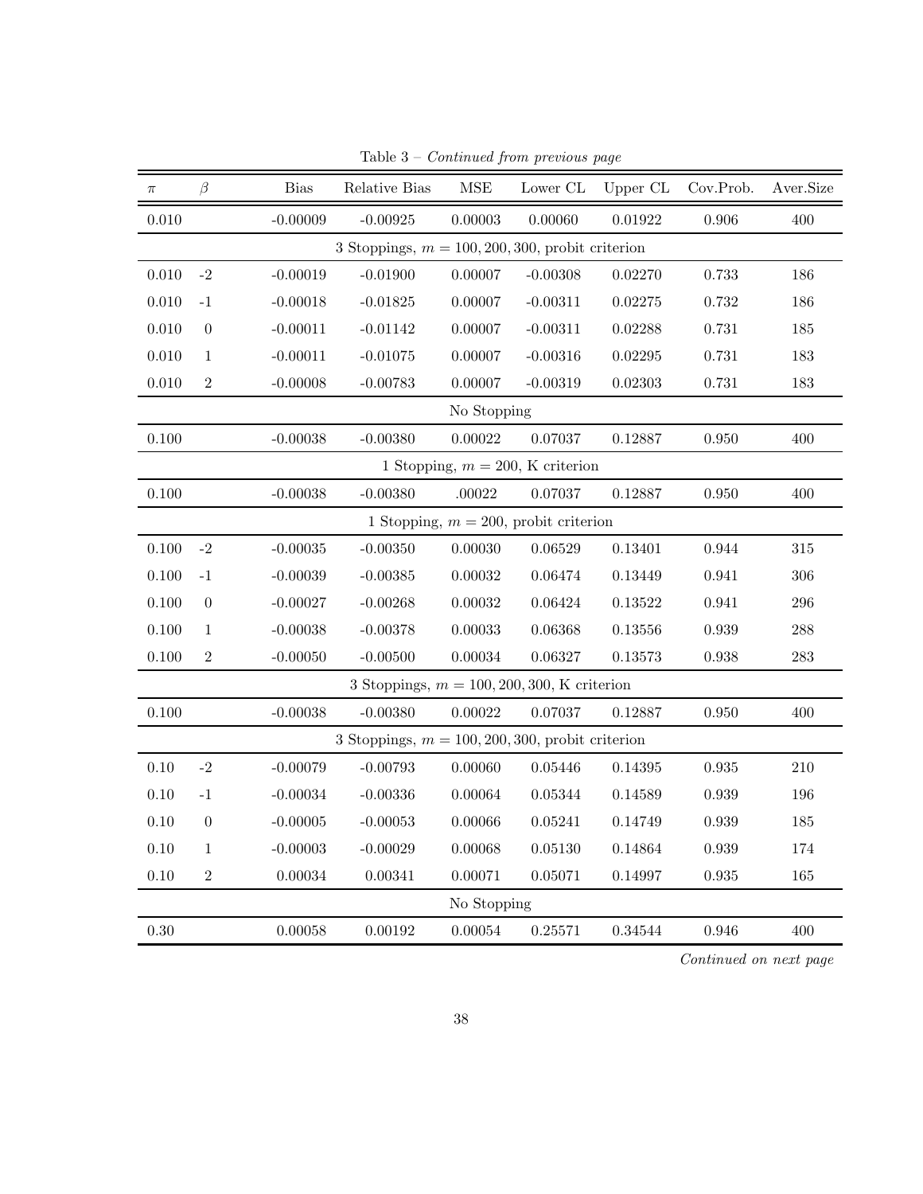Table 3 – *Continued from previous page*

| $\pi$ | $\beta$ | Bias | Relative Bias | MSE | Lower CL | Upper CL | Cov.Prob. | Aver.Size |
|---|---|---|---|---|---|---|---|---|
| 0.010 | | -0.00009 | -0.00925 | 0.00003 | 0.00060 | 0.01922 | 0.906 | 400 |
| | | | | 3 Stoppings, $m = 100, 200, 300$, probit criterion | | | | |
| 0.010 | -2 | -0.00019 | -0.01900 | 0.00007 | -0.00308 | 0.02270 | 0.733 | 186 |
| 0.010 | -1 | -0.00018 | -0.01825 | 0.00007 | -0.00311 | 0.02275 | 0.732 | 186 |
| 0.010 | 0 | -0.00011 | -0.01142 | 0.00007 | -0.00311 | 0.02288 | 0.731 | 185 |
| 0.010 | 1 | -0.00011 | -0.01075 | 0.00007 | -0.00316 | 0.02295 | 0.731 | 183 |
| 0.010 | 2 | -0.00008 | -0.00783 | 0.00007 | -0.00319 | 0.02303 | 0.731 | 183 |
| | | | | No Stopping | | | | |
| 0.100 | | -0.00038 | -0.00380 | 0.00022 | 0.07037 | 0.12887 | 0.950 | 400 |
| | | | | 1 Stopping, $m = 200$, K criterion | | | | |
| 0.100 | | -0.00038 | -0.00380 | .00022 | 0.07037 | 0.12887 | 0.950 | 400 |
| | | | | 1 Stopping, $m = 200$, probit criterion | | | | |
| 0.100 | -2 | -0.00035 | -0.00350 | 0.00030 | 0.06529 | 0.13401 | 0.944 | 315 |
| 0.100 | -1 | -0.00039 | -0.00385 | 0.00032 | 0.06474 | 0.13449 | 0.941 | 306 |
| 0.100 | 0 | -0.00027 | -0.00268 | 0.00032 | 0.06424 | 0.13522 | 0.941 | 296 |
| 0.100 | 1 | -0.00038 | -0.00378 | 0.00033 | 0.06368 | 0.13556 | 0.939 | 288 |
| 0.100 | 2 | -0.00050 | -0.00500 | 0.00034 | 0.06327 | 0.13573 | 0.938 | 283 |
| | | | | 3 Stoppings, $m = 100, 200, 300$, K criterion | | | | |
| 0.100 | | -0.00038 | -0.00380 | 0.00022 | 0.07037 | 0.12887 | 0.950 | 400 |
| | | | | 3 Stoppings, $m = 100, 200, 300$, probit criterion | | | | |
| 0.10 | -2 | -0.00079 | -0.00793 | 0.00060 | 0.05446 | 0.14395 | 0.935 | 210 |
| 0.10 | -1 | -0.00034 | -0.00336 | 0.00064 | 0.05344 | 0.14589 | 0.939 | 196 |
| 0.10 | 0 | -0.00005 | -0.00053 | 0.00066 | 0.05241 | 0.14749 | 0.939 | 185 |
| 0.10 | 1 | -0.00003 | -0.00029 | 0.00068 | 0.05130 | 0.14864 | 0.939 | 174 |
| 0.10 | 2 | 0.00034 | 0.00341 | 0.00071 | 0.05071 | 0.14997 | 0.935 | 165 |
| | | | | No Stopping | | | | |
| 0.30 | | 0.00058 | 0.00192 | 0.00054 | 0.25571 | 0.34544 | 0.946 | 400 |

*Continued on next page*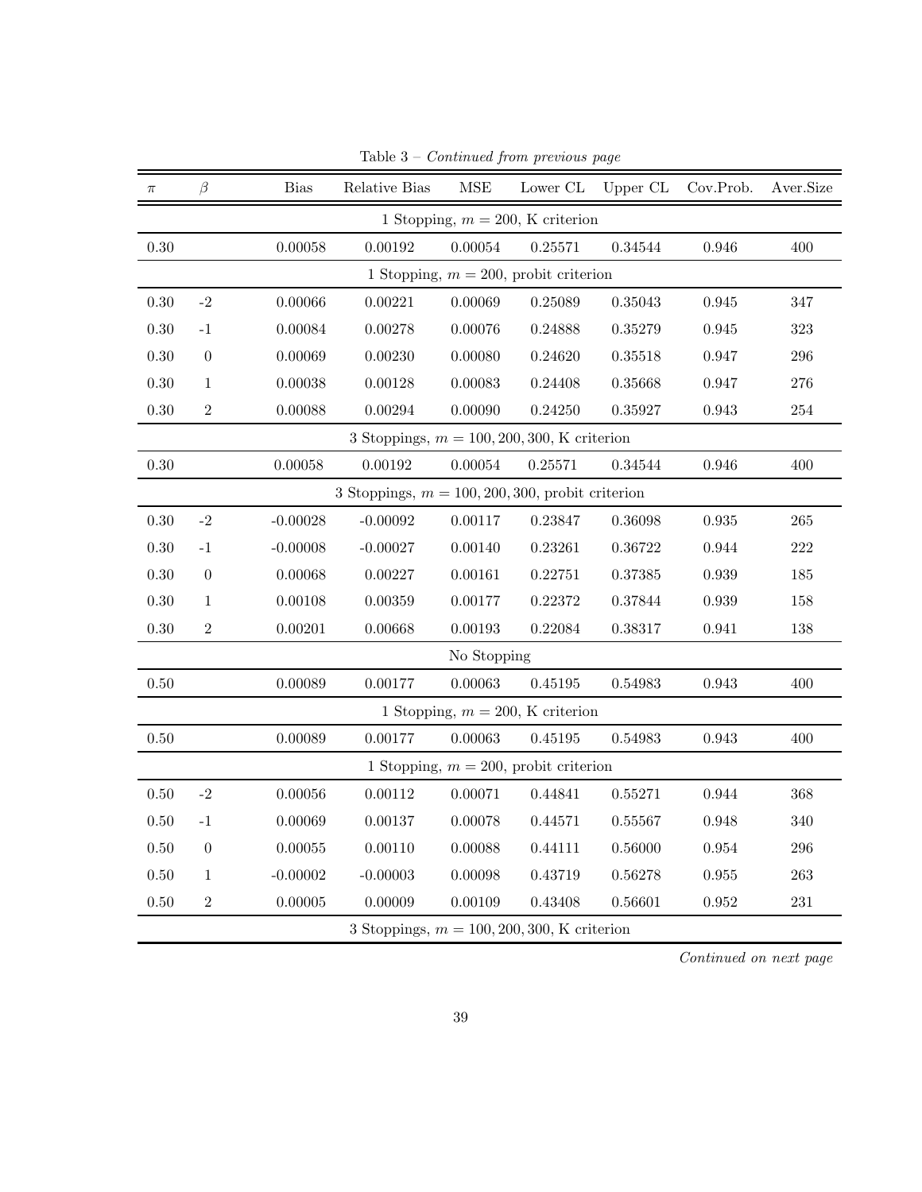Table 3 – *Continued from previous page*

| $\pi$ | $\beta$ | Bias | Relative Bias | MSE | Lower CL | Upper CL | Cov.Prob. | Aver.Size |
|---|---|---|---|---|---|---|---|---|
| | | | | 1 Stopping, $m = 200$, K criterion | | | | |
| 0.30 | | 0.00058 | 0.00192 | 0.00054 | 0.25571 | 0.34544 | 0.946 | 400 |
| | | | | 1 Stopping, $m = 200$, probit criterion | | | | |
| 0.30 | -2 | 0.00066 | 0.00221 | 0.00069 | 0.25089 | 0.35043 | 0.945 | 347 |
| 0.30 | -1 | 0.00084 | 0.00278 | 0.00076 | 0.24888 | 0.35279 | 0.945 | 323 |
| 0.30 | 0 | 0.00069 | 0.00230 | 0.00080 | 0.24620 | 0.35518 | 0.947 | 296 |
| 0.30 | 1 | 0.00038 | 0.00128 | 0.00083 | 0.24408 | 0.35668 | 0.947 | 276 |
| 0.30 | 2 | 0.00088 | 0.00294 | 0.00090 | 0.24250 | 0.35927 | 0.943 | 254 |
| | | | | 3 Stoppings, $m = 100, 200, 300$, K criterion | | | | |
| 0.30 | | 0.00058 | 0.00192 | 0.00054 | 0.25571 | 0.34544 | 0.946 | 400 |
| | | | | 3 Stoppings, $m = 100, 200, 300$, probit criterion | | | | |
| 0.30 | -2 | -0.00028 | -0.00092 | 0.00117 | 0.23847 | 0.36098 | 0.935 | 265 |
| 0.30 | -1 | -0.00008 | -0.00027 | 0.00140 | 0.23261 | 0.36722 | 0.944 | 222 |
| 0.30 | 0 | 0.00068 | 0.00227 | 0.00161 | 0.22751 | 0.37385 | 0.939 | 185 |
| 0.30 | 1 | 0.00108 | 0.00359 | 0.00177 | 0.22372 | 0.37844 | 0.939 | 158 |
| 0.30 | 2 | 0.00201 | 0.00668 | 0.00193 | 0.22084 | 0.38317 | 0.941 | 138 |
| | | | | No Stopping | | | | |
| 0.50 | | 0.00089 | 0.00177 | 0.00063 | 0.45195 | 0.54983 | 0.943 | 400 |
| | | | | 1 Stopping, $m = 200$, K criterion | | | | |
| 0.50 | | 0.00089 | 0.00177 | 0.00063 | 0.45195 | 0.54983 | 0.943 | 400 |
| | | | | 1 Stopping, $m = 200$, probit criterion | | | | |
| 0.50 | -2 | 0.00056 | 0.00112 | 0.00071 | 0.44841 | 0.55271 | 0.944 | 368 |
| 0.50 | -1 | 0.00069 | 0.00137 | 0.00078 | 0.44571 | 0.55567 | 0.948 | 340 |
| 0.50 | 0 | 0.00055 | 0.00110 | 0.00088 | 0.44111 | 0.56000 | 0.954 | 296 |
| 0.50 | 1 | -0.00002 | -0.00003 | 0.00098 | 0.43719 | 0.56278 | 0.955 | 263 |
| 0.50 | 2 | 0.00005 | 0.00009 | 0.00109 | 0.43408 | 0.56601 | 0.952 | 231 |
| | | | | 3 Stoppings, $m = 100, 200, 300$, K criterion | | | | |

*Continued on next page*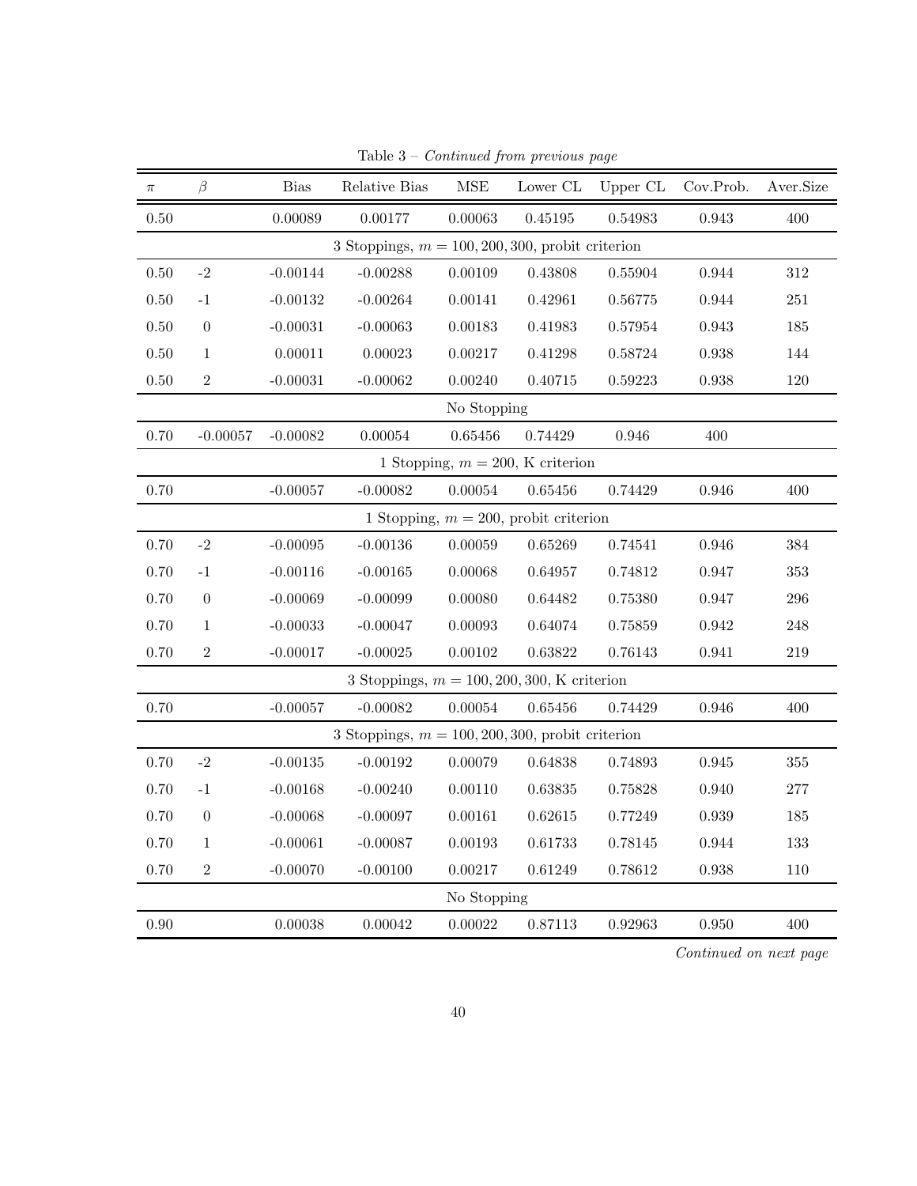Table 3 – *Continued from previous page*

| $\pi$ | $\beta$ | Bias | Relative Bias | MSE | Lower CL | Upper CL | Cov.Prob. | Aver.Size |
|---|---|---|---|---|---|---|---|---|
| 0.50 | | 0.00089 | 0.00177 | 0.00063 | 0.45195 | 0.54983 | 0.943 | 400 |
| 3 Stoppings, $m = 100, 200, 300$, probit criterion | | | | | | | | |
| 0.50 | -2 | -0.00144 | -0.00288 | 0.00109 | 0.43808 | 0.55904 | 0.944 | 312 |
| 0.50 | -1 | -0.00132 | -0.00264 | 0.00141 | 0.42961 | 0.56775 | 0.944 | 251 |
| 0.50 | 0 | -0.00031 | -0.00063 | 0.00183 | 0.41983 | 0.57954 | 0.943 | 185 |
| 0.50 | 1 | 0.00011 | 0.00023 | 0.00217 | 0.41298 | 0.58724 | 0.938 | 144 |
| 0.50 | 2 | -0.00031 | -0.00062 | 0.00240 | 0.40715 | 0.59223 | 0.938 | 120 |
| No Stopping | | | | | | | | |
| 0.70 | -0.00057 | -0.00082 | 0.00054 | 0.65456 | 0.74429 | 0.946 | 400 | |
| 1 Stopping, $m = 200$, K criterion | | | | | | | | |
| 0.70 | | -0.00057 | -0.00082 | 0.00054 | 0.65456 | 0.74429 | 0.946 | 400 |
| 1 Stopping, $m = 200$, probit criterion | | | | | | | | |
| 0.70 | -2 | -0.00095 | -0.00136 | 0.00059 | 0.65269 | 0.74541 | 0.946 | 384 |
| 0.70 | -1 | -0.00116 | -0.00165 | 0.00068 | 0.64957 | 0.74812 | 0.947 | 353 |
| 0.70 | 0 | -0.00069 | -0.00099 | 0.00080 | 0.64482 | 0.75380 | 0.947 | 296 |
| 0.70 | 1 | -0.00033 | -0.00047 | 0.00093 | 0.64074 | 0.75859 | 0.942 | 248 |
| 0.70 | 2 | -0.00017 | -0.00025 | 0.00102 | 0.63822 | 0.76143 | 0.941 | 219 |
| 3 Stoppings, $m = 100, 200, 300$, K criterion | | | | | | | | |
| 0.70 | | -0.00057 | -0.00082 | 0.00054 | 0.65456 | 0.74429 | 0.946 | 400 |
| 3 Stoppings, $m = 100, 200, 300$, probit criterion | | | | | | | | |
| 0.70 | -2 | -0.00135 | -0.00192 | 0.00079 | 0.64838 | 0.74893 | 0.945 | 355 |
| 0.70 | -1 | -0.00168 | -0.00240 | 0.00110 | 0.63835 | 0.75828 | 0.940 | 277 |
| 0.70 | 0 | -0.00068 | -0.00097 | 0.00161 | 0.62615 | 0.77249 | 0.939 | 185 |
| 0.70 | 1 | -0.00061 | -0.00087 | 0.00193 | 0.61733 | 0.78145 | 0.944 | 133 |
| 0.70 | 2 | -0.00070 | -0.00100 | 0.00217 | 0.61249 | 0.78612 | 0.938 | 110 |
| No Stopping | | | | | | | | |
| 0.90 | | 0.00038 | 0.00042 | 0.00022 | 0.87113 | 0.92963 | 0.950 | 400 |

*Continued on next page*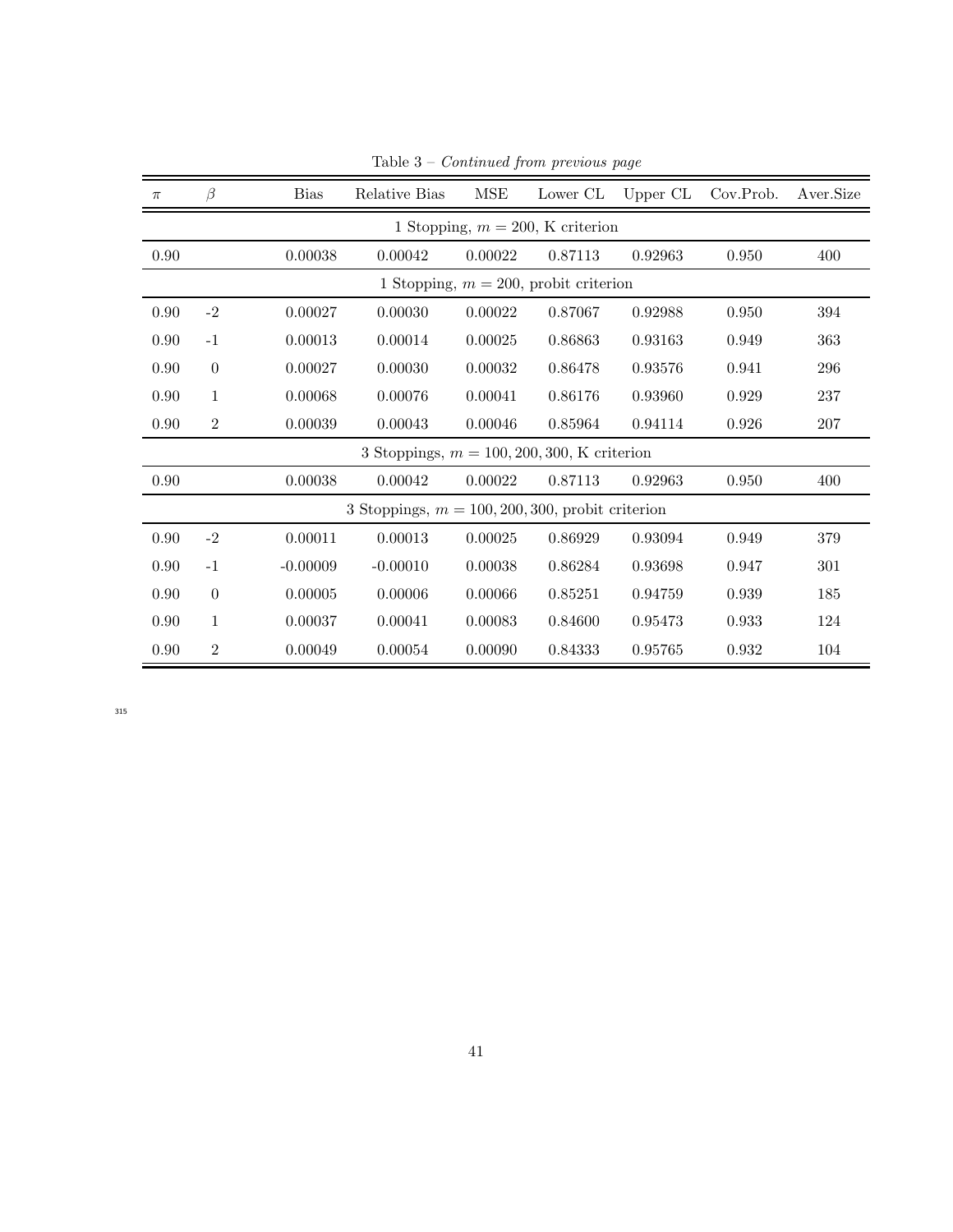Table 3 – *Continued from previous page*

| $\pi$ | $\beta$ | Bias | Relative Bias | MSE | Lower CL | Upper CL | Cov.Prob. | Aver.Size |
|---|---|---|---|---|---|---|---|---|
| 1 Stopping, $m = 200$, K criterion | | | | | | | | |
| 0.90 | | 0.00038 | 0.00042 | 0.00022 | 0.87113 | 0.92963 | 0.950 | 400 |
| 1 Stopping, $m = 200$, probit criterion | | | | | | | | |
| 0.90 | -2 | 0.00027 | 0.00030 | 0.00022 | 0.87067 | 0.92988 | 0.950 | 394 |
| 0.90 | -1 | 0.00013 | 0.00014 | 0.00025 | 0.86863 | 0.93163 | 0.949 | 363 |
| 0.90 | 0 | 0.00027 | 0.00030 | 0.00032 | 0.86478 | 0.93576 | 0.941 | 296 |
| 0.90 | 1 | 0.00068 | 0.00076 | 0.00041 | 0.86176 | 0.93960 | 0.929 | 237 |
| 0.90 | 2 | 0.00039 | 0.00043 | 0.00046 | 0.85964 | 0.94114 | 0.926 | 207 |
| 3 Stoppings, $m = 100, 200, 300$, K criterion | | | | | | | | |
| 0.90 | | 0.00038 | 0.00042 | 0.00022 | 0.87113 | 0.92963 | 0.950 | 400 |
| 3 Stoppings, $m = 100, 200, 300$, probit criterion | | | | | | | | |
| 0.90 | -2 | 0.00011 | 0.00013 | 0.00025 | 0.86929 | 0.93094 | 0.949 | 379 |
| 0.90 | -1 | -0.00009 | -0.00010 | 0.00038 | 0.86284 | 0.93698 | 0.947 | 301 |
| 0.90 | 0 | 0.00005 | 0.00006 | 0.00066 | 0.85251 | 0.94759 | 0.939 | 185 |
| 0.90 | 1 | 0.00037 | 0.00041 | 0.00083 | 0.84600 | 0.95473 | 0.933 | 124 |
| 0.90 | 2 | 0.00049 | 0.00054 | 0.00090 | 0.84333 | 0.95765 | 0.932 | 104 |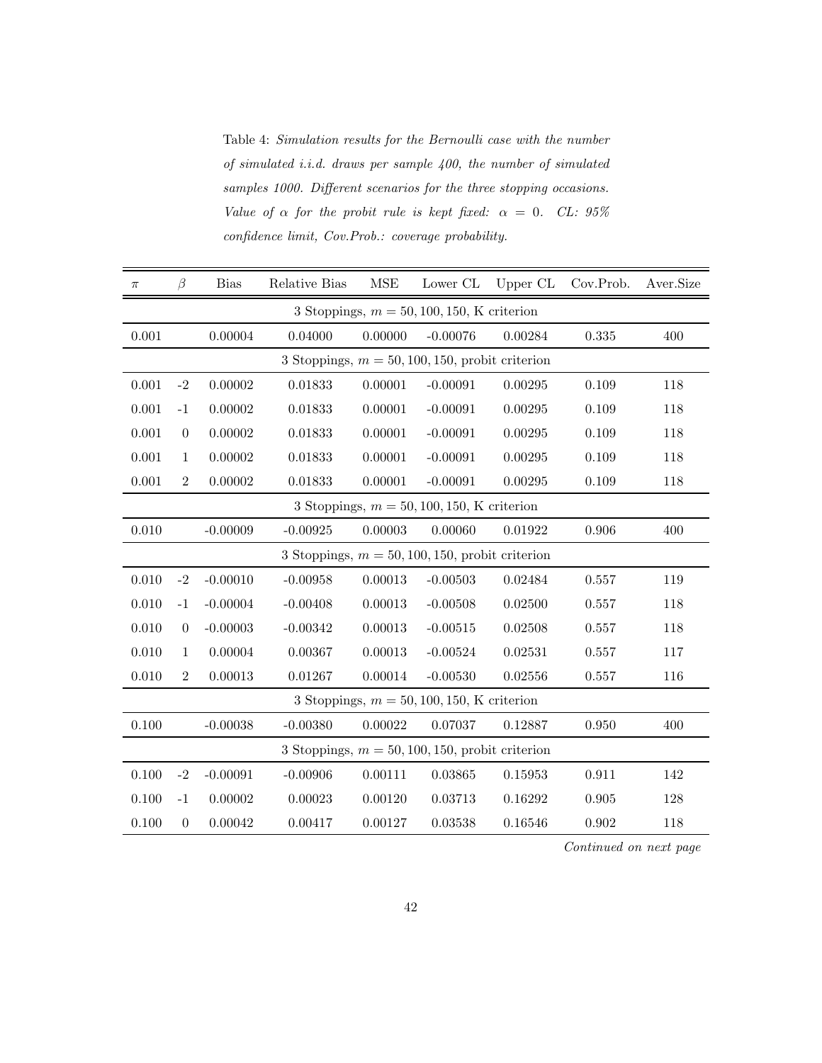Table 4: *Simulation results for the Bernoulli case with the number of simulated i.i.d. draws per sample 400, the number of simulated samples 1000. Different scenarios for the three stopping occasions. Value of $\alpha$ for the probit rule is kept fixed: $\alpha = 0$. CL: 95% confidence limit, Cov.Prob.: coverage probability.*

| $\pi$ | $\beta$ | Bias | Relative Bias | MSE | Lower CL | Upper CL | Cov.Prob. | Aver.Size |
|---|---|---|---|---|---|---|---|---|
| 3 Stoppings, $m = 50, 100, 150$, K criterion | | | | | | | | |
| 0.001 | | 0.00004 | 0.04000 | 0.00000 | -0.00076 | 0.00284 | 0.335 | 400 |
| 3 Stoppings, $m = 50, 100, 150$, probit criterion | | | | | | | | |
| 0.001 | -2 | 0.00002 | 0.01833 | 0.00001 | -0.00091 | 0.00295 | 0.109 | 118 |
| 0.001 | -1 | 0.00002 | 0.01833 | 0.00001 | -0.00091 | 0.00295 | 0.109 | 118 |
| 0.001 | 0 | 0.00002 | 0.01833 | 0.00001 | -0.00091 | 0.00295 | 0.109 | 118 |
| 0.001 | 1 | 0.00002 | 0.01833 | 0.00001 | -0.00091 | 0.00295 | 0.109 | 118 |
| 0.001 | 2 | 0.00002 | 0.01833 | 0.00001 | -0.00091 | 0.00295 | 0.109 | 118 |
| 3 Stoppings, $m = 50, 100, 150$, K criterion | | | | | | | | |
| 0.010 | | -0.00009 | -0.00925 | 0.00003 | 0.00060 | 0.01922 | 0.906 | 400 |
| 3 Stoppings, $m = 50, 100, 150$, probit criterion | | | | | | | | |
| 0.010 | -2 | -0.00010 | -0.00958 | 0.00013 | -0.00503 | 0.02484 | 0.557 | 119 |
| 0.010 | -1 | -0.00004 | -0.00408 | 0.00013 | -0.00508 | 0.02500 | 0.557 | 118 |
| 0.010 | 0 | -0.00003 | -0.00342 | 0.00013 | -0.00515 | 0.02508 | 0.557 | 118 |
| 0.010 | 1 | 0.00004 | 0.00367 | 0.00013 | -0.00524 | 0.02531 | 0.557 | 117 |
| 0.010 | 2 | 0.00013 | 0.01267 | 0.00014 | -0.00530 | 0.02556 | 0.557 | 116 |
| 3 Stoppings, $m = 50, 100, 150$, K criterion | | | | | | | | |
| 0.100 | | -0.00038 | -0.00380 | 0.00022 | 0.07037 | 0.12887 | 0.950 | 400 |
| 3 Stoppings, $m = 50, 100, 150$, probit criterion | | | | | | | | |
| 0.100 | -2 | -0.00091 | -0.00906 | 0.00111 | 0.03865 | 0.15953 | 0.911 | 142 |
| 0.100 | -1 | 0.00002 | 0.00023 | 0.00120 | 0.03713 | 0.16292 | 0.905 | 128 |
| 0.100 | 0 | 0.00042 | 0.00417 | 0.00127 | 0.03538 | 0.16546 | 0.902 | 118 |

*Continued on next page*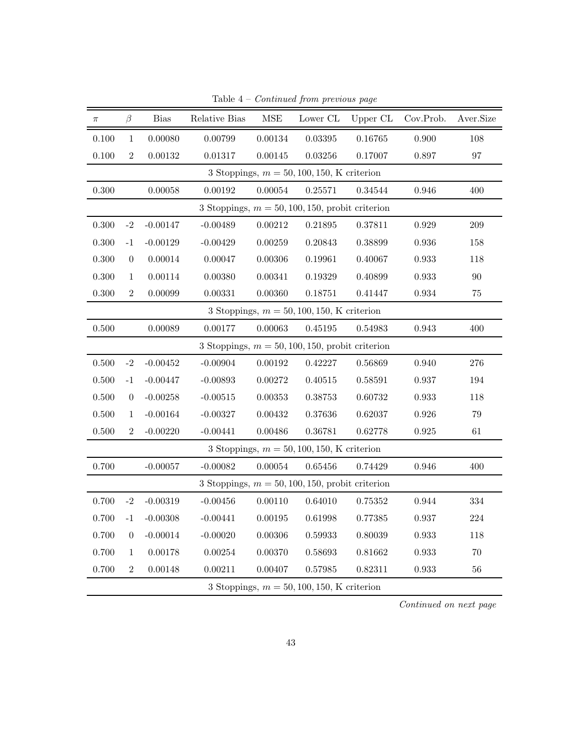Table 4 – *Continued from previous page*

| $\pi$ | $\beta$ | Bias | Relative Bias | MSE | Lower CL | Upper CL | Cov.Prob. | Aver.Size |
|---|---|---|---|---|---|---|---|---|
| 0.100 | 1 | 0.00080 | 0.00799 | 0.00134 | 0.03395 | 0.16765 | 0.900 | 108 |
| 0.100 | 2 | 0.00132 | 0.01317 | 0.00145 | 0.03256 | 0.17007 | 0.897 | 97 |
| 3 Stoppings, $m = 50, 100, 150$, K criterion | | | | | | | | |
| 0.300 | | 0.00058 | 0.00192 | 0.00054 | 0.25571 | 0.34544 | 0.946 | 400 |
| 3 Stoppings, $m = 50, 100, 150$, probit criterion | | | | | | | | |
| 0.300 | -2 | -0.00147 | -0.00489 | 0.00212 | 0.21895 | 0.37811 | 0.929 | 209 |
| 0.300 | -1 | -0.00129 | -0.00429 | 0.00259 | 0.20843 | 0.38899 | 0.936 | 158 |
| 0.300 | 0 | 0.00014 | 0.00047 | 0.00306 | 0.19961 | 0.40067 | 0.933 | 118 |
| 0.300 | 1 | 0.00114 | 0.00380 | 0.00341 | 0.19329 | 0.40899 | 0.933 | 90 |
| 0.300 | 2 | 0.00099 | 0.00331 | 0.00360 | 0.18751 | 0.41447 | 0.934 | 75 |
| 3 Stoppings, $m = 50, 100, 150$, K criterion | | | | | | | | |
| 0.500 | | 0.00089 | 0.00177 | 0.00063 | 0.45195 | 0.54983 | 0.943 | 400 |
| 3 Stoppings, $m = 50, 100, 150$, probit criterion | | | | | | | | |
| 0.500 | -2 | -0.00452 | -0.00904 | 0.00192 | 0.42227 | 0.56869 | 0.940 | 276 |
| 0.500 | -1 | -0.00447 | -0.00893 | 0.00272 | 0.40515 | 0.58591 | 0.937 | 194 |
| 0.500 | 0 | -0.00258 | -0.00515 | 0.00353 | 0.38753 | 0.60732 | 0.933 | 118 |
| 0.500 | 1 | -0.00164 | -0.00327 | 0.00432 | 0.37636 | 0.62037 | 0.926 | 79 |
| 0.500 | 2 | -0.00220 | -0.00441 | 0.00486 | 0.36781 | 0.62778 | 0.925 | 61 |
| 3 Stoppings, $m = 50, 100, 150$, K criterion | | | | | | | | |
| 0.700 | | -0.00057 | -0.00082 | 0.00054 | 0.65456 | 0.74429 | 0.946 | 400 |
| 3 Stoppings, $m = 50, 100, 150$, probit criterion | | | | | | | | |
| 0.700 | -2 | -0.00319 | -0.00456 | 0.00110 | 0.64010 | 0.75352 | 0.944 | 334 |
| 0.700 | -1 | -0.00308 | -0.00441 | 0.00195 | 0.61998 | 0.77385 | 0.937 | 224 |
| 0.700 | 0 | -0.00014 | -0.00020 | 0.00306 | 0.59933 | 0.80039 | 0.933 | 118 |
| 0.700 | 1 | 0.00178 | 0.00254 | 0.00370 | 0.58693 | 0.81662 | 0.933 | 70 |
| 0.700 | 2 | 0.00148 | 0.00211 | 0.00407 | 0.57985 | 0.82311 | 0.933 | 56 |
| 3 Stoppings, $m = 50, 100, 150$, K criterion | | | | | | | | |

*Continued on next page*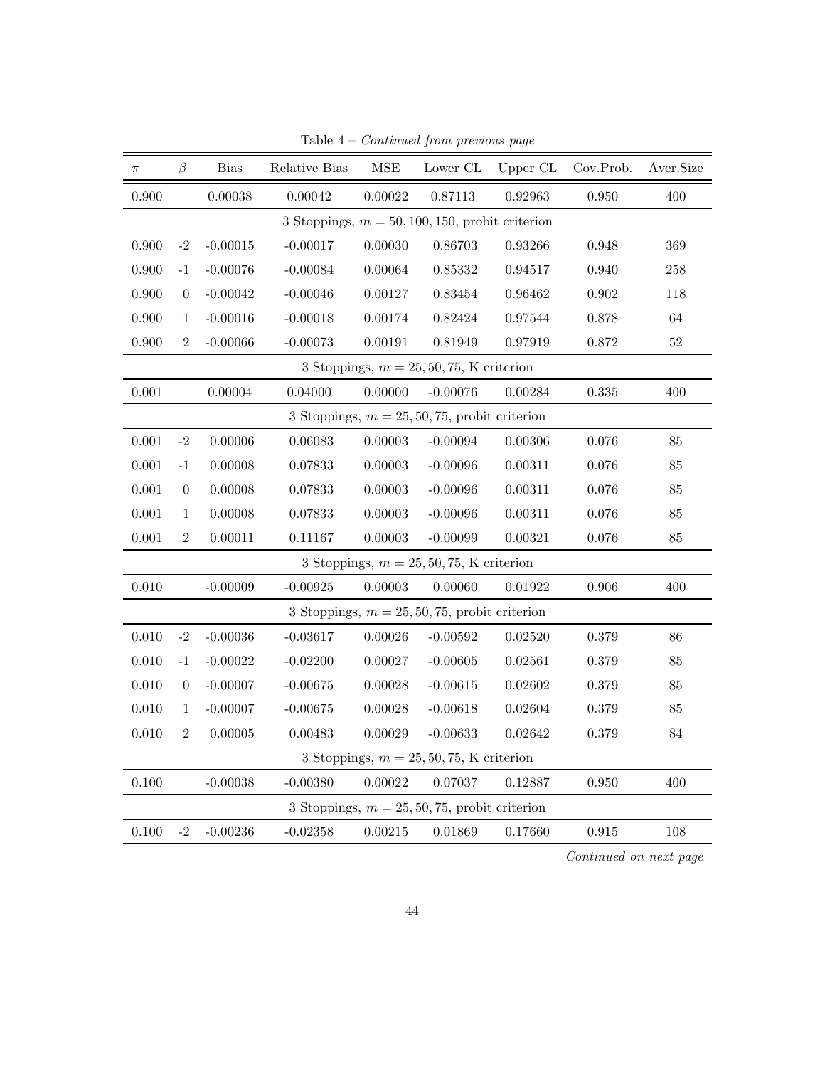Table 4 – *Continued from previous page*

| $\pi$ | $\beta$ | Bias | Relative Bias | MSE | Lower CL | Upper CL | Cov.Prob. | Aver.Size |
|---|---|---|---|---|---|---|---|---|
| 0.900 | | 0.00038 | 0.00042 | 0.00022 | 0.87113 | 0.92963 | 0.950 | 400 |
| 3 Stoppings, $m = 50, 100, 150$, probit criterion | | | | | | | | |
| 0.900 | -2 | -0.00015 | -0.00017 | 0.00030 | 0.86703 | 0.93266 | 0.948 | 369 |
| 0.900 | -1 | -0.00076 | -0.00084 | 0.00064 | 0.85332 | 0.94517 | 0.940 | 258 |
| 0.900 | 0 | -0.00042 | -0.00046 | 0.00127 | 0.83454 | 0.96462 | 0.902 | 118 |
| 0.900 | 1 | -0.00016 | -0.00018 | 0.00174 | 0.82424 | 0.97544 | 0.878 | 64 |
| 0.900 | 2 | -0.00066 | -0.00073 | 0.00191 | 0.81949 | 0.97919 | 0.872 | 52 |
| 3 Stoppings, $m = 25, 50, 75$, K criterion | | | | | | | | |
| 0.001 | | 0.00004 | 0.04000 | 0.00000 | -0.00076 | 0.00284 | 0.335 | 400 |
| 3 Stoppings, $m = 25, 50, 75$, probit criterion | | | | | | | | |
| 0.001 | -2 | 0.00006 | 0.06083 | 0.00003 | -0.00094 | 0.00306 | 0.076 | 85 |
| 0.001 | -1 | 0.00008 | 0.07833 | 0.00003 | -0.00096 | 0.00311 | 0.076 | 85 |
| 0.001 | 0 | 0.00008 | 0.07833 | 0.00003 | -0.00096 | 0.00311 | 0.076 | 85 |
| 0.001 | 1 | 0.00008 | 0.07833 | 0.00003 | -0.00096 | 0.00311 | 0.076 | 85 |
| 0.001 | 2 | 0.00011 | 0.11167 | 0.00003 | -0.00099 | 0.00321 | 0.076 | 85 |
| 3 Stoppings, $m = 25, 50, 75$, K criterion | | | | | | | | |
| 0.010 | | -0.00009 | -0.00925 | 0.00003 | 0.00060 | 0.01922 | 0.906 | 400 |
| 3 Stoppings, $m = 25, 50, 75$, probit criterion | | | | | | | | |
| 0.010 | -2 | -0.00036 | -0.03617 | 0.00026 | -0.00592 | 0.02520 | 0.379 | 86 |
| 0.010 | -1 | -0.00022 | -0.02200 | 0.00027 | -0.00605 | 0.02561 | 0.379 | 85 |
| 0.010 | 0 | -0.00007 | -0.00675 | 0.00028 | -0.00615 | 0.02602 | 0.379 | 85 |
| 0.010 | 1 | -0.00007 | -0.00675 | 0.00028 | -0.00618 | 0.02604 | 0.379 | 85 |
| 0.010 | 2 | 0.00005 | 0.00483 | 0.00029 | -0.00633 | 0.02642 | 0.379 | 84 |
| 3 Stoppings, $m = 25, 50, 75$, K criterion | | | | | | | | |
| 0.100 | | -0.00038 | -0.00380 | 0.00022 | 0.07037 | 0.12887 | 0.950 | 400 |
| 3 Stoppings, $m = 25, 50, 75$, probit criterion | | | | | | | | |
| 0.100 | -2 | -0.00236 | -0.02358 | 0.00215 | 0.01869 | 0.17660 | 0.915 | 108 |

*Continued on next page*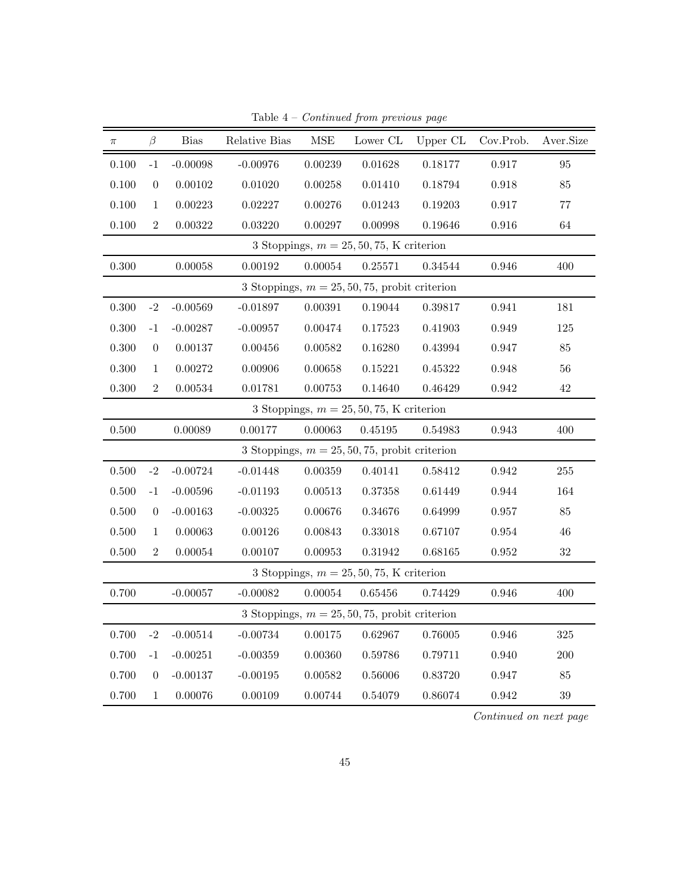Table 4 – *Continued from previous page*

| $\pi$ | $\beta$ | Bias | Relative Bias | MSE | Lower CL | Upper CL | Cov.Prob. | Aver.Size |
|---|---|---|---|---|---|---|---|---|
| 0.100 | -1 | -0.00098 | -0.00976 | 0.00239 | 0.01628 | 0.18177 | 0.917 | 95 |
| 0.100 | 0 | 0.00102 | 0.01020 | 0.00258 | 0.01410 | 0.18794 | 0.918 | 85 |
| 0.100 | 1 | 0.00223 | 0.02227 | 0.00276 | 0.01243 | 0.19203 | 0.917 | 77 |
| 0.100 | 2 | 0.00322 | 0.03220 | 0.00297 | 0.00998 | 0.19646 | 0.916 | 64 |
| 3 Stoppings, $m = 25, 50, 75$, K criterion | | | | | | | | |
| 0.300 | | 0.00058 | 0.00192 | 0.00054 | 0.25571 | 0.34544 | 0.946 | 400 |
| 3 Stoppings, $m = 25, 50, 75$, probit criterion | | | | | | | | |
| 0.300 | -2 | -0.00569 | -0.01897 | 0.00391 | 0.19044 | 0.39817 | 0.941 | 181 |
| 0.300 | -1 | -0.00287 | -0.00957 | 0.00474 | 0.17523 | 0.41903 | 0.949 | 125 |
| 0.300 | 0 | 0.00137 | 0.00456 | 0.00582 | 0.16280 | 0.43994 | 0.947 | 85 |
| 0.300 | 1 | 0.00272 | 0.00906 | 0.00658 | 0.15221 | 0.45322 | 0.948 | 56 |
| 0.300 | 2 | 0.00534 | 0.01781 | 0.00753 | 0.14640 | 0.46429 | 0.942 | 42 |
| 3 Stoppings, $m = 25, 50, 75$, K criterion | | | | | | | | |
| 0.500 | | 0.00089 | 0.00177 | 0.00063 | 0.45195 | 0.54983 | 0.943 | 400 |
| 3 Stoppings, $m = 25, 50, 75$, probit criterion | | | | | | | | |
| 0.500 | -2 | -0.00724 | -0.01448 | 0.00359 | 0.40141 | 0.58412 | 0.942 | 255 |
| 0.500 | -1 | -0.00596 | -0.01193 | 0.00513 | 0.37358 | 0.61449 | 0.944 | 164 |
| 0.500 | 0 | -0.00163 | -0.00325 | 0.00676 | 0.34676 | 0.64999 | 0.957 | 85 |
| 0.500 | 1 | 0.00063 | 0.00126 | 0.00843 | 0.33018 | 0.67107 | 0.954 | 46 |
| 0.500 | 2 | 0.00054 | 0.00107 | 0.00953 | 0.31942 | 0.68165 | 0.952 | 32 |
| 3 Stoppings, $m = 25, 50, 75$, K criterion | | | | | | | | |
| 0.700 | | -0.00057 | -0.00082 | 0.00054 | 0.65456 | 0.74429 | 0.946 | 400 |
| 3 Stoppings, $m = 25, 50, 75$, probit criterion | | | | | | | | |
| 0.700 | -2 | -0.00514 | -0.00734 | 0.00175 | 0.62967 | 0.76005 | 0.946 | 325 |
| 0.700 | -1 | -0.00251 | -0.00359 | 0.00360 | 0.59786 | 0.79711 | 0.940 | 200 |
| 0.700 | 0 | -0.00137 | -0.00195 | 0.00582 | 0.56006 | 0.83720 | 0.947 | 85 |
| 0.700 | 1 | 0.00076 | 0.00109 | 0.00744 | 0.54079 | 0.86074 | 0.942 | 39 |

*Continued on next page*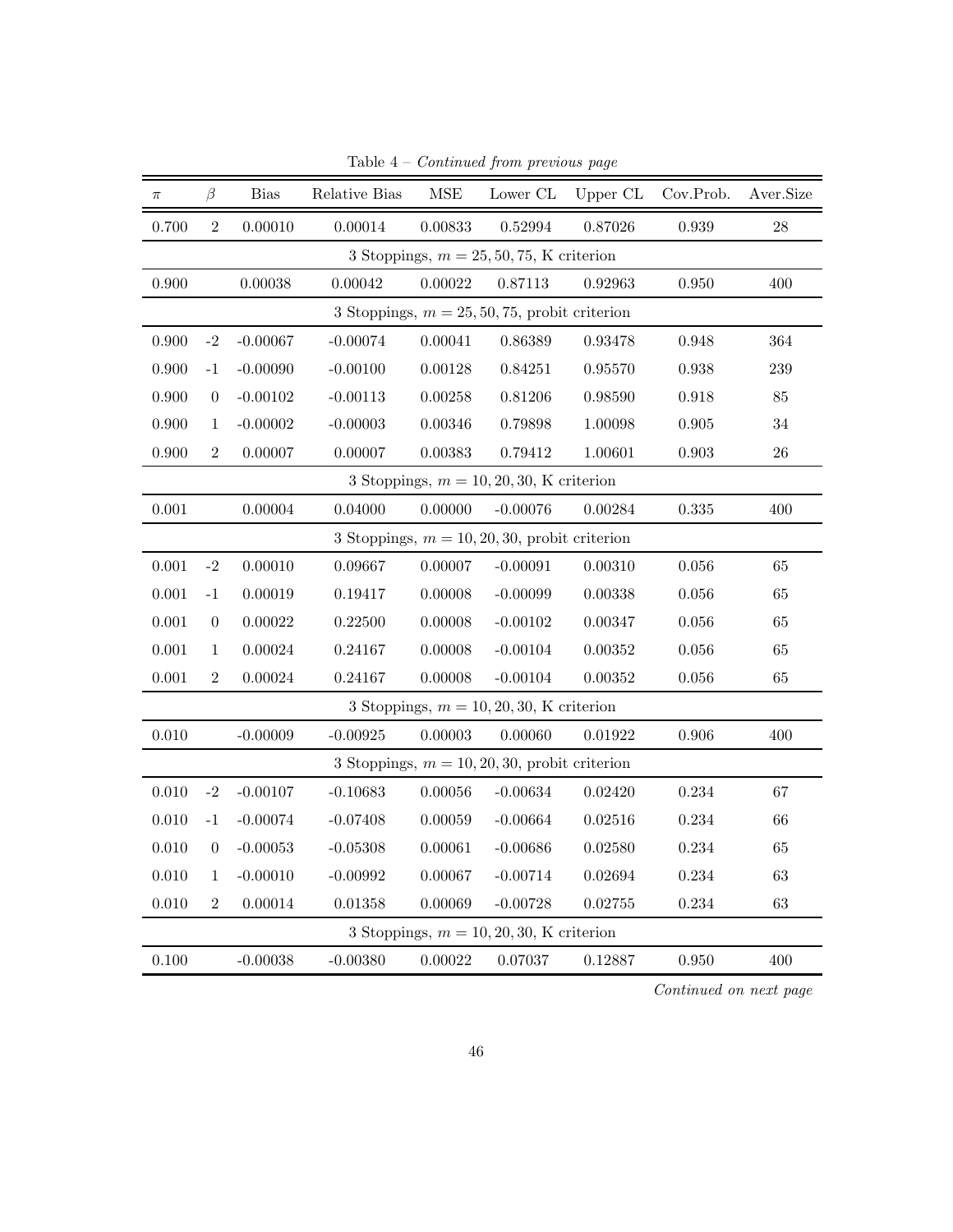Table 4 – *Continued from previous page*

| $\pi$ | $\beta$ | Bias | Relative Bias | MSE | Lower CL | Upper CL | Cov.Prob. | Aver.Size |
|---|---|---|---|---|---|---|---|---|
| 0.700 | 2 | 0.00010 | 0.00014 | 0.00833 | 0.52994 | 0.87026 | 0.939 | 28 |
| | | | 3 Stoppings, $m = 25, 50, 75$, K criterion | | | | | |
| 0.900 | | 0.00038 | 0.00042 | 0.00022 | 0.87113 | 0.92963 | 0.950 | 400 |
| | | | 3 Stoppings, $m = 25, 50, 75$, probit criterion | | | | | |
| 0.900 | -2 | -0.00067 | -0.00074 | 0.00041 | 0.86389 | 0.93478 | 0.948 | 364 |
| 0.900 | -1 | -0.00090 | -0.00100 | 0.00128 | 0.84251 | 0.95570 | 0.938 | 239 |
| 0.900 | 0 | -0.00102 | -0.00113 | 0.00258 | 0.81206 | 0.98590 | 0.918 | 85 |
| 0.900 | 1 | -0.00002 | -0.00003 | 0.00346 | 0.79898 | 1.00098 | 0.905 | 34 |
| 0.900 | 2 | 0.00007 | 0.00007 | 0.00383 | 0.79412 | 1.00601 | 0.903 | 26 |
| | | | 3 Stoppings, $m = 10, 20, 30$, K criterion | | | | | |
| 0.001 | | 0.00004 | 0.04000 | 0.00000 | -0.00076 | 0.00284 | 0.335 | 400 |
| | | | 3 Stoppings, $m = 10, 20, 30$, probit criterion | | | | | |
| 0.001 | -2 | 0.00010 | 0.09667 | 0.00007 | -0.00091 | 0.00310 | 0.056 | 65 |
| 0.001 | -1 | 0.00019 | 0.19417 | 0.00008 | -0.00099 | 0.00338 | 0.056 | 65 |
| 0.001 | 0 | 0.00022 | 0.22500 | 0.00008 | -0.00102 | 0.00347 | 0.056 | 65 |
| 0.001 | 1 | 0.00024 | 0.24167 | 0.00008 | -0.00104 | 0.00352 | 0.056 | 65 |
| 0.001 | 2 | 0.00024 | 0.24167 | 0.00008 | -0.00104 | 0.00352 | 0.056 | 65 |
| | | | 3 Stoppings, $m = 10, 20, 30$, K criterion | | | | | |
| 0.010 | | -0.00009 | -0.00925 | 0.00003 | 0.00060 | 0.01922 | 0.906 | 400 |
| | | | 3 Stoppings, $m = 10, 20, 30$, probit criterion | | | | | |
| 0.010 | -2 | -0.00107 | -0.10683 | 0.00056 | -0.00634 | 0.02420 | 0.234 | 67 |
| 0.010 | -1 | -0.00074 | -0.07408 | 0.00059 | -0.00664 | 0.02516 | 0.234 | 66 |
| 0.010 | 0 | -0.00053 | -0.05308 | 0.00061 | -0.00686 | 0.02580 | 0.234 | 65 |
| 0.010 | 1 | -0.00010 | -0.00992 | 0.00067 | -0.00714 | 0.02694 | 0.234 | 63 |
| 0.010 | 2 | 0.00014 | 0.01358 | 0.00069 | -0.00728 | 0.02755 | 0.234 | 63 |
| | | | 3 Stoppings, $m = 10, 20, 30$, K criterion | | | | | |
| 0.100 | | -0.00038 | -0.00380 | 0.00022 | 0.07037 | 0.12887 | 0.950 | 400 |

*Continued on next page*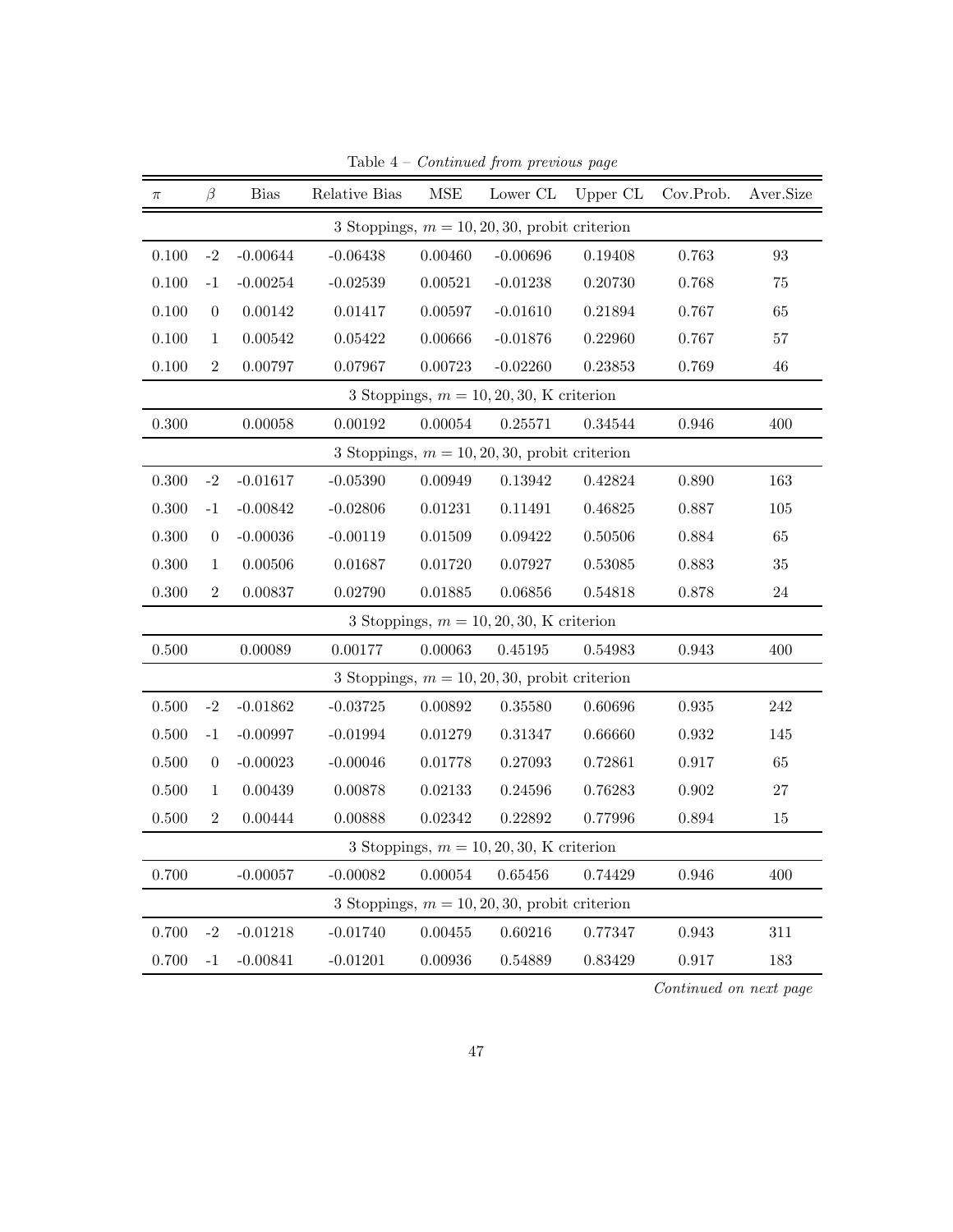Table 4 – *Continued from previous page*

| $\pi$ | $\beta$ | Bias | Relative Bias | MSE | Lower CL | Upper CL | Cov.Prob. | Aver.Size |
|---|---|---|---|---|---|---|---|---|
| 3 Stoppings, $m = 10, 20, 30$, probit criterion | | | | | | | | |
| 0.100 | -2 | -0.00644 | -0.06438 | 0.00460 | -0.00696 | 0.19408 | 0.763 | 93 |
| 0.100 | -1 | -0.00254 | -0.02539 | 0.00521 | -0.01238 | 0.20730 | 0.768 | 75 |
| 0.100 | 0 | 0.00142 | 0.01417 | 0.00597 | -0.01610 | 0.21894 | 0.767 | 65 |
| 0.100 | 1 | 0.00542 | 0.05422 | 0.00666 | -0.01876 | 0.22960 | 0.767 | 57 |
| 0.100 | 2 | 0.00797 | 0.07967 | 0.00723 | -0.02260 | 0.23853 | 0.769 | 46 |
| 3 Stoppings, $m = 10, 20, 30$, K criterion | | | | | | | | |
| 0.300 | | 0.00058 | 0.00192 | 0.00054 | 0.25571 | 0.34544 | 0.946 | 400 |
| 3 Stoppings, $m = 10, 20, 30$, probit criterion | | | | | | | | |
| 0.300 | -2 | -0.01617 | -0.05390 | 0.00949 | 0.13942 | 0.42824 | 0.890 | 163 |
| 0.300 | -1 | -0.00842 | -0.02806 | 0.01231 | 0.11491 | 0.46825 | 0.887 | 105 |
| 0.300 | 0 | -0.00036 | -0.00119 | 0.01509 | 0.09422 | 0.50506 | 0.884 | 65 |
| 0.300 | 1 | 0.00506 | 0.01687 | 0.01720 | 0.07927 | 0.53085 | 0.883 | 35 |
| 0.300 | 2 | 0.00837 | 0.02790 | 0.01885 | 0.06856 | 0.54818 | 0.878 | 24 |
| 3 Stoppings, $m = 10, 20, 30$, K criterion | | | | | | | | |
| 0.500 | | 0.00089 | 0.00177 | 0.00063 | 0.45195 | 0.54983 | 0.943 | 400 |
| 3 Stoppings, $m = 10, 20, 30$, probit criterion | | | | | | | | |
| 0.500 | -2 | -0.01862 | -0.03725 | 0.00892 | 0.35580 | 0.60696 | 0.935 | 242 |
| 0.500 | -1 | -0.00997 | -0.01994 | 0.01279 | 0.31347 | 0.66660 | 0.932 | 145 |
| 0.500 | 0 | -0.00023 | -0.00046 | 0.01778 | 0.27093 | 0.72861 | 0.917 | 65 |
| 0.500 | 1 | 0.00439 | 0.00878 | 0.02133 | 0.24596 | 0.76283 | 0.902 | 27 |
| 0.500 | 2 | 0.00444 | 0.00888 | 0.02342 | 0.22892 | 0.77996 | 0.894 | 15 |
| 3 Stoppings, $m = 10, 20, 30$, K criterion | | | | | | | | |
| 0.700 | | -0.00057 | -0.00082 | 0.00054 | 0.65456 | 0.74429 | 0.946 | 400 |
| 3 Stoppings, $m = 10, 20, 30$, probit criterion | | | | | | | | |
| 0.700 | -2 | -0.01218 | -0.01740 | 0.00455 | 0.60216 | 0.77347 | 0.943 | 311 |
| 0.700 | -1 | -0.00841 | -0.01201 | 0.00936 | 0.54889 | 0.83429 | 0.917 | 183 |

*Continued on next page*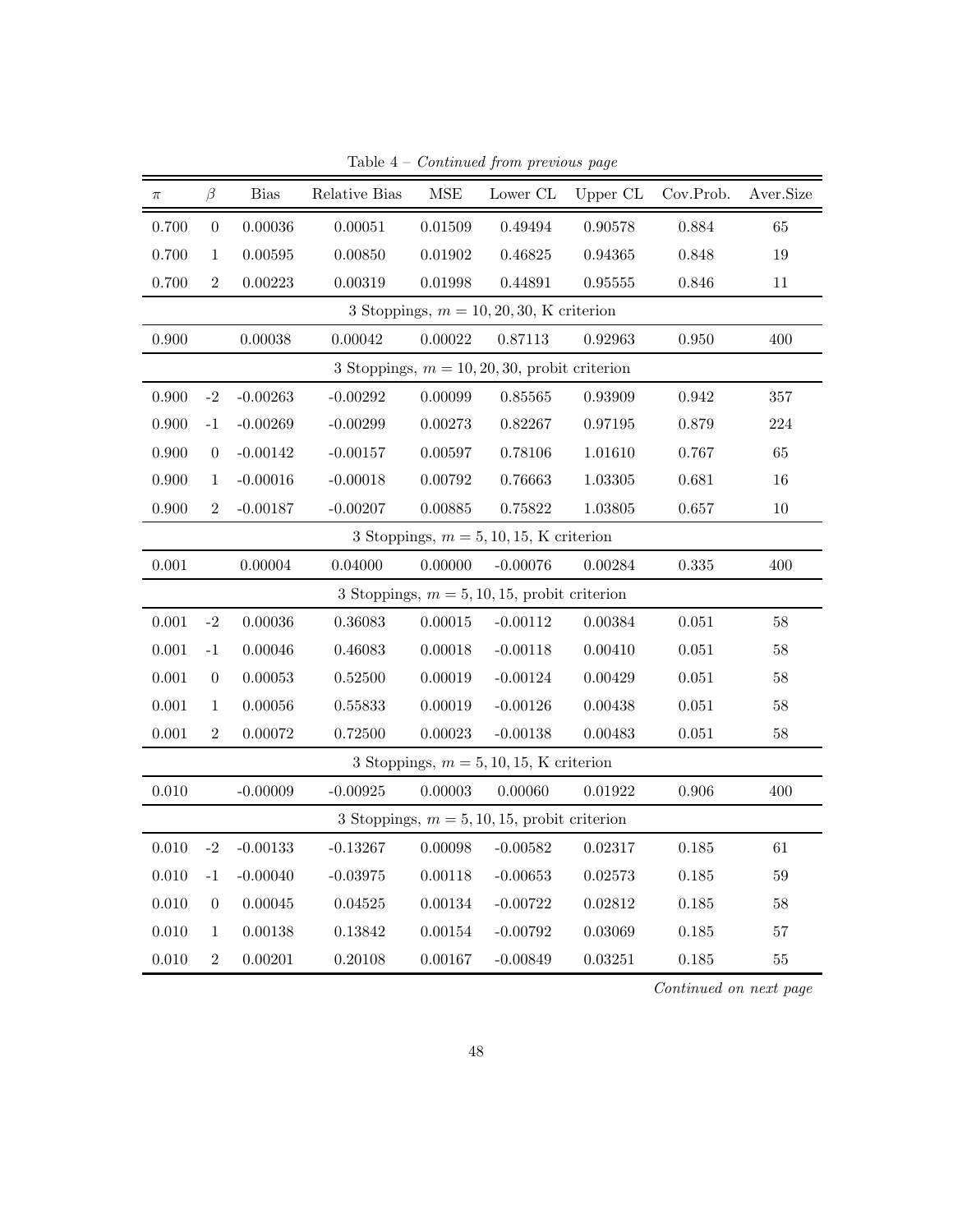Table 4 – *Continued from previous page*

| $\pi$ | $\beta$ | Bias | Relative Bias | MSE | Lower CL | Upper CL | Cov.Prob. | Aver.Size |
|---|---|---|---|---|---|---|---|---|
| 0.700 | 0 | 0.00036 | 0.00051 | 0.01509 | 0.49494 | 0.90578 | 0.884 | 65 |
| 0.700 | 1 | 0.00595 | 0.00850 | 0.01902 | 0.46825 | 0.94365 | 0.848 | 19 |
| 0.700 | 2 | 0.00223 | 0.00319 | 0.01998 | 0.44891 | 0.95555 | 0.846 | 11 |
| | | | 3 Stoppings, $m = 10, 20, 30$, K criterion | | | | | |
| 0.900 | | 0.00038 | 0.00042 | 0.00022 | 0.87113 | 0.92963 | 0.950 | 400 |
| | | | 3 Stoppings, $m = 10, 20, 30$, probit criterion | | | | | |
| 0.900 | -2 | -0.00263 | -0.00292 | 0.00099 | 0.85565 | 0.93909 | 0.942 | 357 |
| 0.900 | -1 | -0.00269 | -0.00299 | 0.00273 | 0.82267 | 0.97195 | 0.879 | 224 |
| 0.900 | 0 | -0.00142 | -0.00157 | 0.00597 | 0.78106 | 1.01610 | 0.767 | 65 |
| 0.900 | 1 | -0.00016 | -0.00018 | 0.00792 | 0.76663 | 1.03305 | 0.681 | 16 |
| 0.900 | 2 | -0.00187 | -0.00207 | 0.00885 | 0.75822 | 1.03805 | 0.657 | 10 |
| | | | 3 Stoppings, $m = 5, 10, 15$, K criterion | | | | | |
| 0.001 | | 0.00004 | 0.04000 | 0.00000 | -0.00076 | 0.00284 | 0.335 | 400 |
| | | | 3 Stoppings, $m = 5, 10, 15$, probit criterion | | | | | |
| 0.001 | -2 | 0.00036 | 0.36083 | 0.00015 | -0.00112 | 0.00384 | 0.051 | 58 |
| 0.001 | -1 | 0.00046 | 0.46083 | 0.00018 | -0.00118 | 0.00410 | 0.051 | 58 |
| 0.001 | 0 | 0.00053 | 0.52500 | 0.00019 | -0.00124 | 0.00429 | 0.051 | 58 |
| 0.001 | 1 | 0.00056 | 0.55833 | 0.00019 | -0.00126 | 0.00438 | 0.051 | 58 |
| 0.001 | 2 | 0.00072 | 0.72500 | 0.00023 | -0.00138 | 0.00483 | 0.051 | 58 |
| | | | 3 Stoppings, $m = 5, 10, 15$, K criterion | | | | | |
| 0.010 | | -0.00009 | -0.00925 | 0.00003 | 0.00060 | 0.01922 | 0.906 | 400 |
| | | | 3 Stoppings, $m = 5, 10, 15$, probit criterion | | | | | |
| 0.010 | -2 | -0.00133 | -0.13267 | 0.00098 | -0.00582 | 0.02317 | 0.185 | 61 |
| 0.010 | -1 | -0.00040 | -0.03975 | 0.00118 | -0.00653 | 0.02573 | 0.185 | 59 |
| 0.010 | 0 | 0.00045 | 0.04525 | 0.00134 | -0.00722 | 0.02812 | 0.185 | 58 |
| 0.010 | 1 | 0.00138 | 0.13842 | 0.00154 | -0.00792 | 0.03069 | 0.185 | 57 |
| 0.010 | 2 | 0.00201 | 0.20108 | 0.00167 | -0.00849 | 0.03251 | 0.185 | 55 |

*Continued on next page*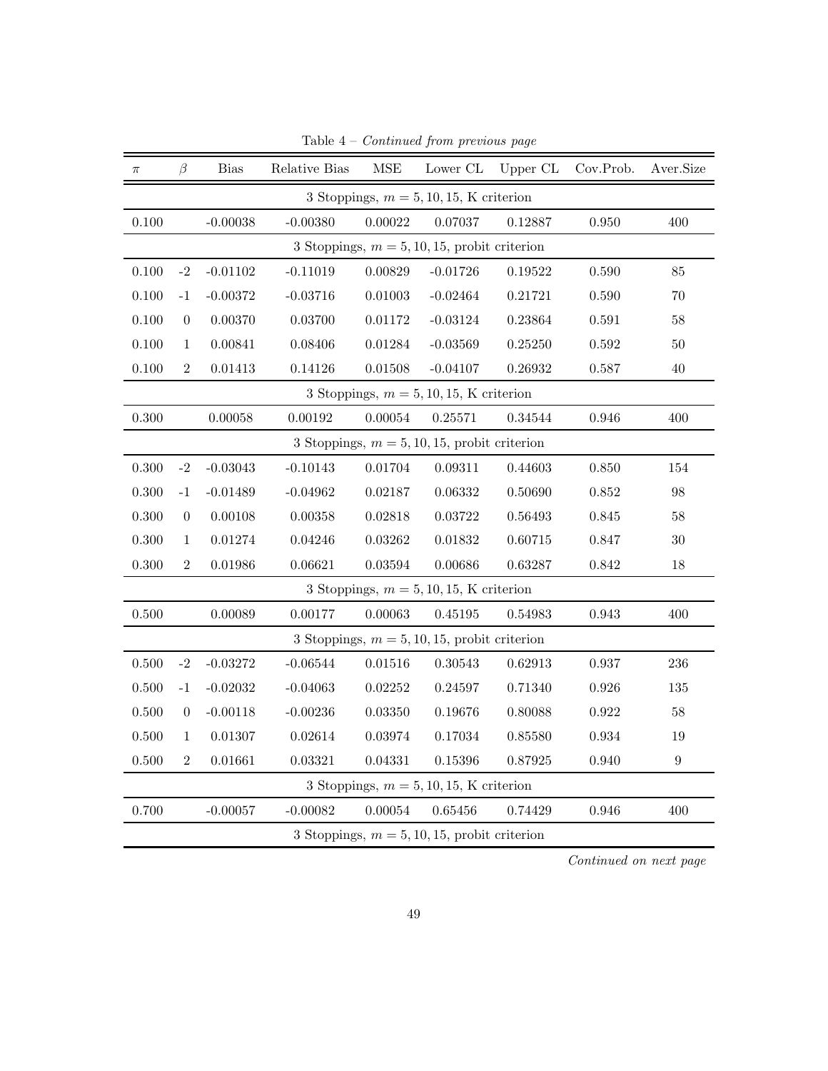Table 4 – *Continued from previous page*

| $\pi$ | $\beta$ | Bias | Relative Bias | MSE | Lower CL | Upper CL | Cov.Prob. | Aver.Size |
|---|---|---|---|---|---|---|---|---|
| 3 Stoppings, $m = 5, 10, 15$, K criterion | | | | | | | | |
| 0.100 | | -0.00038 | -0.00380 | 0.00022 | 0.07037 | 0.12887 | 0.950 | 400 |
| 3 Stoppings, $m = 5, 10, 15$, probit criterion | | | | | | | | |
| 0.100 | -2 | -0.01102 | -0.11019 | 0.00829 | -0.01726 | 0.19522 | 0.590 | 85 |
| 0.100 | -1 | -0.00372 | -0.03716 | 0.01003 | -0.02464 | 0.21721 | 0.590 | 70 |
| 0.100 | 0 | 0.00370 | 0.03700 | 0.01172 | -0.03124 | 0.23864 | 0.591 | 58 |
| 0.100 | 1 | 0.00841 | 0.08406 | 0.01284 | -0.03569 | 0.25250 | 0.592 | 50 |
| 0.100 | 2 | 0.01413 | 0.14126 | 0.01508 | -0.04107 | 0.26932 | 0.587 | 40 |
| 3 Stoppings, $m = 5, 10, 15$, K criterion | | | | | | | | |
| 0.300 | | 0.00058 | 0.00192 | 0.00054 | 0.25571 | 0.34544 | 0.946 | 400 |
| 3 Stoppings, $m = 5, 10, 15$, probit criterion | | | | | | | | |
| 0.300 | -2 | -0.03043 | -0.10143 | 0.01704 | 0.09311 | 0.44603 | 0.850 | 154 |
| 0.300 | -1 | -0.01489 | -0.04962 | 0.02187 | 0.06332 | 0.50690 | 0.852 | 98 |
| 0.300 | 0 | 0.00108 | 0.00358 | 0.02818 | 0.03722 | 0.56493 | 0.845 | 58 |
| 0.300 | 1 | 0.01274 | 0.04246 | 0.03262 | 0.01832 | 0.60715 | 0.847 | 30 |
| 0.300 | 2 | 0.01986 | 0.06621 | 0.03594 | 0.00686 | 0.63287 | 0.842 | 18 |
| 3 Stoppings, $m = 5, 10, 15$, K criterion | | | | | | | | |
| 0.500 | | 0.00089 | 0.00177 | 0.00063 | 0.45195 | 0.54983 | 0.943 | 400 |
| 3 Stoppings, $m = 5, 10, 15$, probit criterion | | | | | | | | |
| 0.500 | -2 | -0.03272 | -0.06544 | 0.01516 | 0.30543 | 0.62913 | 0.937 | 236 |
| 0.500 | -1 | -0.02032 | -0.04063 | 0.02252 | 0.24597 | 0.71340 | 0.926 | 135 |
| 0.500 | 0 | -0.00118 | -0.00236 | 0.03350 | 0.19676 | 0.80088 | 0.922 | 58 |
| 0.500 | 1 | 0.01307 | 0.02614 | 0.03974 | 0.17034 | 0.85580 | 0.934 | 19 |
| 0.500 | 2 | 0.01661 | 0.03321 | 0.04331 | 0.15396 | 0.87925 | 0.940 | 9 |
| 3 Stoppings, $m = 5, 10, 15$, K criterion | | | | | | | | |
| 0.700 | | -0.00057 | -0.00082 | 0.00054 | 0.65456 | 0.74429 | 0.946 | 400 |
| 3 Stoppings, $m = 5, 10, 15$, probit criterion | | | | | | | | |

*Continued on next page*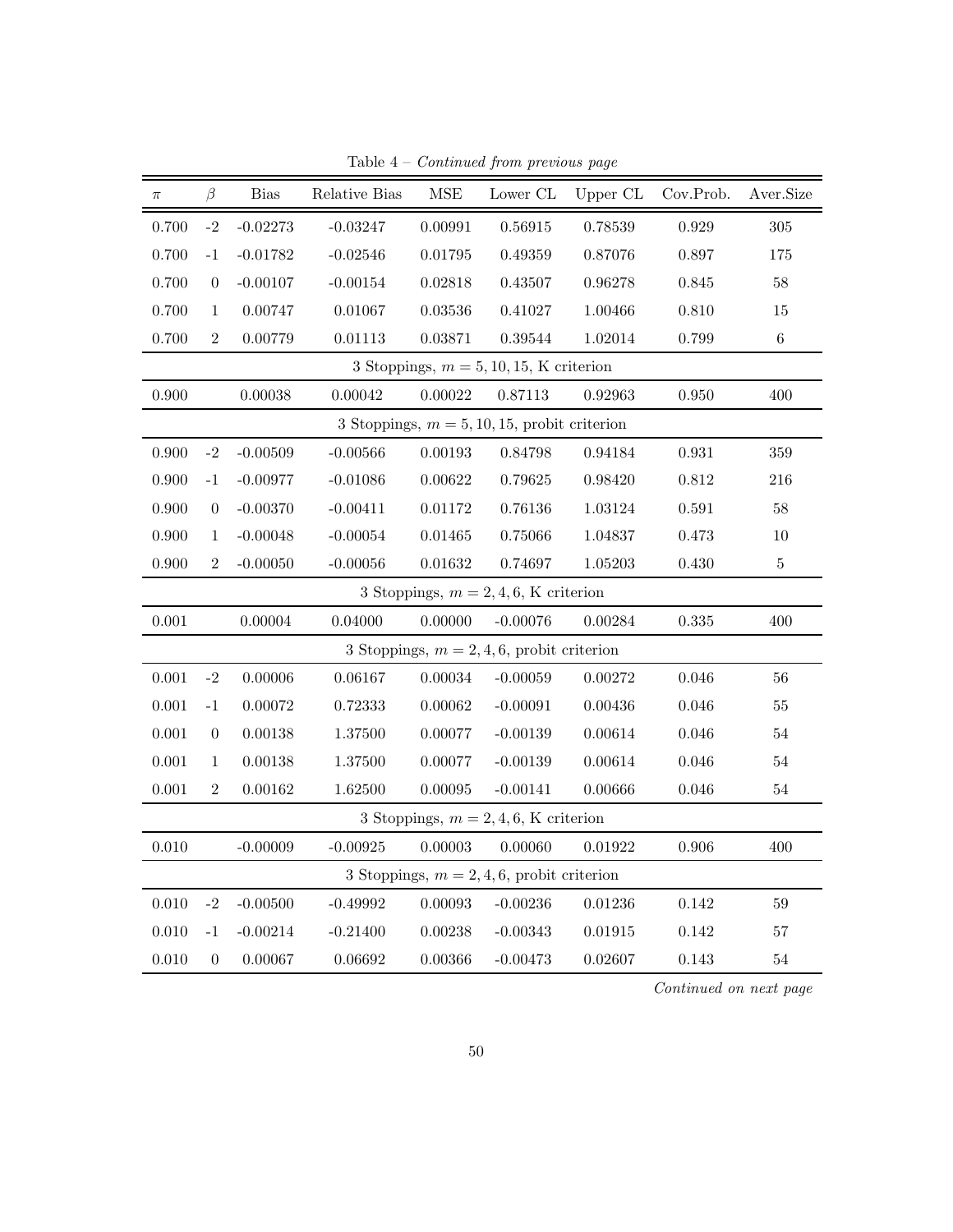Table 4 – *Continued from previous page*

| $\pi$ | $\beta$ | Bias | Relative Bias | MSE | Lower CL | Upper CL | Cov.Prob. | Aver.Size |
|---|---|---|---|---|---|---|---|---|
| 0.700 | -2 | -0.02273 | -0.03247 | 0.00991 | 0.56915 | 0.78539 | 0.929 | 305 |
| 0.700 | -1 | -0.01782 | -0.02546 | 0.01795 | 0.49359 | 0.87076 | 0.897 | 175 |
| 0.700 | 0 | -0.00107 | -0.00154 | 0.02818 | 0.43507 | 0.96278 | 0.845 | 58 |
| 0.700 | 1 | 0.00747 | 0.01067 | 0.03536 | 0.41027 | 1.00466 | 0.810 | 15 |
| 0.700 | 2 | 0.00779 | 0.01113 | 0.03871 | 0.39544 | 1.02014 | 0.799 | 6 |
| | | | 3 Stoppings, $m = 5, 10, 15$, K criterion | | | | | |
| 0.900 | | 0.00038 | 0.00042 | 0.00022 | 0.87113 | 0.92963 | 0.950 | 400 |
| | | | 3 Stoppings, $m = 5, 10, 15$, probit criterion | | | | | |
| 0.900 | -2 | -0.00509 | -0.00566 | 0.00193 | 0.84798 | 0.94184 | 0.931 | 359 |
| 0.900 | -1 | -0.00977 | -0.01086 | 0.00622 | 0.79625 | 0.98420 | 0.812 | 216 |
| 0.900 | 0 | -0.00370 | -0.00411 | 0.01172 | 0.76136 | 1.03124 | 0.591 | 58 |
| 0.900 | 1 | -0.00048 | -0.00054 | 0.01465 | 0.75066 | 1.04837 | 0.473 | 10 |
| 0.900 | 2 | -0.00050 | -0.00056 | 0.01632 | 0.74697 | 1.05203 | 0.430 | 5 |
| | | | 3 Stoppings, $m = 2, 4, 6$, K criterion | | | | | |
| 0.001 | | 0.00004 | 0.04000 | 0.00000 | -0.00076 | 0.00284 | 0.335 | 400 |
| | | | 3 Stoppings, $m = 2, 4, 6$, probit criterion | | | | | |
| 0.001 | -2 | 0.00006 | 0.06167 | 0.00034 | -0.00059 | 0.00272 | 0.046 | 56 |
| 0.001 | -1 | 0.00072 | 0.72333 | 0.00062 | -0.00091 | 0.00436 | 0.046 | 55 |
| 0.001 | 0 | 0.00138 | 1.37500 | 0.00077 | -0.00139 | 0.00614 | 0.046 | 54 |
| 0.001 | 1 | 0.00138 | 1.37500 | 0.00077 | -0.00139 | 0.00614 | 0.046 | 54 |
| 0.001 | 2 | 0.00162 | 1.62500 | 0.00095 | -0.00141 | 0.00666 | 0.046 | 54 |
| | | | 3 Stoppings, $m = 2, 4, 6$, K criterion | | | | | |
| 0.010 | | -0.00009 | -0.00925 | 0.00003 | 0.00060 | 0.01922 | 0.906 | 400 |
| | | | 3 Stoppings, $m = 2, 4, 6$, probit criterion | | | | | |
| 0.010 | -2 | -0.00500 | -0.49992 | 0.00093 | -0.00236 | 0.01236 | 0.142 | 59 |
| 0.010 | -1 | -0.00214 | -0.21400 | 0.00238 | -0.00343 | 0.01915 | 0.142 | 57 |
| 0.010 | 0 | 0.00067 | 0.06692 | 0.00366 | -0.00473 | 0.02607 | 0.143 | 54 |

*Continued on next page*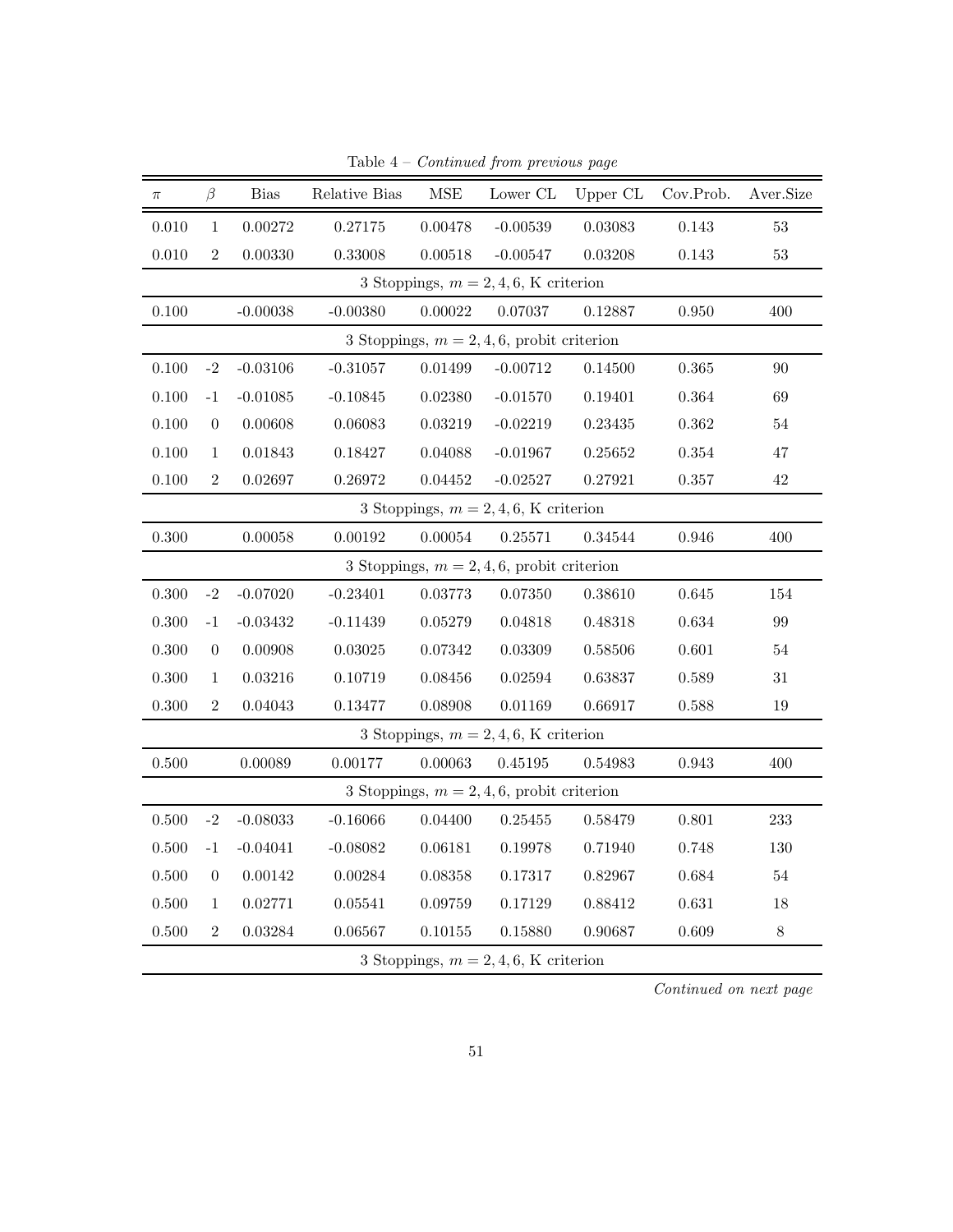Table 4 – *Continued from previous page*

| $\pi$ | $\beta$ | Bias | Relative Bias | MSE | Lower CL | Upper CL | Cov.Prob. | Aver.Size |
|---|---|---|---|---|---|---|---|---|
| 0.010 | 1 | 0.00272 | 0.27175 | 0.00478 | -0.00539 | 0.03083 | 0.143 | 53 |
| 0.010 | 2 | 0.00330 | 0.33008 | 0.00518 | -0.00547 | 0.03208 | 0.143 | 53 |
| | | | | 3 Stoppings, $m = 2, 4, 6$, K criterion | | | | |
| 0.100 | | -0.00038 | -0.00380 | 0.00022 | 0.07037 | 0.12887 | 0.950 | 400 |
| | | | | 3 Stoppings, $m = 2, 4, 6$, probit criterion | | | | |
| 0.100 | -2 | -0.03106 | -0.31057 | 0.01499 | -0.00712 | 0.14500 | 0.365 | 90 |
| 0.100 | -1 | -0.01085 | -0.10845 | 0.02380 | -0.01570 | 0.19401 | 0.364 | 69 |
| 0.100 | 0 | 0.00608 | 0.06083 | 0.03219 | -0.02219 | 0.23435 | 0.362 | 54 |
| 0.100 | 1 | 0.01843 | 0.18427 | 0.04088 | -0.01967 | 0.25652 | 0.354 | 47 |
| 0.100 | 2 | 0.02697 | 0.26972 | 0.04452 | -0.02527 | 0.27921 | 0.357 | 42 |
| | | | | 3 Stoppings, $m = 2, 4, 6$, K criterion | | | | |
| 0.300 | | 0.00058 | 0.00192 | 0.00054 | 0.25571 | 0.34544 | 0.946 | 400 |
| | | | | 3 Stoppings, $m = 2, 4, 6$, probit criterion | | | | |
| 0.300 | -2 | -0.07020 | -0.23401 | 0.03773 | 0.07350 | 0.38610 | 0.645 | 154 |
| 0.300 | -1 | -0.03432 | -0.11439 | 0.05279 | 0.04818 | 0.48318 | 0.634 | 99 |
| 0.300 | 0 | 0.00908 | 0.03025 | 0.07342 | 0.03309 | 0.58506 | 0.601 | 54 |
| 0.300 | 1 | 0.03216 | 0.10719 | 0.08456 | 0.02594 | 0.63837 | 0.589 | 31 |
| 0.300 | 2 | 0.04043 | 0.13477 | 0.08908 | 0.01169 | 0.66917 | 0.588 | 19 |
| | | | | 3 Stoppings, $m = 2, 4, 6$, K criterion | | | | |
| 0.500 | | 0.00089 | 0.00177 | 0.00063 | 0.45195 | 0.54983 | 0.943 | 400 |
| | | | | 3 Stoppings, $m = 2, 4, 6$, probit criterion | | | | |
| 0.500 | -2 | -0.08033 | -0.16066 | 0.04400 | 0.25455 | 0.58479 | 0.801 | 233 |
| 0.500 | -1 | -0.04041 | -0.08082 | 0.06181 | 0.19978 | 0.71940 | 0.748 | 130 |
| 0.500 | 0 | 0.00142 | 0.00284 | 0.08358 | 0.17317 | 0.82967 | 0.684 | 54 |
| 0.500 | 1 | 0.02771 | 0.05541 | 0.09759 | 0.17129 | 0.88412 | 0.631 | 18 |
| 0.500 | 2 | 0.03284 | 0.06567 | 0.10155 | 0.15880 | 0.90687 | 0.609 | 8 |
| | | | | 3 Stoppings, $m = 2, 4, 6$, K criterion | | | | |

*Continued on next page*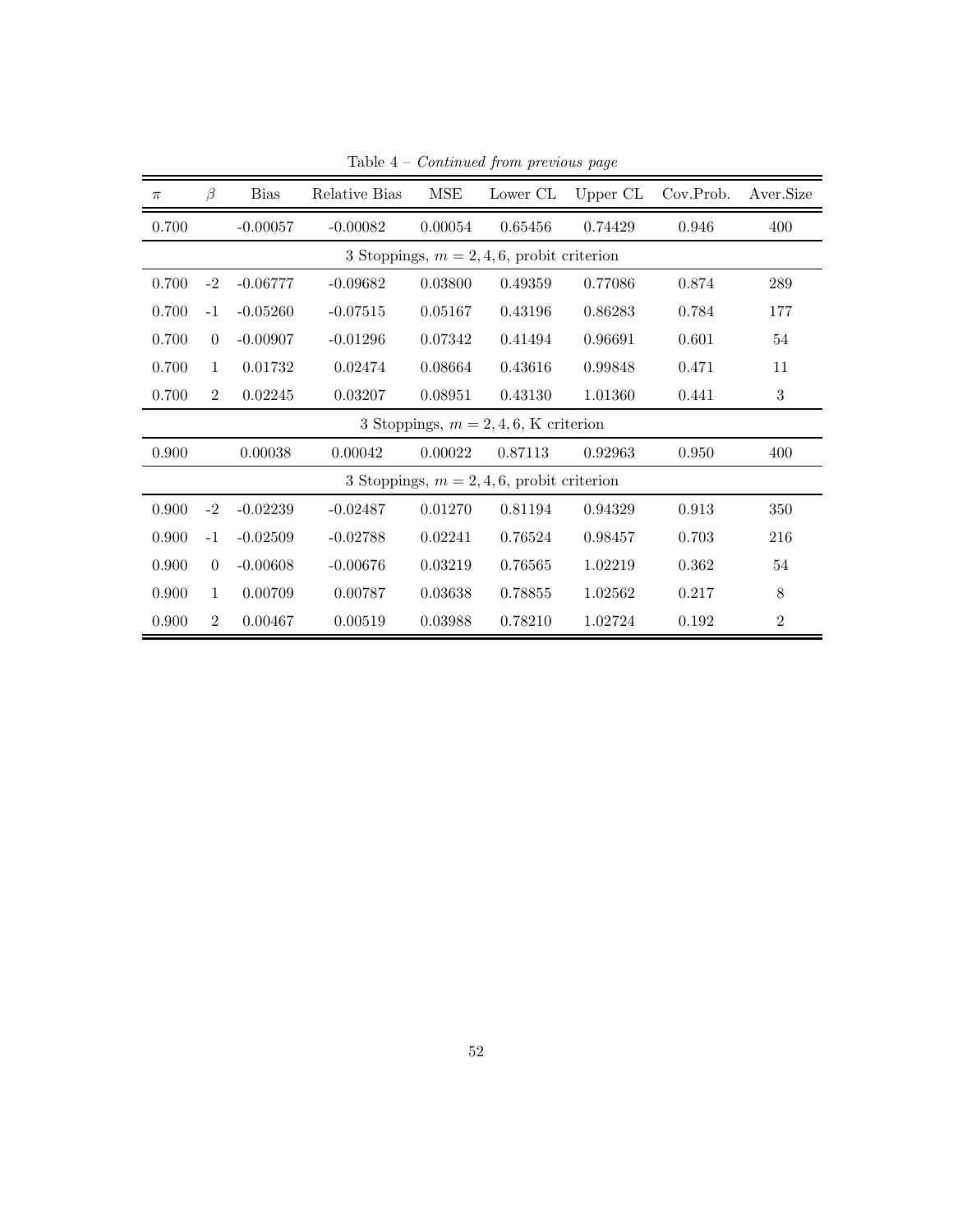Table 4 – *Continued from previous page*

| $\pi$ | $\beta$ | Bias | Relative Bias | MSE | Lower CL | Upper CL | Cov.Prob. | Aver.Size |
|---|---|---|---|---|---|---|---|---|
| 0.700 | | -0.00057 | -0.00082 | 0.00054 | 0.65456 | 0.74429 | 0.946 | 400 |
| 3 Stoppings, $m = 2, 4, 6$, probit criterion | | | | | | | | |
| 0.700 | -2 | -0.06777 | -0.09682 | 0.03800 | 0.49359 | 0.77086 | 0.874 | 289 |
| 0.700 | -1 | -0.05260 | -0.07515 | 0.05167 | 0.43196 | 0.86283 | 0.784 | 177 |
| 0.700 | 0 | -0.00907 | -0.01296 | 0.07342 | 0.41494 | 0.96691 | 0.601 | 54 |
| 0.700 | 1 | 0.01732 | 0.02474 | 0.08664 | 0.43616 | 0.99848 | 0.471 | 11 |
| 0.700 | 2 | 0.02245 | 0.03207 | 0.08951 | 0.43130 | 1.01360 | 0.441 | 3 |
| 3 Stoppings, $m = 2, 4, 6$, K criterion | | | | | | | | |
| 0.900 | | 0.00038 | 0.00042 | 0.00022 | 0.87113 | 0.92963 | 0.950 | 400 |
| 3 Stoppings, $m = 2, 4, 6$, probit criterion | | | | | | | | |
| 0.900 | -2 | -0.02239 | -0.02487 | 0.01270 | 0.81194 | 0.94329 | 0.913 | 350 |
| 0.900 | -1 | -0.02509 | -0.02788 | 0.02241 | 0.76524 | 0.98457 | 0.703 | 216 |
| 0.900 | 0 | -0.00608 | -0.00676 | 0.03219 | 0.76565 | 1.02219 | 0.362 | 54 |
| 0.900 | 1 | 0.00709 | 0.00787 | 0.03638 | 0.78855 | 1.02562 | 0.217 | 8 |
| 0.900 | 2 | 0.00467 | 0.00519 | 0.03988 | 0.78210 | 1.02724 | 0.192 | 2 |